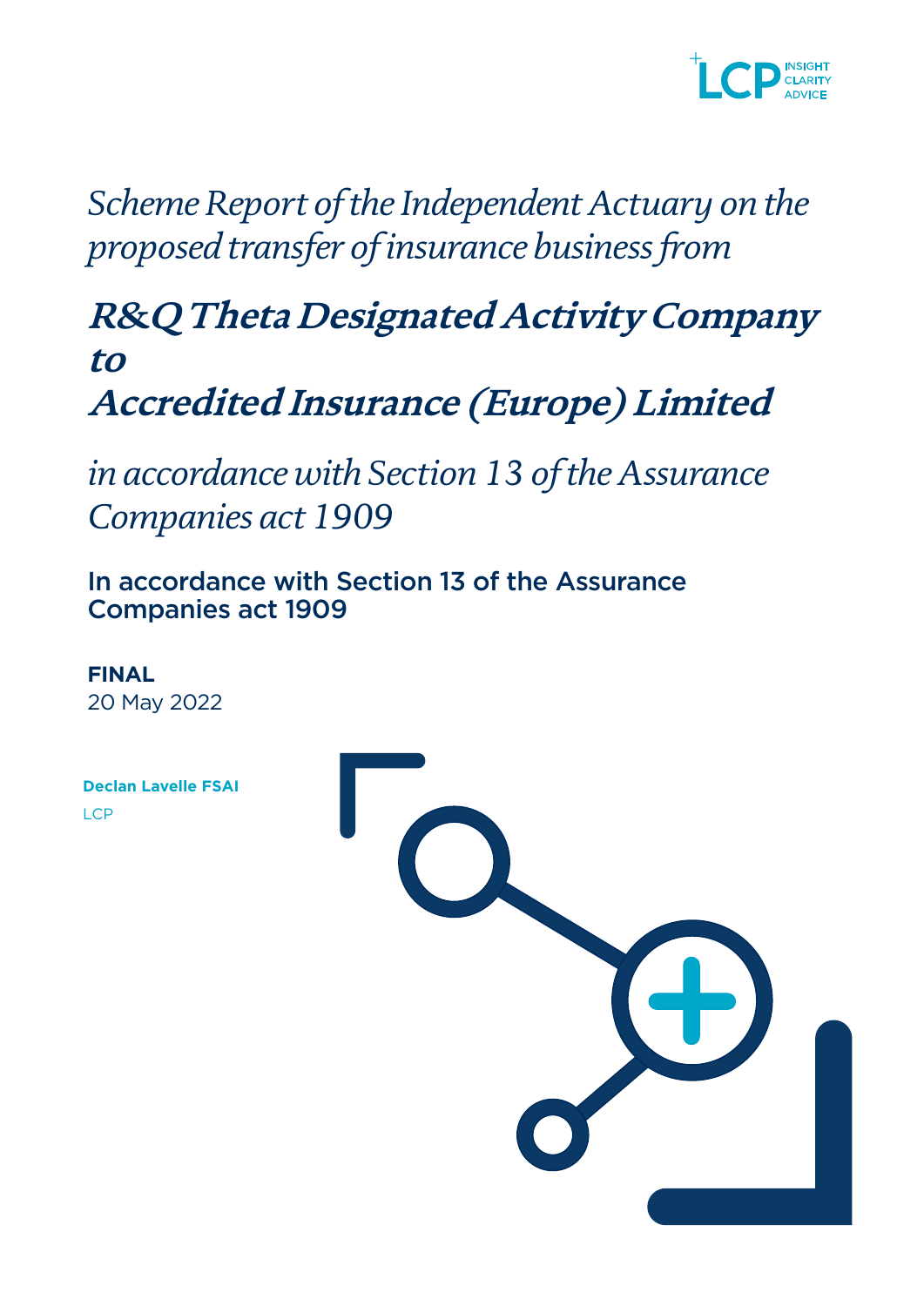*Scheme Report of the Independent Actuary on the proposed transfer of insurance business from*

# *R&Q Theta Designated Activity Company to Accredited Insurance (Europe) Limited*

*in accordance with Section 13 of the Assurance Companies act 1909*

**In accordance with Section 13 of the Assurance Companies act 1909**

**FINAL**
20 May 2022

**Declan Lavelle FSAI**
LCP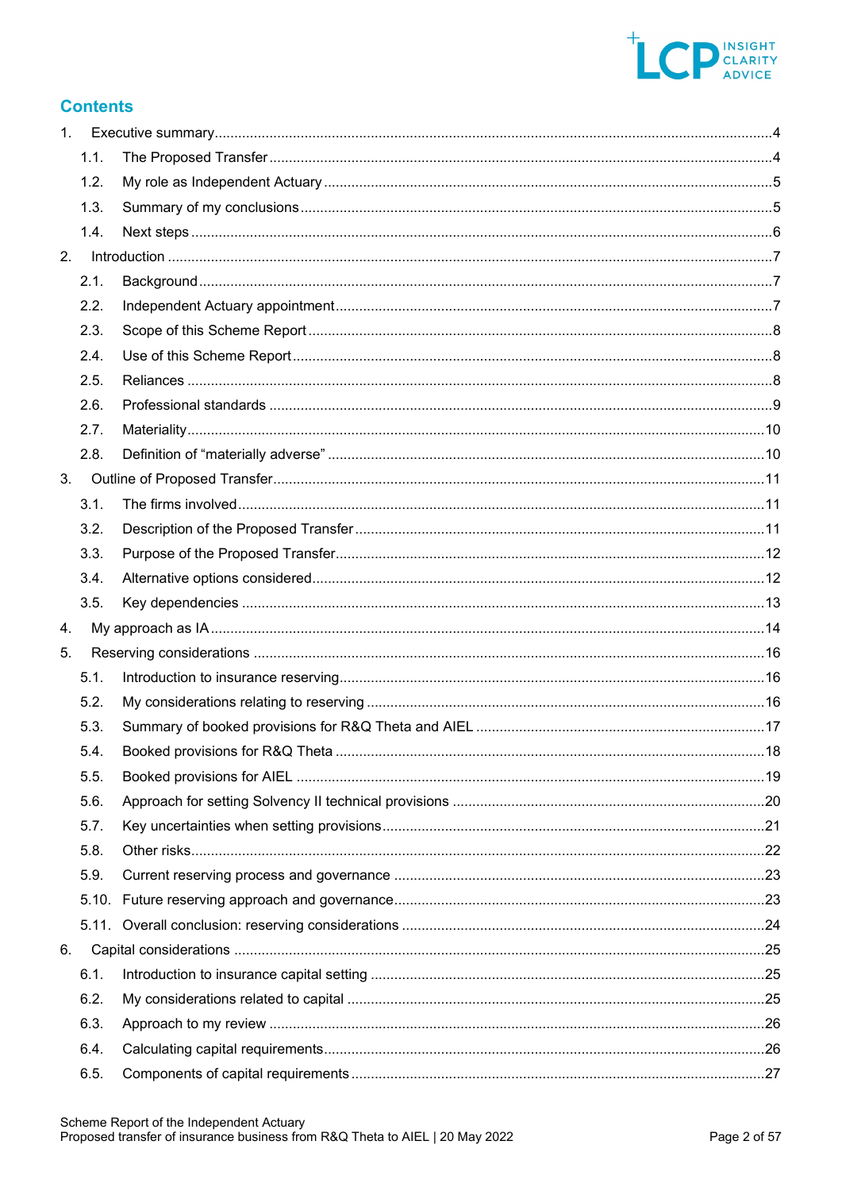## Contents

1. Executive summary ........................................................................................................ 4
    - 1.1. The Proposed Transfer ........................................................................................ 4
    - 1.2. My role as Independent Actuary ........................................................................... 5
    - 1.3. Summary of my conclusions ................................................................................ 5
    - 1.4. Next steps ........................................................................................................ 6
2. Introduction ................................................................................................................ 7
    - 2.1. Background ........................................................................................................ 7
    - 2.2. Independent Actuary appointment ........................................................................ 7
    - 2.3. Scope of this Scheme Report ............................................................................... 8
    - 2.4. Use of this Scheme Report .................................................................................. 8
    - 2.5. Reliances .......................................................................................................... 8
    - 2.6. Professional standards ....................................................................................... 9
    - 2.7. Materiality ......................................................................................................... 10
    - 2.8. Definition of "materially adverse" ........................................................................ 10
3. Outline of Proposed Transfer ........................................................................................ 11
    - 3.1. The firms involved .............................................................................................. 11
    - 3.2. Description of the Proposed Transfer .................................................................. 11
    - 3.3. Purpose of the Proposed Transfer ....................................................................... 12
    - 3.4. Alternative options considered ............................................................................ 12
    - 3.5. Key dependencies ............................................................................................. 13
4. My approach as IA ....................................................................................................... 14
5. Reserving considerations .............................................................................................. 16
    - 5.1. Introduction to insurance reserving ...................................................................... 16
    - 5.2. My considerations relating to reserving ................................................................ 16
    - 5.3. Summary of booked provisions for R&Q Theta and AIEL ......................................... 17
    - 5.4. Booked provisions for R&Q Theta ........................................................................ 18
    - 5.5. Booked provisions for AIEL ................................................................................. 19
    - 5.6. Approach for setting Solvency II technical provisions ............................................. 20
    - 5.7. Key uncertainties when setting provisions ............................................................ 21
    - 5.8. Other risks ......................................................................................................... 22
    - 5.9. Current reserving process and governance ........................................................... 23
    - 5.10. Future reserving approach and governance ........................................................ 23
    - 5.11. Overall conclusion: reserving considerations ...................................................... 24
6. Capital considerations .................................................................................................. 25
    - 6.1. Introduction to insurance capital setting ............................................................... 25
    - 6.2. My considerations related to capital .................................................................... 25
    - 6.3. Approach to my review ....................................................................................... 26
    - 6.4. Calculating capital requirements .......................................................................... 26
    - 6.5. Components of capital requirements .................................................................... 27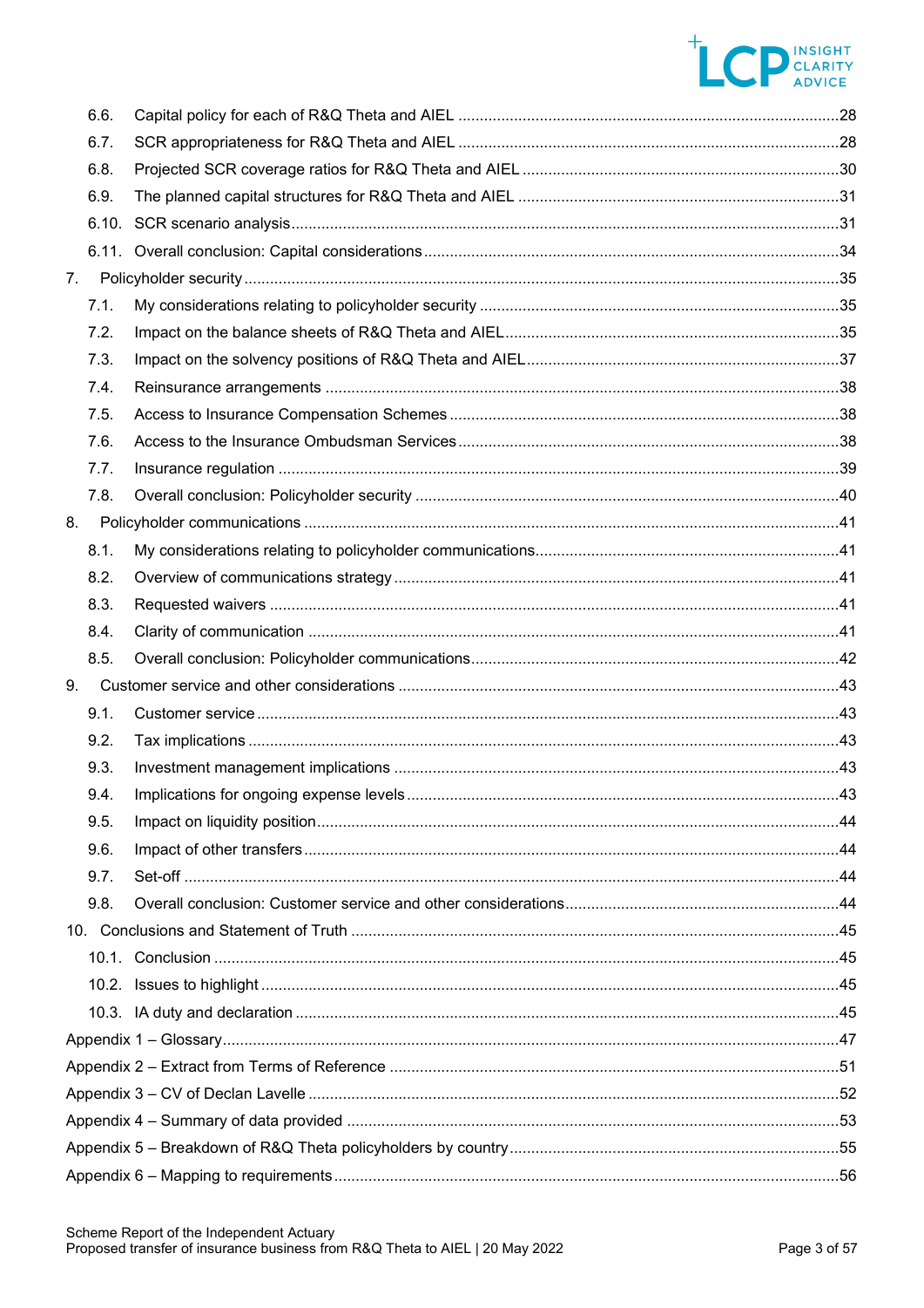6.6. Capital policy for each of R&Q Theta and AIEL ....................................................................................28
6.7. SCR appropriateness for R&Q Theta and AIEL ....................................................................................28
6.8. Projected SCR coverage ratios for R&Q Theta and AIEL ....................................................................30
6.9. The planned capital structures for R&Q Theta and AIEL .....................................................................31
6.10. SCR scenario analysis...........................................................................................................................31
6.11. Overall conclusion: Capital considerations ...........................................................................................34

7. Policyholder security ...............................................................................................................................35
7.1. My considerations relating to policyholder security ...............................................................................35
7.2. Impact on the balance sheets of R&Q Theta and AIEL .........................................................................35
7.3. Impact on the solvency positions of R&Q Theta and AIEL ...................................................................37
7.4. Reinsurance arrangements ....................................................................................................................38
7.5. Access to Insurance Compensation Schemes ......................................................................................38
7.6. Access to the Insurance Ombudsman Services ....................................................................................38
7.7. Insurance regulation ..............................................................................................................................39
7.8. Overall conclusion: Policyholder security ..............................................................................................40

8. Policyholder communications ..................................................................................................................41
8.1. My considerations relating to policyholder communications..................................................................41
8.2. Overview of communications strategy ...................................................................................................41
8.3. Requested waivers ................................................................................................................................41
8.4. Clarity of communication .......................................................................................................................41
8.5. Overall conclusion: Policyholder communications.................................................................................42

9. Customer service and other considerations ............................................................................................43
9.1. Customer service ...................................................................................................................................43
9.2. Tax implications .....................................................................................................................................43
9.3. Investment management implications ...................................................................................................43
9.4. Implications for ongoing expense levels ................................................................................................43
9.5. Impact on liquidity position.....................................................................................................................44
9.6. Impact of other transfers ........................................................................................................................44
9.7. Set-off ....................................................................................................................................................44
9.8. Overall conclusion: Customer service and other considerations ............................................................44

10. Conclusions and Statement of Truth .......................................................................................................45
10.1. Conclusion ...........................................................................................................................................45
10.2. Issues to highlight .................................................................................................................................45
10.3. IA duty and declaration .........................................................................................................................45

Appendix 1 – Glossary..................................................................................................................................47
Appendix 2 – Extract from Terms of Reference ...........................................................................................51
Appendix 3 – CV of Declan Lavelle ..............................................................................................................52
Appendix 4 – Summary of data provided .....................................................................................................53
Appendix 5 – Breakdown of R&Q Theta policyholders by country................................................................55
Appendix 6 – Mapping to requirements........................................................................................................56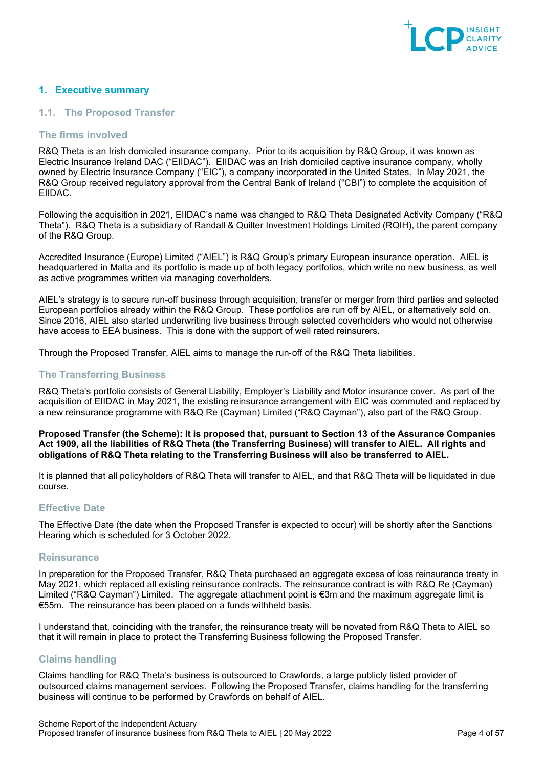# 1. Executive summary

## 1.1. The Proposed Transfer

### The firms involved

R&Q Theta is an Irish domiciled insurance company. Prior to its acquisition by R&Q Group, it was known as Electric Insurance Ireland DAC ("EIIDAC"). EIIDAC was an Irish domiciled captive insurance company, wholly owned by Electric Insurance Company ("EIC"), a company incorporated in the United States. In May 2021, the R&Q Group received regulatory approval from the Central Bank of Ireland ("CBI") to complete the acquisition of EIIDAC.

Following the acquisition in 2021, EIIDAC's name was changed to R&Q Theta Designated Activity Company ("R&Q Theta"). R&Q Theta is a subsidiary of Randall & Quilter Investment Holdings Limited (RQIH), the parent company of the R&Q Group.

Accredited Insurance (Europe) Limited ("AIEL") is R&Q Group's primary European insurance operation. AIEL is headquartered in Malta and its portfolio is made up of both legacy portfolios, which write no new business, as well as active programmes written via managing coverholders.

AIEL's strategy is to secure run-off business through acquisition, transfer or merger from third parties and selected European portfolios already within the R&Q Group. These portfolios are run off by AIEL, or alternatively sold on. Since 2016, AIEL also started underwriting live business through selected coverholders who would not otherwise have access to EEA business. This is done with the support of well rated reinsurers.

Through the Proposed Transfer, AIEL aims to manage the run-off of the R&Q Theta liabilities.

### The Transferring Business

R&Q Theta's portfolio consists of General Liability, Employer's Liability and Motor insurance cover. As part of the acquisition of EIIDAC in May 2021, the existing reinsurance arrangement with EIC was commuted and replaced by a new reinsurance programme with R&Q Re (Cayman) Limited ("R&Q Cayman"), also part of the R&Q Group.

**Proposed Transfer (the Scheme): It is proposed that, pursuant to Section 13 of the Assurance Companies Act 1909, all the liabilities of R&Q Theta (the Transferring Business) will transfer to AIEL. All rights and obligations of R&Q Theta relating to the Transferring Business will also be transferred to AIEL.**

It is planned that all policyholders of R&Q Theta will transfer to AIEL, and that R&Q Theta will be liquidated in due course.

### Effective Date

The Effective Date (the date when the Proposed Transfer is expected to occur) will be shortly after the Sanctions Hearing which is scheduled for 3 October 2022.

### Reinsurance

In preparation for the Proposed Transfer, R&Q Theta purchased an aggregate excess of loss reinsurance treaty in May 2021, which replaced all existing reinsurance contracts. The reinsurance contract is with R&Q Re (Cayman) Limited ("R&Q Cayman") Limited. The aggregate attachment point is €3m and the maximum aggregate limit is €55m. The reinsurance has been placed on a funds withheld basis.

I understand that, coinciding with the transfer, the reinsurance treaty will be novated from R&Q Theta to AIEL so that it will remain in place to protect the Transferring Business following the Proposed Transfer.

### Claims handling

Claims handling for R&Q Theta's business is outsourced to Crawfords, a large publicly listed provider of outsourced claims management services. Following the Proposed Transfer, claims handling for the transferring business will continue to be performed by Crawfords on behalf of AIEL.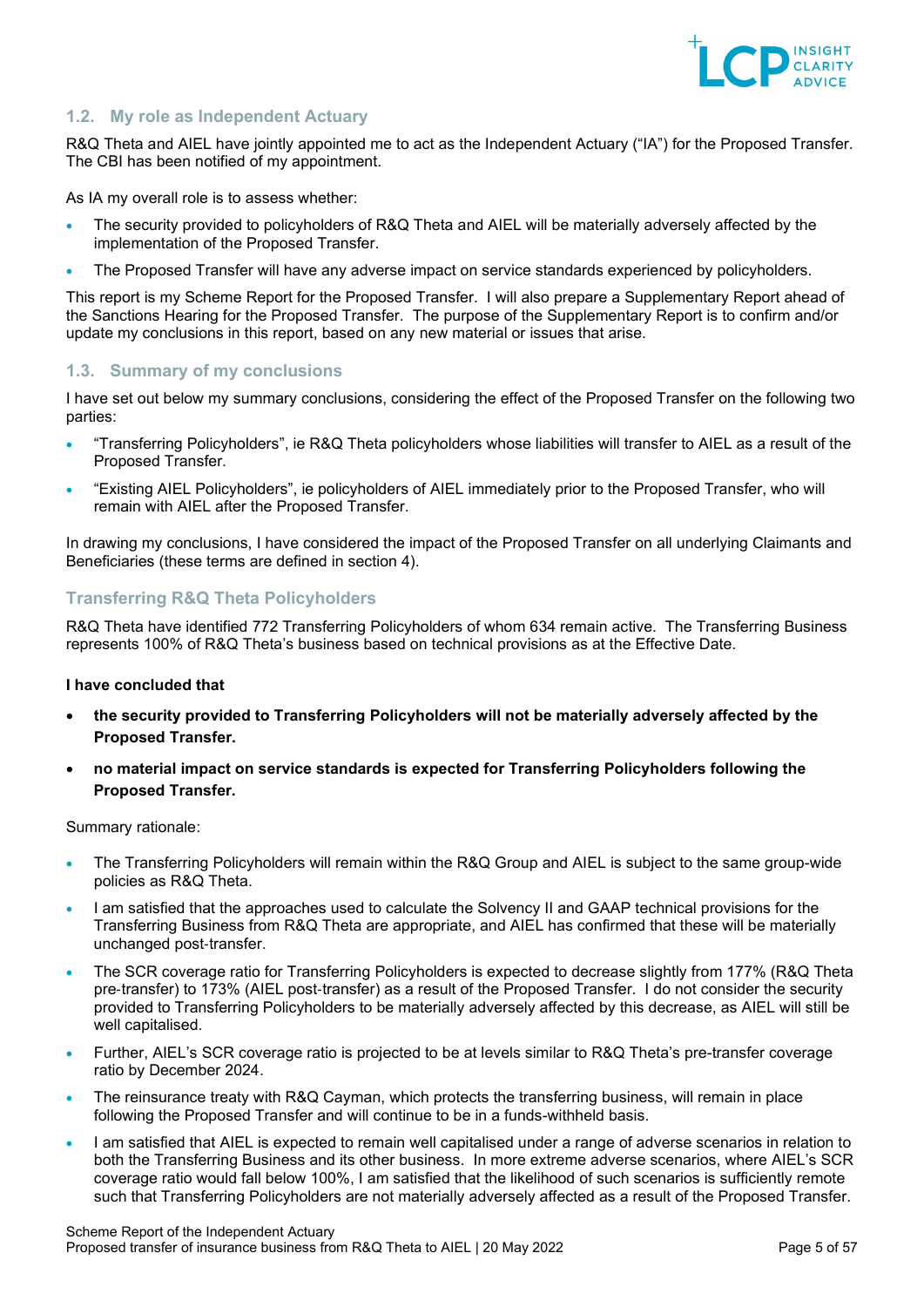## 1.2. My role as Independent Actuary

R&Q Theta and AIEL have jointly appointed me to act as the Independent Actuary ("IA") for the Proposed Transfer. The CBI has been notified of my appointment.

As IA my overall role is to assess whether:

- The security provided to policyholders of R&Q Theta and AIEL will be materially adversely affected by the implementation of the Proposed Transfer.
- The Proposed Transfer will have any adverse impact on service standards experienced by policyholders.

This report is my Scheme Report for the Proposed Transfer. I will also prepare a Supplementary Report ahead of the Sanctions Hearing for the Proposed Transfer. The purpose of the Supplementary Report is to confirm and/or update my conclusions in this report, based on any new material or issues that arise.

## 1.3. Summary of my conclusions

I have set out below my summary conclusions, considering the effect of the Proposed Transfer on the following two parties:

- "Transferring Policyholders", ie R&Q Theta policyholders whose liabilities will transfer to AIEL as a result of the Proposed Transfer.
- "Existing AIEL Policyholders", ie policyholders of AIEL immediately prior to the Proposed Transfer, who will remain with AIEL after the Proposed Transfer.

In drawing my conclusions, I have considered the impact of the Proposed Transfer on all underlying Claimants and Beneficiaries (these terms are defined in section 4).

### Transferring R&Q Theta Policyholders

R&Q Theta have identified 772 Transferring Policyholders of whom 634 remain active. The Transferring Business represents 100% of R&Q Theta's business based on technical provisions as at the Effective Date.

**I have concluded that**

- **the security provided to Transferring Policyholders will not be materially adversely affected by the Proposed Transfer.**
- **no material impact on service standards is expected for Transferring Policyholders following the Proposed Transfer.**

Summary rationale:

- The Transferring Policyholders will remain within the R&Q Group and AIEL is subject to the same group-wide policies as R&Q Theta.
- I am satisfied that the approaches used to calculate the Solvency II and GAAP technical provisions for the Transferring Business from R&Q Theta are appropriate, and AIEL has confirmed that these will be materially unchanged post-transfer.
- The SCR coverage ratio for Transferring Policyholders is expected to decrease slightly from 177% (R&Q Theta pre-transfer) to 173% (AIEL post-transfer) as a result of the Proposed Transfer. I do not consider the security provided to Transferring Policyholders to be materially adversely affected by this decrease, as AIEL will still be well capitalised.
- Further, AIEL's SCR coverage ratio is projected to be at levels similar to R&Q Theta's pre-transfer coverage ratio by December 2024.
- The reinsurance treaty with R&Q Cayman, which protects the transferring business, will remain in place following the Proposed Transfer and will continue to be in a funds-withheld basis.
- I am satisfied that AIEL is expected to remain well capitalised under a range of adverse scenarios in relation to both the Transferring Business and its other business. In more extreme adverse scenarios, where AIEL's SCR coverage ratio would fall below 100%, I am satisfied that the likelihood of such scenarios is sufficiently remote such that Transferring Policyholders are not materially adversely affected as a result of the Proposed Transfer.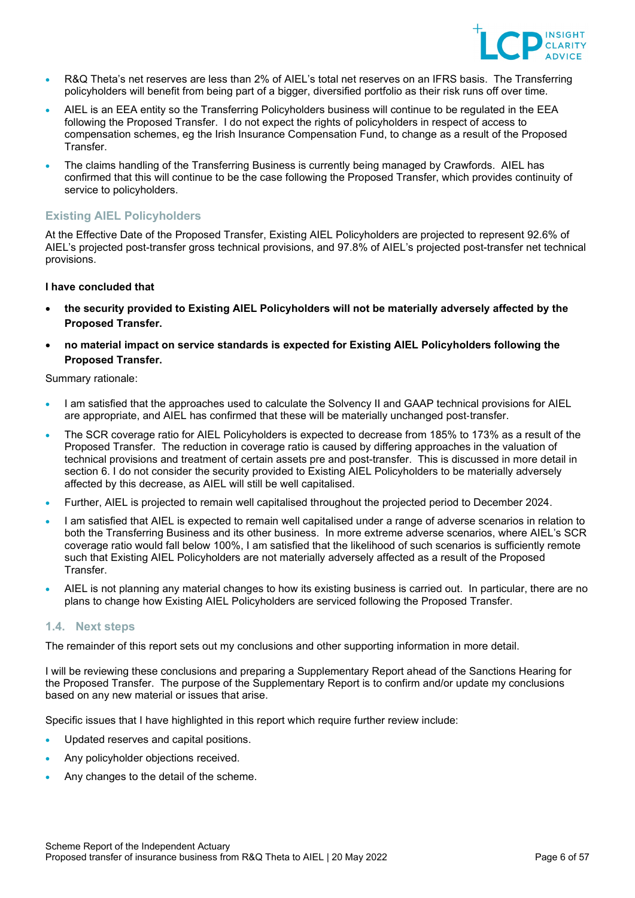- R&Q Theta's net reserves are less than 2% of AIEL's total net reserves on an IFRS basis. The Transferring policyholders will benefit from being part of a bigger, diversified portfolio as their risk runs off over time.
- AIEL is an EEA entity so the Transferring Policyholders business will continue to be regulated in the EEA following the Proposed Transfer. I do not expect the rights of policyholders in respect of access to compensation schemes, eg the Irish Insurance Compensation Fund, to change as a result of the Proposed Transfer.
- The claims handling of the Transferring Business is currently being managed by Crawfords. AIEL has confirmed that this will continue to be the case following the Proposed Transfer, which provides continuity of service to policyholders.

### Existing AIEL Policyholders

At the Effective Date of the Proposed Transfer, Existing AIEL Policyholders are projected to represent 92.6% of AIEL's projected post-transfer gross technical provisions, and 97.8% of AIEL's projected post-transfer net technical provisions.

**I have concluded that**

- **the security provided to Existing AIEL Policyholders will not be materially adversely affected by the Proposed Transfer.**
- **no material impact on service standards is expected for Existing AIEL Policyholders following the Proposed Transfer.**

Summary rationale:

- I am satisfied that the approaches used to calculate the Solvency II and GAAP technical provisions for AIEL are appropriate, and AIEL has confirmed that these will be materially unchanged post-transfer.
- The SCR coverage ratio for AIEL Policyholders is expected to decrease from 185% to 173% as a result of the Proposed Transfer. The reduction in coverage ratio is caused by differing approaches in the valuation of technical provisions and treatment of certain assets pre and post-transfer. This is discussed in more detail in section 6. I do not consider the security provided to Existing AIEL Policyholders to be materially adversely affected by this decrease, as AIEL will still be well capitalised.
- Further, AIEL is projected to remain well capitalised throughout the projected period to December 2024.
- I am satisfied that AIEL is expected to remain well capitalised under a range of adverse scenarios in relation to both the Transferring Business and its other business. In more extreme adverse scenarios, where AIEL's SCR coverage ratio would fall below 100%, I am satisfied that the likelihood of such scenarios is sufficiently remote such that Existing AIEL Policyholders are not materially adversely affected as a result of the Proposed Transfer.
- AIEL is not planning any material changes to how its existing business is carried out. In particular, there are no plans to change how Existing AIEL Policyholders are serviced following the Proposed Transfer.

## 1.4. Next steps

The remainder of this report sets out my conclusions and other supporting information in more detail.

I will be reviewing these conclusions and preparing a Supplementary Report ahead of the Sanctions Hearing for the Proposed Transfer. The purpose of the Supplementary Report is to confirm and/or update my conclusions based on any new material or issues that arise.

Specific issues that I have highlighted in this report which require further review include:

- Updated reserves and capital positions.
- Any policyholder objections received.
- Any changes to the detail of the scheme.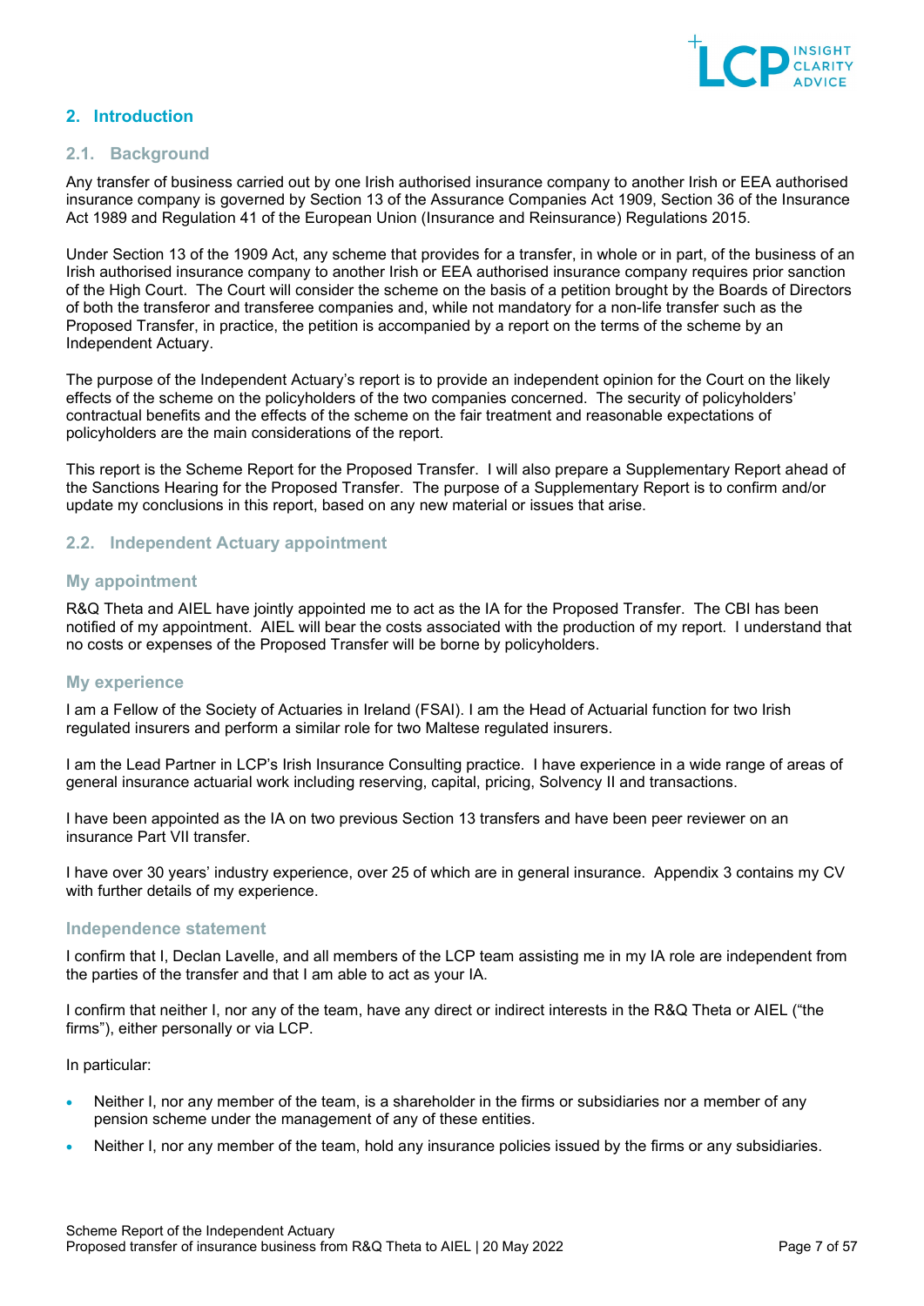## 2. Introduction

### 2.1. Background

Any transfer of business carried out by one Irish authorised insurance company to another Irish or EEA authorised insurance company is governed by Section 13 of the Assurance Companies Act 1909, Section 36 of the Insurance Act 1989 and Regulation 41 of the European Union (Insurance and Reinsurance) Regulations 2015.

Under Section 13 of the 1909 Act, any scheme that provides for a transfer, in whole or in part, of the business of an Irish authorised insurance company to another Irish or EEA authorised insurance company requires prior sanction of the High Court. The Court will consider the scheme on the basis of a petition brought by the Boards of Directors of both the transferor and transferee companies and, while not mandatory for a non-life transfer such as the Proposed Transfer, in practice, the petition is accompanied by a report on the terms of the scheme by an Independent Actuary.

The purpose of the Independent Actuary's report is to provide an independent opinion for the Court on the likely effects of the scheme on the policyholders of the two companies concerned. The security of policyholders' contractual benefits and the effects of the scheme on the fair treatment and reasonable expectations of policyholders are the main considerations of the report.

This report is the Scheme Report for the Proposed Transfer. I will also prepare a Supplementary Report ahead of the Sanctions Hearing for the Proposed Transfer. The purpose of a Supplementary Report is to confirm and/or update my conclusions in this report, based on any new material or issues that arise.

### 2.2. Independent Actuary appointment

#### My appointment

R&Q Theta and AIEL have jointly appointed me to act as the IA for the Proposed Transfer. The CBI has been notified of my appointment. AIEL will bear the costs associated with the production of my report. I understand that no costs or expenses of the Proposed Transfer will be borne by policyholders.

#### My experience

I am a Fellow of the Society of Actuaries in Ireland (FSAI). I am the Head of Actuarial function for two Irish regulated insurers and perform a similar role for two Maltese regulated insurers.

I am the Lead Partner in LCP's Irish Insurance Consulting practice. I have experience in a wide range of areas of general insurance actuarial work including reserving, capital, pricing, Solvency II and transactions.

I have been appointed as the IA on two previous Section 13 transfers and have been peer reviewer on an insurance Part VII transfer.

I have over 30 years' industry experience, over 25 of which are in general insurance. Appendix 3 contains my CV with further details of my experience.

#### Independence statement

I confirm that I, Declan Lavelle, and all members of the LCP team assisting me in my IA role are independent from the parties of the transfer and that I am able to act as your IA.

I confirm that neither I, nor any of the team, have any direct or indirect interests in the R&Q Theta or AIEL ("the firms"), either personally or via LCP.

In particular:

- Neither I, nor any member of the team, is a shareholder in the firms or subsidiaries nor a member of any pension scheme under the management of any of these entities.
- Neither I, nor any member of the team, hold any insurance policies issued by the firms or any subsidiaries.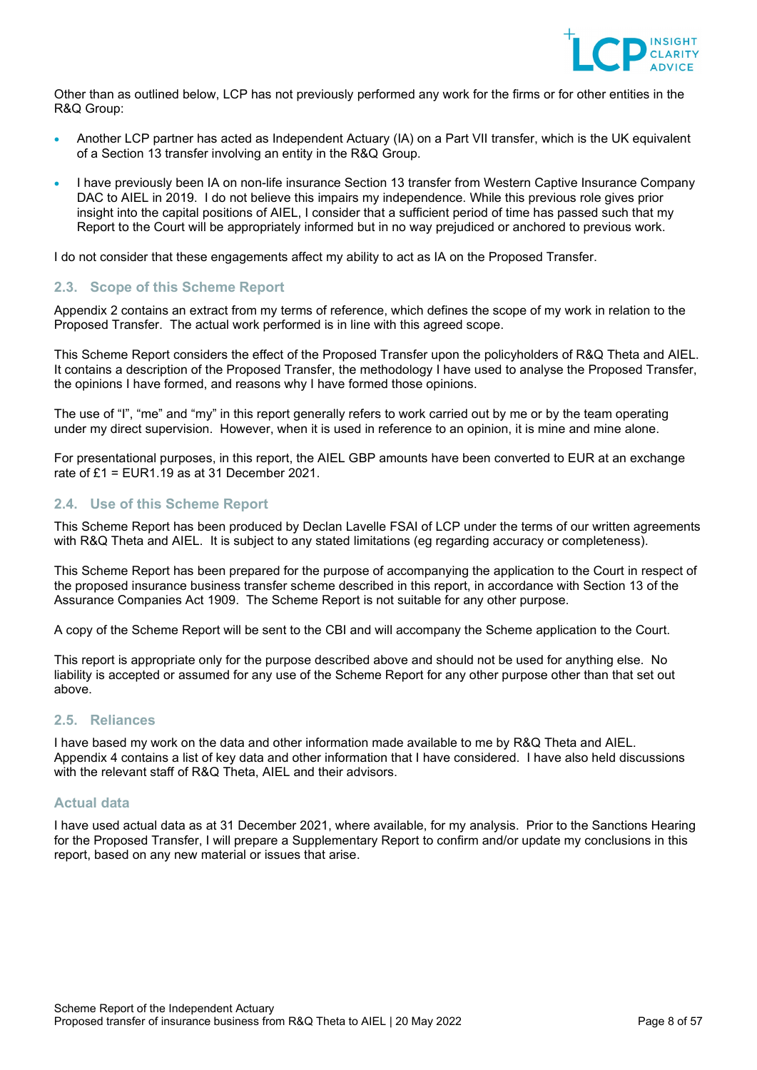Other than as outlined below, LCP has not previously performed any work for the firms or for other entities in the R&Q Group:

- Another LCP partner has acted as Independent Actuary (IA) on a Part VII transfer, which is the UK equivalent of a Section 13 transfer involving an entity in the R&Q Group.
- I have previously been IA on non-life insurance Section 13 transfer from Western Captive Insurance Company DAC to AIEL in 2019. I do not believe this impairs my independence. While this previous role gives prior insight into the capital positions of AIEL, I consider that a sufficient period of time has passed such that my Report to the Court will be appropriately informed but in no way prejudiced or anchored to previous work.

I do not consider that these engagements affect my ability to act as IA on the Proposed Transfer.

## 2.3. Scope of this Scheme Report

Appendix 2 contains an extract from my terms of reference, which defines the scope of my work in relation to the Proposed Transfer. The actual work performed is in line with this agreed scope.

This Scheme Report considers the effect of the Proposed Transfer upon the policyholders of R&Q Theta and AIEL. It contains a description of the Proposed Transfer, the methodology I have used to analyse the Proposed Transfer, the opinions I have formed, and reasons why I have formed those opinions.

The use of "I", "me" and "my" in this report generally refers to work carried out by me or by the team operating under my direct supervision. However, when it is used in reference to an opinion, it is mine and mine alone.

For presentational purposes, in this report, the AIEL GBP amounts have been converted to EUR at an exchange rate of £1 = EUR1.19 as at 31 December 2021.

## 2.4. Use of this Scheme Report

This Scheme Report has been produced by Declan Lavelle FSAI of LCP under the terms of our written agreements with R&Q Theta and AIEL. It is subject to any stated limitations (eg regarding accuracy or completeness).

This Scheme Report has been prepared for the purpose of accompanying the application to the Court in respect of the proposed insurance business transfer scheme described in this report, in accordance with Section 13 of the Assurance Companies Act 1909. The Scheme Report is not suitable for any other purpose.

A copy of the Scheme Report will be sent to the CBI and will accompany the Scheme application to the Court.

This report is appropriate only for the purpose described above and should not be used for anything else. No liability is accepted or assumed for any use of the Scheme Report for any other purpose other than that set out above.

## 2.5. Reliances

I have based my work on the data and other information made available to me by R&Q Theta and AIEL. Appendix 4 contains a list of key data and other information that I have considered. I have also held discussions with the relevant staff of R&Q Theta, AIEL and their advisors.

### Actual data

I have used actual data as at 31 December 2021, where available, for my analysis. Prior to the Sanctions Hearing for the Proposed Transfer, I will prepare a Supplementary Report to confirm and/or update my conclusions in this report, based on any new material or issues that arise.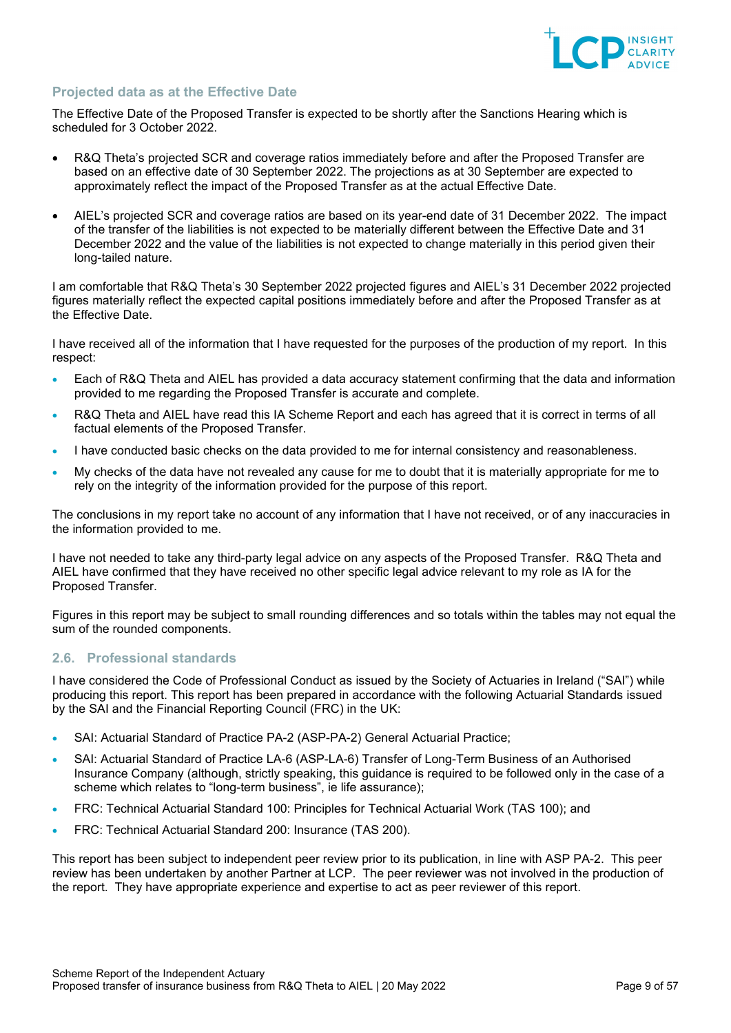### Projected data as at the Effective Date

The Effective Date of the Proposed Transfer is expected to be shortly after the Sanctions Hearing which is scheduled for 3 October 2022.

- R&Q Theta's projected SCR and coverage ratios immediately before and after the Proposed Transfer are based on an effective date of 30 September 2022. The projections as at 30 September are expected to approximately reflect the impact of the Proposed Transfer as at the actual Effective Date.
- AIEL's projected SCR and coverage ratios are based on its year-end date of 31 December 2022. The impact of the transfer of the liabilities is not expected to be materially different between the Effective Date and 31 December 2022 and the value of the liabilities is not expected to change materially in this period given their long-tailed nature.

I am comfortable that R&Q Theta's 30 September 2022 projected figures and AIEL's 31 December 2022 projected figures materially reflect the expected capital positions immediately before and after the Proposed Transfer as at the Effective Date.

I have received all of the information that I have requested for the purposes of the production of my report. In this respect:

- Each of R&Q Theta and AIEL has provided a data accuracy statement confirming that the data and information provided to me regarding the Proposed Transfer is accurate and complete.
- R&Q Theta and AIEL have read this IA Scheme Report and each has agreed that it is correct in terms of all factual elements of the Proposed Transfer.
- I have conducted basic checks on the data provided to me for internal consistency and reasonableness.
- My checks of the data have not revealed any cause for me to doubt that it is materially appropriate for me to rely on the integrity of the information provided for the purpose of this report.

The conclusions in my report take no account of any information that I have not received, or of any inaccuracies in the information provided to me.

I have not needed to take any third-party legal advice on any aspects of the Proposed Transfer. R&Q Theta and AIEL have confirmed that they have received no other specific legal advice relevant to my role as IA for the Proposed Transfer.

Figures in this report may be subject to small rounding differences and so totals within the tables may not equal the sum of the rounded components.

## 2.6. Professional standards

I have considered the Code of Professional Conduct as issued by the Society of Actuaries in Ireland ("SAI") while producing this report. This report has been prepared in accordance with the following Actuarial Standards issued by the SAI and the Financial Reporting Council (FRC) in the UK:

- SAI: Actuarial Standard of Practice PA-2 (ASP-PA-2) General Actuarial Practice;
- SAI: Actuarial Standard of Practice LA-6 (ASP-LA-6) Transfer of Long-Term Business of an Authorised Insurance Company (although, strictly speaking, this guidance is required to be followed only in the case of a scheme which relates to "long-term business", ie life assurance);
- FRC: Technical Actuarial Standard 100: Principles for Technical Actuarial Work (TAS 100); and
- FRC: Technical Actuarial Standard 200: Insurance (TAS 200).

This report has been subject to independent peer review prior to its publication, in line with ASP PA-2. This peer review has been undertaken by another Partner at LCP. The peer reviewer was not involved in the production of the report. They have appropriate experience and expertise to act as peer reviewer of this report.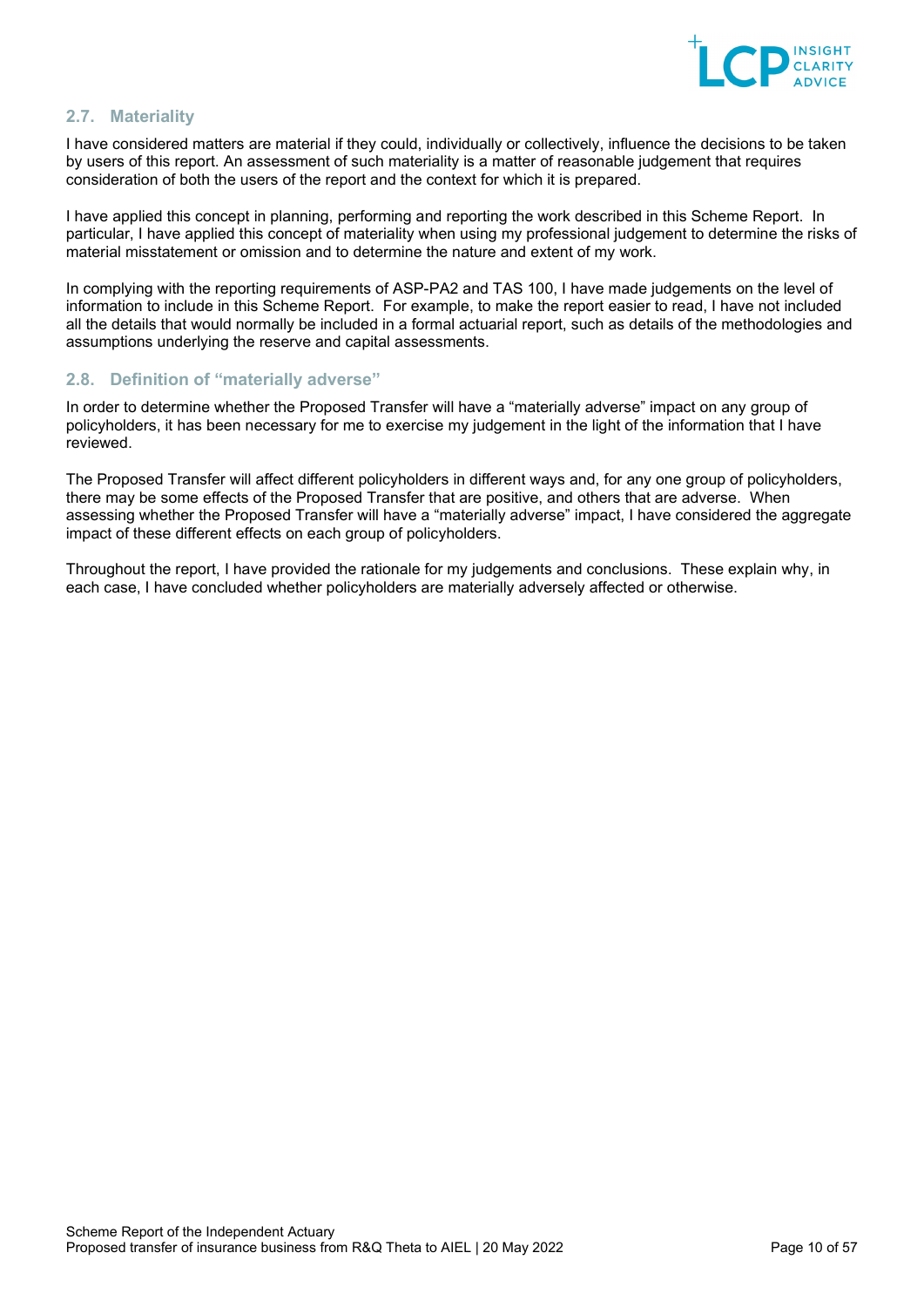## 2.7. Materiality

I have considered matters are material if they could, individually or collectively, influence the decisions to be taken by users of this report. An assessment of such materiality is a matter of reasonable judgement that requires consideration of both the users of the report and the context for which it is prepared.

I have applied this concept in planning, performing and reporting the work described in this Scheme Report. In particular, I have applied this concept of materiality when using my professional judgement to determine the risks of material misstatement or omission and to determine the nature and extent of my work.

In complying with the reporting requirements of ASP-PA2 and TAS 100, I have made judgements on the level of information to include in this Scheme Report. For example, to make the report easier to read, I have not included all the details that would normally be included in a formal actuarial report, such as details of the methodologies and assumptions underlying the reserve and capital assessments.

## 2.8. Definition of "materially adverse"

In order to determine whether the Proposed Transfer will have a "materially adverse" impact on any group of policyholders, it has been necessary for me to exercise my judgement in the light of the information that I have reviewed.

The Proposed Transfer will affect different policyholders in different ways and, for any one group of policyholders, there may be some effects of the Proposed Transfer that are positive, and others that are adverse. When assessing whether the Proposed Transfer will have a "materially adverse" impact, I have considered the aggregate impact of these different effects on each group of policyholders.

Throughout the report, I have provided the rationale for my judgements and conclusions. These explain why, in each case, I have concluded whether policyholders are materially adversely affected or otherwise.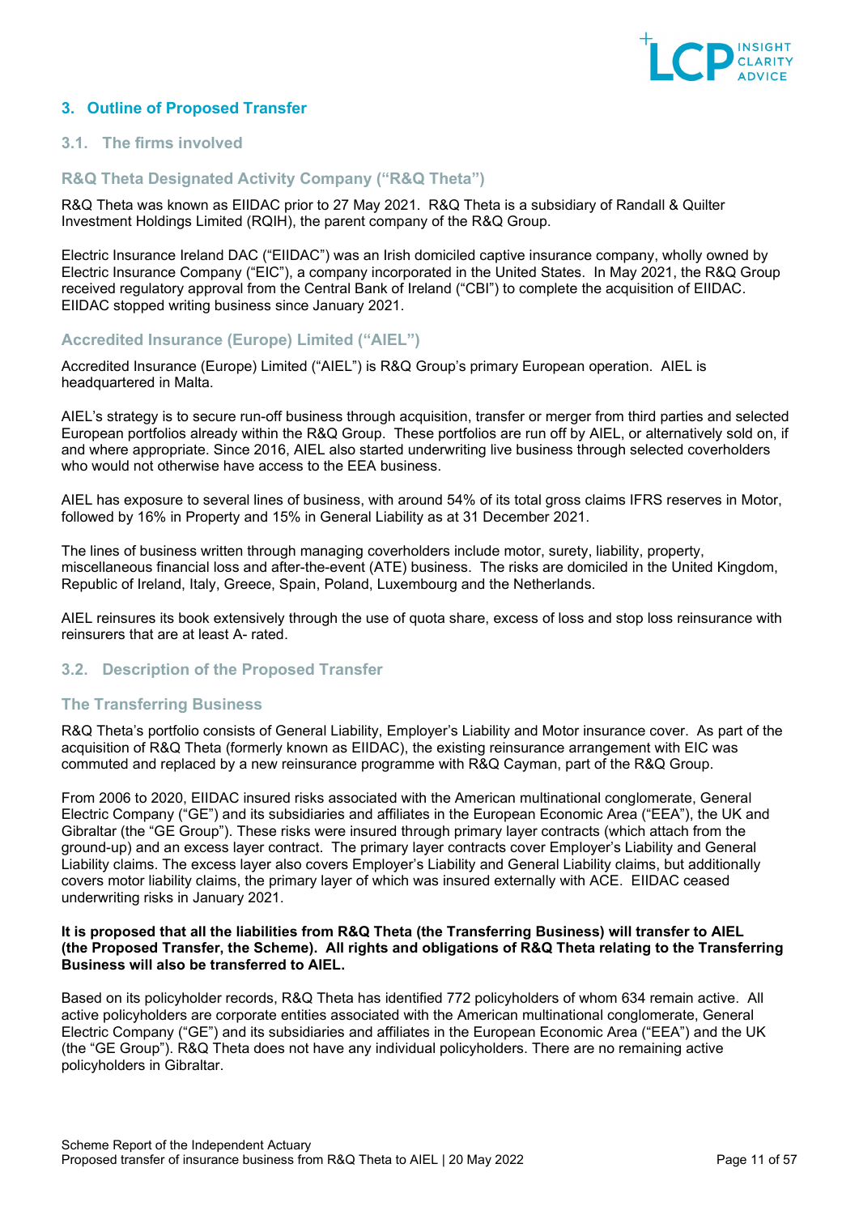## 3. Outline of Proposed Transfer

### 3.1. The firms involved

#### R&Q Theta Designated Activity Company ("R&Q Theta")

R&Q Theta was known as EIIDAC prior to 27 May 2021. R&Q Theta is a subsidiary of Randall & Quilter Investment Holdings Limited (RQIH), the parent company of the R&Q Group.

Electric Insurance Ireland DAC ("EIIDAC") was an Irish domiciled captive insurance company, wholly owned by Electric Insurance Company ("EIC"), a company incorporated in the United States. In May 2021, the R&Q Group received regulatory approval from the Central Bank of Ireland ("CBI") to complete the acquisition of EIIDAC. EIIDAC stopped writing business since January 2021.

#### Accredited Insurance (Europe) Limited ("AIEL")

Accredited Insurance (Europe) Limited ("AIEL") is R&Q Group's primary European operation. AIEL is headquartered in Malta.

AIEL's strategy is to secure run-off business through acquisition, transfer or merger from third parties and selected European portfolios already within the R&Q Group. These portfolios are run off by AIEL, or alternatively sold on, if and where appropriate. Since 2016, AIEL also started underwriting live business through selected coverholders who would not otherwise have access to the EEA business.

AIEL has exposure to several lines of business, with around 54% of its total gross claims IFRS reserves in Motor, followed by 16% in Property and 15% in General Liability as at 31 December 2021.

The lines of business written through managing coverholders include motor, surety, liability, property, miscellaneous financial loss and after-the-event (ATE) business. The risks are domiciled in the United Kingdom, Republic of Ireland, Italy, Greece, Spain, Poland, Luxembourg and the Netherlands.

AIEL reinsures its book extensively through the use of quota share, excess of loss and stop loss reinsurance with reinsurers that are at least A- rated.

### 3.2. Description of the Proposed Transfer

#### The Transferring Business

R&Q Theta's portfolio consists of General Liability, Employer's Liability and Motor insurance cover. As part of the acquisition of R&Q Theta (formerly known as EIIDAC), the existing reinsurance arrangement with EIC was commuted and replaced by a new reinsurance programme with R&Q Cayman, part of the R&Q Group.

From 2006 to 2020, EIIDAC insured risks associated with the American multinational conglomerate, General Electric Company ("GE") and its subsidiaries and affiliates in the European Economic Area ("EEA"), the UK and Gibraltar (the "GE Group"). These risks were insured through primary layer contracts (which attach from the ground-up) and an excess layer contract. The primary layer contracts cover Employer's Liability and General Liability claims. The excess layer also covers Employer's Liability and General Liability claims, but additionally covers motor liability claims, the primary layer of which was insured externally with ACE. EIIDAC ceased underwriting risks in January 2021.

**It is proposed that all the liabilities from R&Q Theta (the Transferring Business) will transfer to AIEL (the Proposed Transfer, the Scheme). All rights and obligations of R&Q Theta relating to the Transferring Business will also be transferred to AIEL.**

Based on its policyholder records, R&Q Theta has identified 772 policyholders of whom 634 remain active. All active policyholders are corporate entities associated with the American multinational conglomerate, General Electric Company ("GE") and its subsidiaries and affiliates in the European Economic Area ("EEA") and the UK (the "GE Group"). R&Q Theta does not have any individual policyholders. There are no remaining active policyholders in Gibraltar.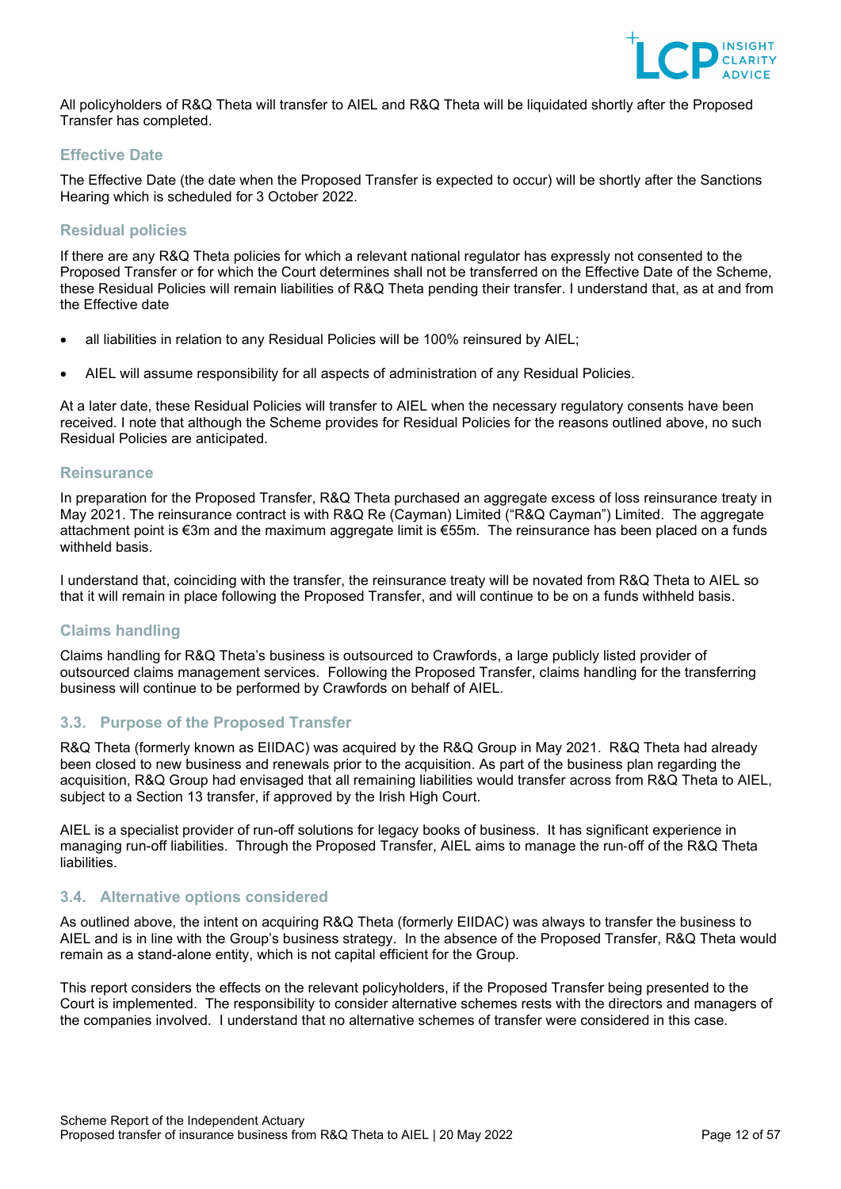All policyholders of R&Q Theta will transfer to AIEL and R&Q Theta will be liquidated shortly after the Proposed Transfer has completed.

### Effective Date

The Effective Date (the date when the Proposed Transfer is expected to occur) will be shortly after the Sanctions Hearing which is scheduled for 3 October 2022.

### Residual policies

If there are any R&Q Theta policies for which a relevant national regulator has expressly not consented to the Proposed Transfer or for which the Court determines shall not be transferred on the Effective Date of the Scheme, these Residual Policies will remain liabilities of R&Q Theta pending their transfer. I understand that, as at and from the Effective date

- all liabilities in relation to any Residual Policies will be 100% reinsured by AIEL;
- AIEL will assume responsibility for all aspects of administration of any Residual Policies.

At a later date, these Residual Policies will transfer to AIEL when the necessary regulatory consents have been received. I note that although the Scheme provides for Residual Policies for the reasons outlined above, no such Residual Policies are anticipated.

### Reinsurance

In preparation for the Proposed Transfer, R&Q Theta purchased an aggregate excess of loss reinsurance treaty in May 2021. The reinsurance contract is with R&Q Re (Cayman) Limited ("R&Q Cayman") Limited. The aggregate attachment point is €3m and the maximum aggregate limit is €55m. The reinsurance has been placed on a funds withheld basis.

I understand that, coinciding with the transfer, the reinsurance treaty will be novated from R&Q Theta to AIEL so that it will remain in place following the Proposed Transfer, and will continue to be on a funds withheld basis.

### Claims handling

Claims handling for R&Q Theta's business is outsourced to Crawfords, a large publicly listed provider of outsourced claims management services. Following the Proposed Transfer, claims handling for the transferring business will continue to be performed by Crawfords on behalf of AIEL.

## 3.3. Purpose of the Proposed Transfer

R&Q Theta (formerly known as EIIDAC) was acquired by the R&Q Group in May 2021. R&Q Theta had already been closed to new business and renewals prior to the acquisition. As part of the business plan regarding the acquisition, R&Q Group had envisaged that all remaining liabilities would transfer across from R&Q Theta to AIEL, subject to a Section 13 transfer, if approved by the Irish High Court.

AIEL is a specialist provider of run-off solutions for legacy books of business. It has significant experience in managing run-off liabilities. Through the Proposed Transfer, AIEL aims to manage the run-off of the R&Q Theta liabilities.

## 3.4. Alternative options considered

As outlined above, the intent on acquiring R&Q Theta (formerly EIIDAC) was always to transfer the business to AIEL and is in line with the Group's business strategy. In the absence of the Proposed Transfer, R&Q Theta would remain as a stand-alone entity, which is not capital efficient for the Group.

This report considers the effects on the relevant policyholders, if the Proposed Transfer being presented to the Court is implemented. The responsibility to consider alternative schemes rests with the directors and managers of the companies involved. I understand that no alternative schemes of transfer were considered in this case.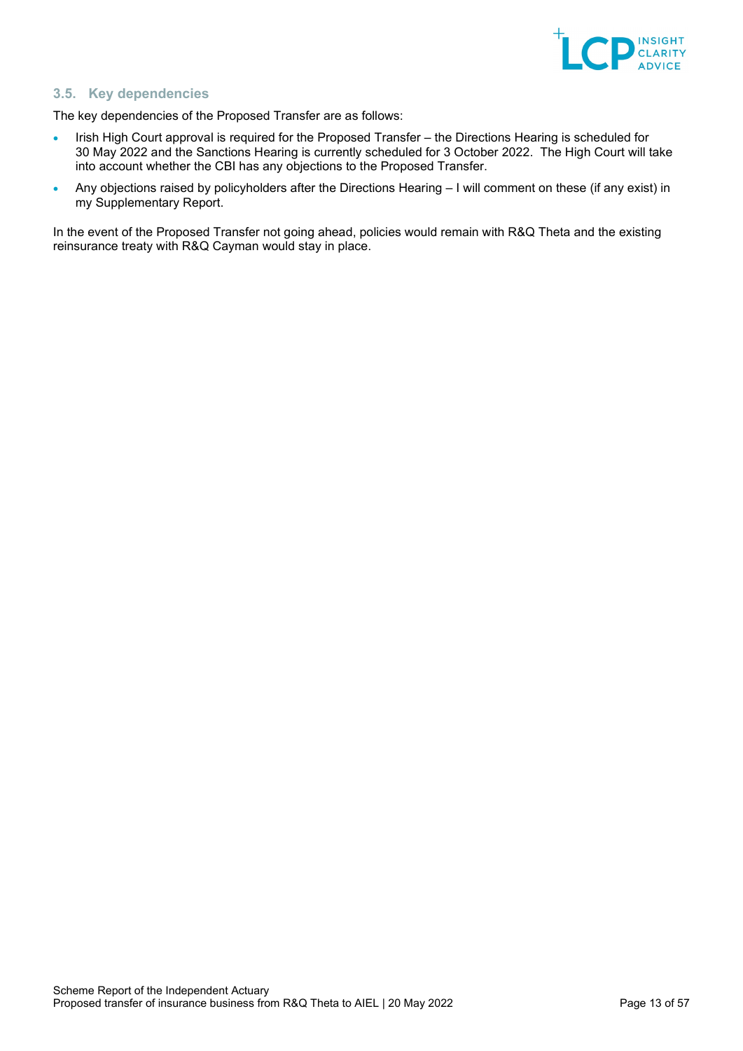### 3.5. Key dependencies

The key dependencies of the Proposed Transfer are as follows:

- Irish High Court approval is required for the Proposed Transfer – the Directions Hearing is scheduled for 30 May 2022 and the Sanctions Hearing is currently scheduled for 3 October 2022. The High Court will take into account whether the CBI has any objections to the Proposed Transfer.
- Any objections raised by policyholders after the Directions Hearing – I will comment on these (if any exist) in my Supplementary Report.

In the event of the Proposed Transfer not going ahead, policies would remain with R&Q Theta and the existing reinsurance treaty with R&Q Cayman would stay in place.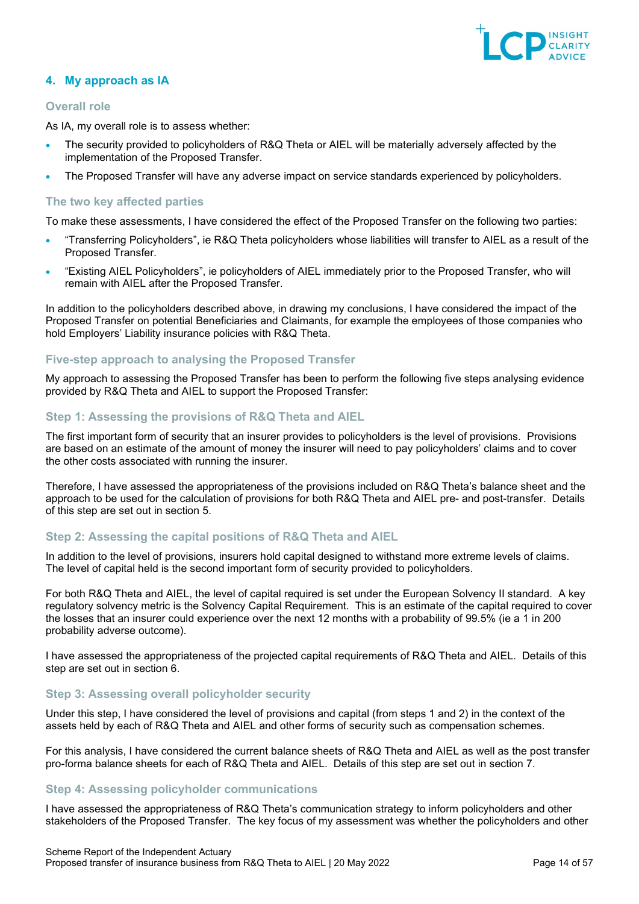## 4. My approach as IA

### Overall role

As IA, my overall role is to assess whether:

- The security provided to policyholders of R&Q Theta or AIEL will be materially adversely affected by the implementation of the Proposed Transfer.
- The Proposed Transfer will have any adverse impact on service standards experienced by policyholders.

### The two key affected parties

To make these assessments, I have considered the effect of the Proposed Transfer on the following two parties:

- "Transferring Policyholders", ie R&Q Theta policyholders whose liabilities will transfer to AIEL as a result of the Proposed Transfer.
- "Existing AIEL Policyholders", ie policyholders of AIEL immediately prior to the Proposed Transfer, who will remain with AIEL after the Proposed Transfer.

In addition to the policyholders described above, in drawing my conclusions, I have considered the impact of the Proposed Transfer on potential Beneficiaries and Claimants, for example the employees of those companies who hold Employers' Liability insurance policies with R&Q Theta.

### Five-step approach to analysing the Proposed Transfer

My approach to assessing the Proposed Transfer has been to perform the following five steps analysing evidence provided by R&Q Theta and AIEL to support the Proposed Transfer:

### Step 1: Assessing the provisions of R&Q Theta and AIEL

The first important form of security that an insurer provides to policyholders is the level of provisions. Provisions are based on an estimate of the amount of money the insurer will need to pay policyholders' claims and to cover the other costs associated with running the insurer.

Therefore, I have assessed the appropriateness of the provisions included on R&Q Theta's balance sheet and the approach to be used for the calculation of provisions for both R&Q Theta and AIEL pre- and post-transfer. Details of this step are set out in section 5.

### Step 2: Assessing the capital positions of R&Q Theta and AIEL

In addition to the level of provisions, insurers hold capital designed to withstand more extreme levels of claims. The level of capital held is the second important form of security provided to policyholders.

For both R&Q Theta and AIEL, the level of capital required is set under the European Solvency II standard. A key regulatory solvency metric is the Solvency Capital Requirement. This is an estimate of the capital required to cover the losses that an insurer could experience over the next 12 months with a probability of 99.5% (ie a 1 in 200 probability adverse outcome).

I have assessed the appropriateness of the projected capital requirements of R&Q Theta and AIEL. Details of this step are set out in section 6.

### Step 3: Assessing overall policyholder security

Under this step, I have considered the level of provisions and capital (from steps 1 and 2) in the context of the assets held by each of R&Q Theta and AIEL and other forms of security such as compensation schemes.

For this analysis, I have considered the current balance sheets of R&Q Theta and AIEL as well as the post transfer pro-forma balance sheets for each of R&Q Theta and AIEL. Details of this step are set out in section 7.

### Step 4: Assessing policyholder communications

I have assessed the appropriateness of R&Q Theta's communication strategy to inform policyholders and other stakeholders of the Proposed Transfer. The key focus of my assessment was whether the policyholders and other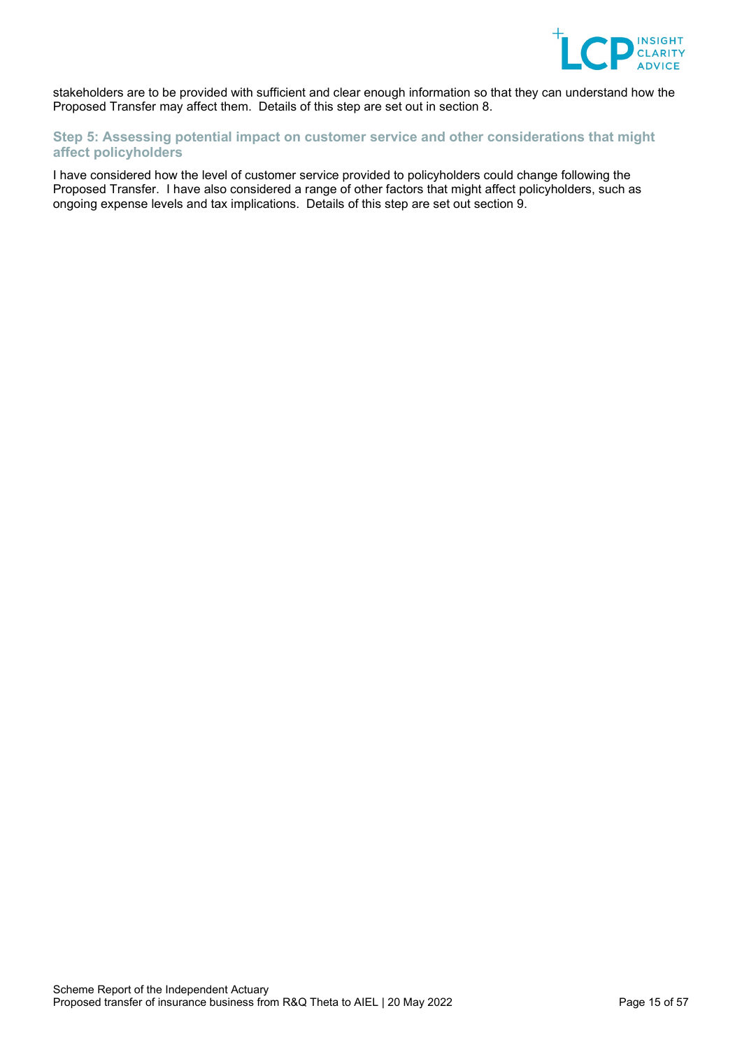stakeholders are to be provided with sufficient and clear enough information so that they can understand how the Proposed Transfer may affect them. Details of this step are set out in section 8.

### Step 5: Assessing potential impact on customer service and other considerations that might affect policyholders

I have considered how the level of customer service provided to policyholders could change following the Proposed Transfer. I have also considered a range of other factors that might affect policyholders, such as ongoing expense levels and tax implications. Details of this step are set out section 9.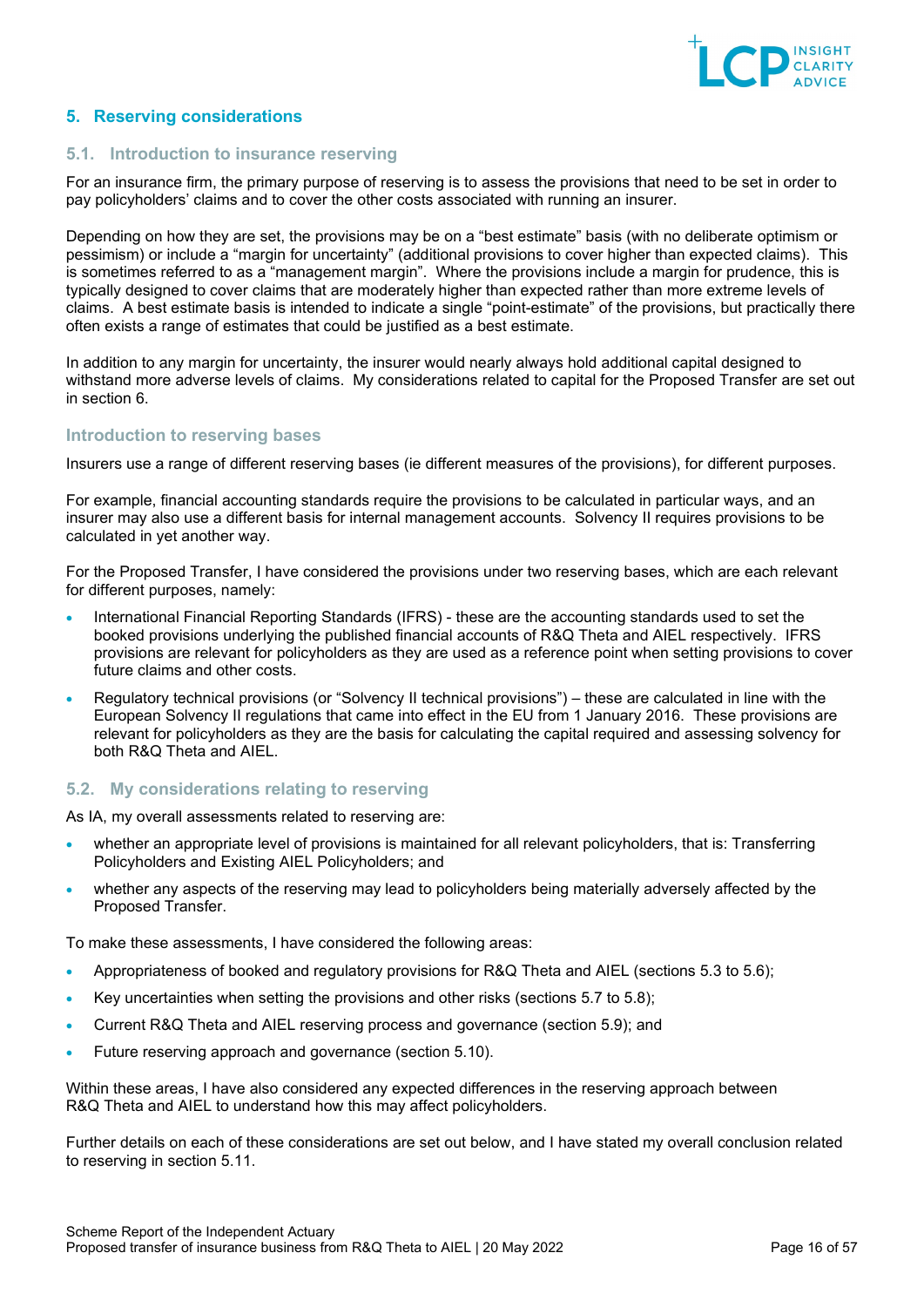## 5. Reserving considerations

### 5.1. Introduction to insurance reserving

For an insurance firm, the primary purpose of reserving is to assess the provisions that need to be set in order to pay policyholders' claims and to cover the other costs associated with running an insurer.

Depending on how they are set, the provisions may be on a "best estimate" basis (with no deliberate optimism or pessimism) or include a "margin for uncertainty" (additional provisions to cover higher than expected claims). This is sometimes referred to as a "management margin". Where the provisions include a margin for prudence, this is typically designed to cover claims that are moderately higher than expected rather than more extreme levels of claims. A best estimate basis is intended to indicate a single "point-estimate" of the provisions, but practically there often exists a range of estimates that could be justified as a best estimate.

In addition to any margin for uncertainty, the insurer would nearly always hold additional capital designed to withstand more adverse levels of claims. My considerations related to capital for the Proposed Transfer are set out in section 6.

#### Introduction to reserving bases

Insurers use a range of different reserving bases (ie different measures of the provisions), for different purposes.

For example, financial accounting standards require the provisions to be calculated in particular ways, and an insurer may also use a different basis for internal management accounts. Solvency II requires provisions to be calculated in yet another way.

For the Proposed Transfer, I have considered the provisions under two reserving bases, which are each relevant for different purposes, namely:

- International Financial Reporting Standards (IFRS) - these are the accounting standards used to set the booked provisions underlying the published financial accounts of R&Q Theta and AIEL respectively. IFRS provisions are relevant for policyholders as they are used as a reference point when setting provisions to cover future claims and other costs.
- Regulatory technical provisions (or "Solvency II technical provisions") – these are calculated in line with the European Solvency II regulations that came into effect in the EU from 1 January 2016. These provisions are relevant for policyholders as they are the basis for calculating the capital required and assessing solvency for both R&Q Theta and AIEL.

### 5.2. My considerations relating to reserving

As IA, my overall assessments related to reserving are:

- whether an appropriate level of provisions is maintained for all relevant policyholders, that is: Transferring Policyholders and Existing AIEL Policyholders; and
- whether any aspects of the reserving may lead to policyholders being materially adversely affected by the Proposed Transfer.

To make these assessments, I have considered the following areas:

- Appropriateness of booked and regulatory provisions for R&Q Theta and AIEL (sections 5.3 to 5.6);
- Key uncertainties when setting the provisions and other risks (sections 5.7 to 5.8);
- Current R&Q Theta and AIEL reserving process and governance (section 5.9); and
- Future reserving approach and governance (section 5.10).

Within these areas, I have also considered any expected differences in the reserving approach between R&Q Theta and AIEL to understand how this may affect policyholders.

Further details on each of these considerations are set out below, and I have stated my overall conclusion related to reserving in section 5.11.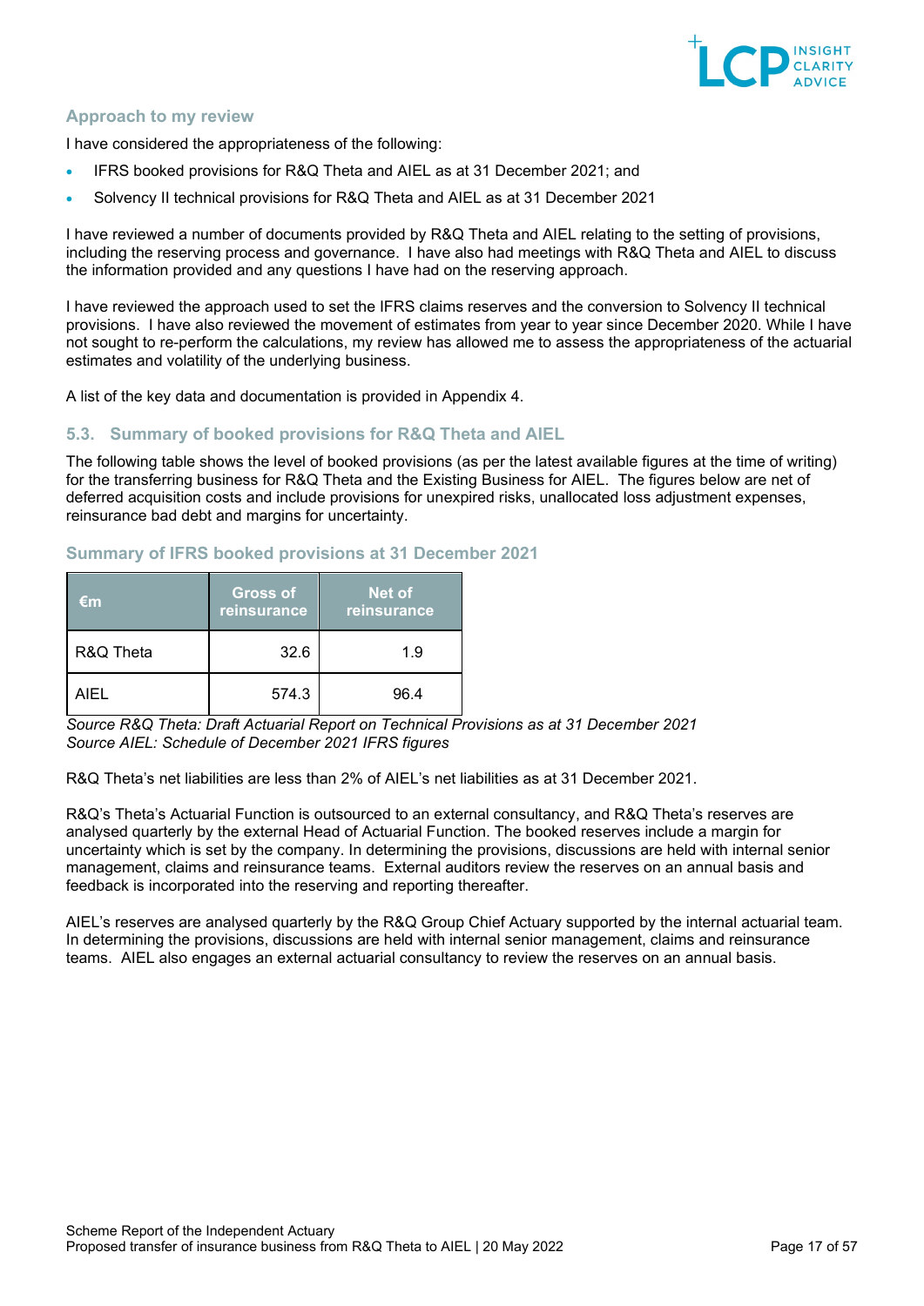### Approach to my review

I have considered the appropriateness of the following:

- IFRS booked provisions for R&Q Theta and AIEL as at 31 December 2021; and
- Solvency II technical provisions for R&Q Theta and AIEL as at 31 December 2021

I have reviewed a number of documents provided by R&Q Theta and AIEL relating to the setting of provisions, including the reserving process and governance. I have also had meetings with R&Q Theta and AIEL to discuss the information provided and any questions I have had on the reserving approach.

I have reviewed the approach used to set the IFRS claims reserves and the conversion to Solvency II technical provisions. I have also reviewed the movement of estimates from year to year since December 2020. While I have not sought to re-perform the calculations, my review has allowed me to assess the appropriateness of the actuarial estimates and volatility of the underlying business.

A list of the key data and documentation is provided in Appendix 4.

## 5.3. Summary of booked provisions for R&Q Theta and AIEL

The following table shows the level of booked provisions (as per the latest available figures at the time of writing) for the transferring business for R&Q Theta and the Existing Business for AIEL. The figures below are net of deferred acquisition costs and include provisions for unexpired risks, unallocated loss adjustment expenses, reinsurance bad debt and margins for uncertainty.

### Summary of IFRS booked provisions at 31 December 2021

| €m | Gross of reinsurance | Net of reinsurance |
|---|---|---|
| R&Q Theta | 32.6 | 1.9 |
| AIEL | 574.3 | 96.4 |

*Source R&Q Theta: Draft Actuarial Report on Technical Provisions as at 31 December 2021*
*Source AIEL: Schedule of December 2021 IFRS figures*

R&Q Theta's net liabilities are less than 2% of AIEL's net liabilities as at 31 December 2021.

R&Q's Theta's Actuarial Function is outsourced to an external consultancy, and R&Q Theta's reserves are analysed quarterly by the external Head of Actuarial Function. The booked reserves include a margin for uncertainty which is set by the company. In determining the provisions, discussions are held with internal senior management, claims and reinsurance teams. External auditors review the reserves on an annual basis and feedback is incorporated into the reserving and reporting thereafter.

AIEL's reserves are analysed quarterly by the R&Q Group Chief Actuary supported by the internal actuarial team. In determining the provisions, discussions are held with internal senior management, claims and reinsurance teams. AIEL also engages an external actuarial consultancy to review the reserves on an annual basis.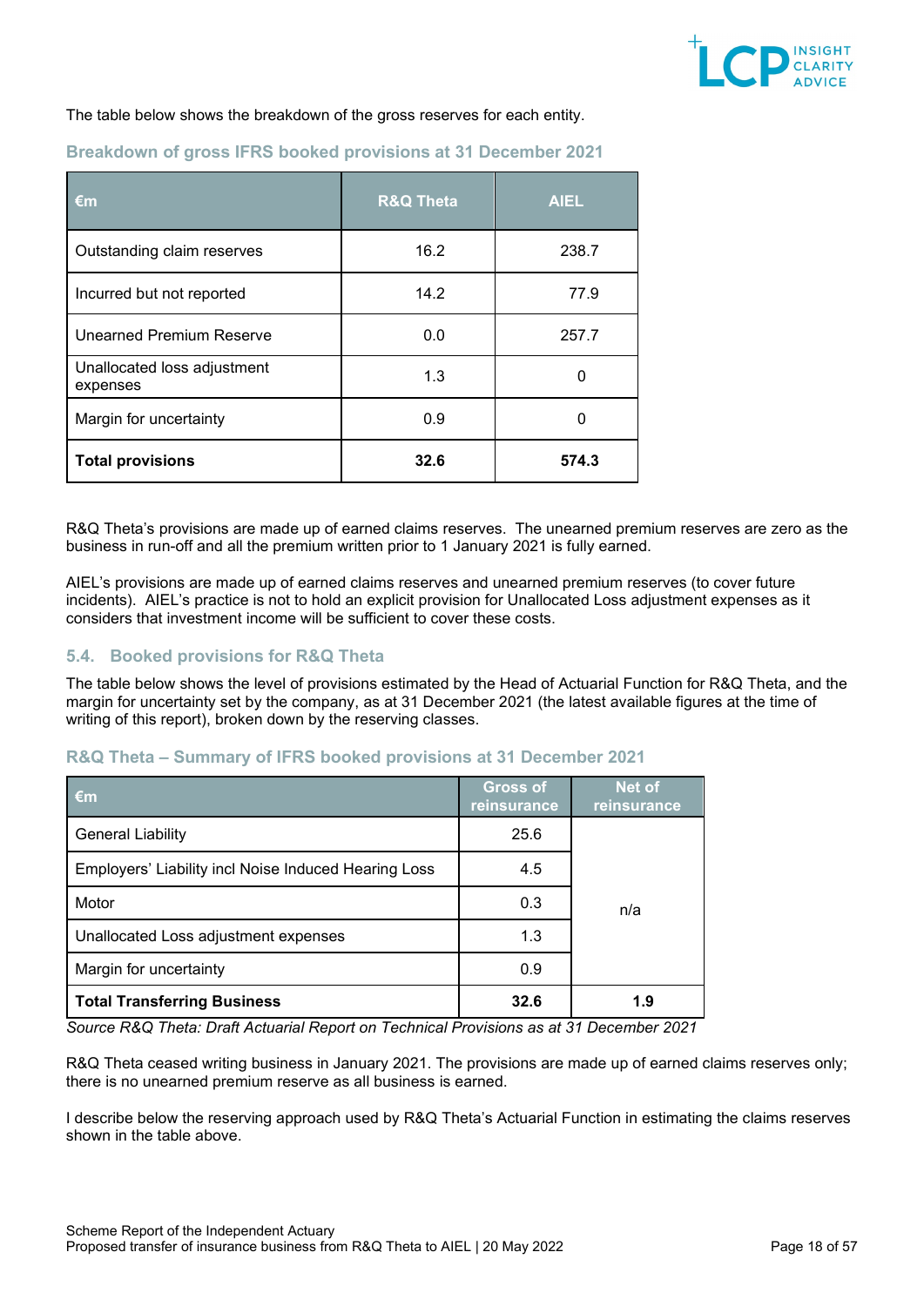The table below shows the breakdown of the gross reserves for each entity.

### Breakdown of gross IFRS booked provisions at 31 December 2021

| €m | R&Q Theta | AIEL |
|---|---|---|
| Outstanding claim reserves | 16.2 | 238.7 |
| Incurred but not reported | 14.2 | 77.9 |
| Unearned Premium Reserve | 0.0 | 257.7 |
| Unallocated loss adjustment expenses | 1.3 | 0 |
| Margin for uncertainty | 0.9 | 0 |
| **Total provisions** | **32.6** | **574.3** |

R&Q Theta's provisions are made up of earned claims reserves. The unearned premium reserves are zero as the business in run-off and all the premium written prior to 1 January 2021 is fully earned.

AIEL's provisions are made up of earned claims reserves and unearned premium reserves (to cover future incidents). AIEL's practice is not to hold an explicit provision for Unallocated Loss adjustment expenses as it considers that investment income will be sufficient to cover these costs.

## 5.4. Booked provisions for R&Q Theta

The table below shows the level of provisions estimated by the Head of Actuarial Function for R&Q Theta, and the margin for uncertainty set by the company, as at 31 December 2021 (the latest available figures at the time of writing of this report), broken down by the reserving classes.

### R&Q Theta – Summary of IFRS booked provisions at 31 December 2021

| €m | Gross of reinsurance | Net of reinsurance |
|---|---|---|
| General Liability | 25.6 | n/a |
| Employers' Liability incl Noise Induced Hearing Loss | 4.5 | |
| Motor | 0.3 | |
| Unallocated Loss adjustment expenses | 1.3 | |
| Margin for uncertainty | 0.9 | |
| **Total Transferring Business** | **32.6** | **1.9** |

*Source R&Q Theta: Draft Actuarial Report on Technical Provisions as at 31 December 2021*

R&Q Theta ceased writing business in January 2021. The provisions are made up of earned claims reserves only; there is no unearned premium reserve as all business is earned.

I describe below the reserving approach used by R&Q Theta's Actuarial Function in estimating the claims reserves shown in the table above.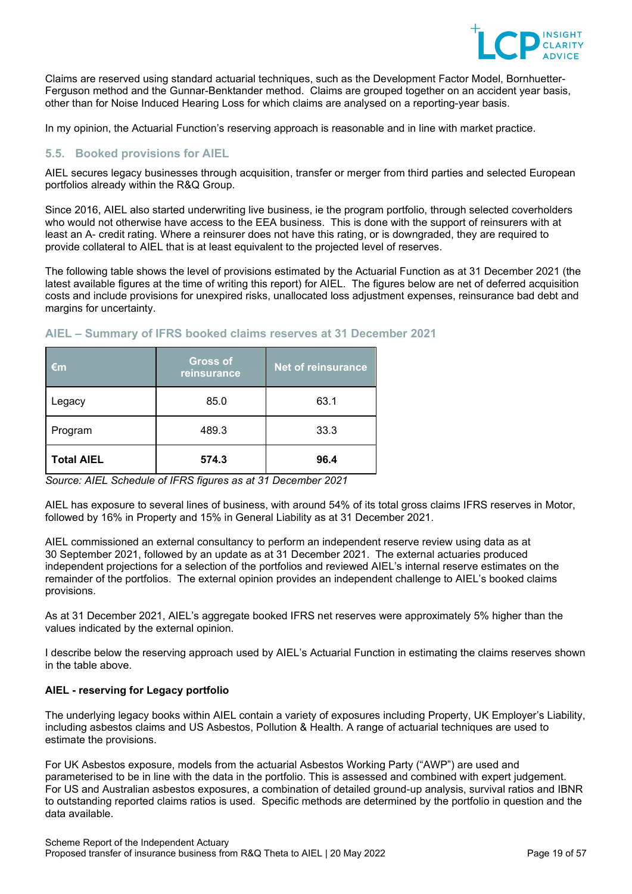Claims are reserved using standard actuarial techniques, such as the Development Factor Model, Bornhuetter-Ferguson method and the Gunnar-Benktander method. Claims are grouped together on an accident year basis, other than for Noise Induced Hearing Loss for which claims are analysed on a reporting-year basis.

In my opinion, the Actuarial Function's reserving approach is reasonable and in line with market practice.

## 5.5. Booked provisions for AIEL

AIEL secures legacy businesses through acquisition, transfer or merger from third parties and selected European portfolios already within the R&Q Group.

Since 2016, AIEL also started underwriting live business, ie the program portfolio, through selected coverholders who would not otherwise have access to the EEA business. This is done with the support of reinsurers with at least an A- credit rating. Where a reinsurer does not have this rating, or is downgraded, they are required to provide collateral to AIEL that is at least equivalent to the projected level of reserves.

The following table shows the level of provisions estimated by the Actuarial Function as at 31 December 2021 (the latest available figures at the time of writing this report) for AIEL. The figures below are net of deferred acquisition costs and include provisions for unexpired risks, unallocated loss adjustment expenses, reinsurance bad debt and margins for uncertainty.

### AIEL – Summary of IFRS booked claims reserves at 31 December 2021

| €m | Gross of reinsurance | Net of reinsurance |
|---|---|---|
| Legacy | 85.0 | 63.1 |
| Program | 489.3 | 33.3 |
| **Total AIEL** | **574.3** | **96.4** |

*Source: AIEL Schedule of IFRS figures as at 31 December 2021*

AIEL has exposure to several lines of business, with around 54% of its total gross claims IFRS reserves in Motor, followed by 16% in Property and 15% in General Liability as at 31 December 2021.

AIEL commissioned an external consultancy to perform an independent reserve review using data as at 30 September 2021, followed by an update as at 31 December 2021. The external actuaries produced independent projections for a selection of the portfolios and reviewed AIEL's internal reserve estimates on the remainder of the portfolios. The external opinion provides an independent challenge to AIEL's booked claims provisions.

As at 31 December 2021, AIEL's aggregate booked IFRS net reserves were approximately 5% higher than the values indicated by the external opinion.

I describe below the reserving approach used by AIEL's Actuarial Function in estimating the claims reserves shown in the table above.

**AIEL - reserving for Legacy portfolio**

The underlying legacy books within AIEL contain a variety of exposures including Property, UK Employer's Liability, including asbestos claims and US Asbestos, Pollution & Health. A range of actuarial techniques are used to estimate the provisions.

For UK Asbestos exposure, models from the actuarial Asbestos Working Party ("AWP") are used and parameterised to be in line with the data in the portfolio. This is assessed and combined with expert judgement. For US and Australian asbestos exposures, a combination of detailed ground-up analysis, survival ratios and IBNR to outstanding reported claims ratios is used. Specific methods are determined by the portfolio in question and the data available.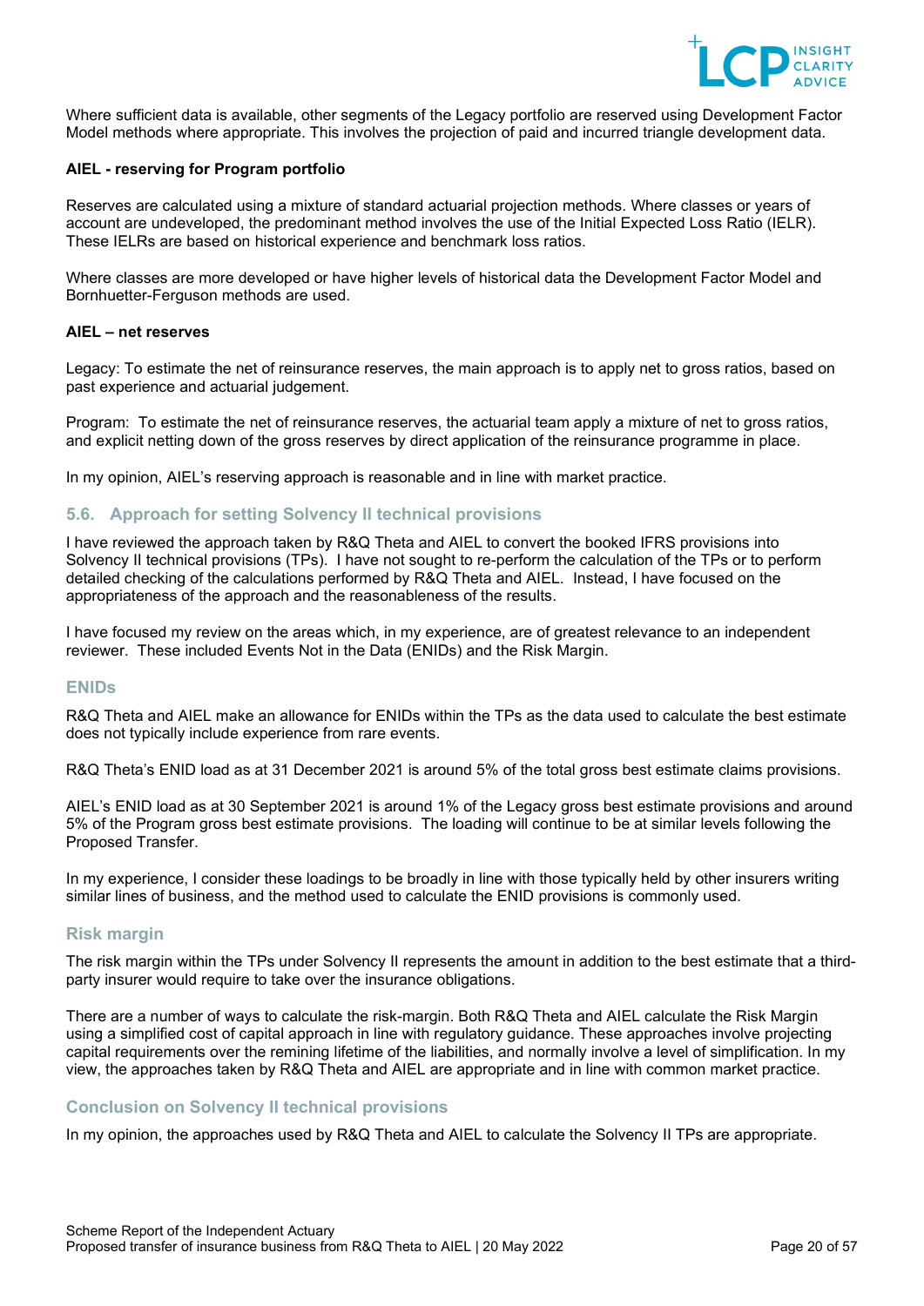Where sufficient data is available, other segments of the Legacy portfolio are reserved using Development Factor Model methods where appropriate. This involves the projection of paid and incurred triangle development data.

**AIEL - reserving for Program portfolio**

Reserves are calculated using a mixture of standard actuarial projection methods. Where classes or years of account are undeveloped, the predominant method involves the use of the Initial Expected Loss Ratio (IELR). These IELRs are based on historical experience and benchmark loss ratios.

Where classes are more developed or have higher levels of historical data the Development Factor Model and Bornhuetter-Ferguson methods are used.

**AIEL – net reserves**

Legacy: To estimate the net of reinsurance reserves, the main approach is to apply net to gross ratios, based on past experience and actuarial judgement.

Program: To estimate the net of reinsurance reserves, the actuarial team apply a mixture of net to gross ratios, and explicit netting down of the gross reserves by direct application of the reinsurance programme in place.

In my opinion, AIEL's reserving approach is reasonable and in line with market practice.

## 5.6. Approach for setting Solvency II technical provisions

I have reviewed the approach taken by R&Q Theta and AIEL to convert the booked IFRS provisions into Solvency II technical provisions (TPs). I have not sought to re-perform the calculation of the TPs or to perform detailed checking of the calculations performed by R&Q Theta and AIEL. Instead, I have focused on the appropriateness of the approach and the reasonableness of the results.

I have focused my review on the areas which, in my experience, are of greatest relevance to an independent reviewer. These included Events Not in the Data (ENIDs) and the Risk Margin.

### ENIDs

R&Q Theta and AIEL make an allowance for ENIDs within the TPs as the data used to calculate the best estimate does not typically include experience from rare events.

R&Q Theta's ENID load as at 31 December 2021 is around 5% of the total gross best estimate claims provisions.

AIEL's ENID load as at 30 September 2021 is around 1% of the Legacy gross best estimate provisions and around 5% of the Program gross best estimate provisions. The loading will continue to be at similar levels following the Proposed Transfer.

In my experience, I consider these loadings to be broadly in line with those typically held by other insurers writing similar lines of business, and the method used to calculate the ENID provisions is commonly used.

### Risk margin

The risk margin within the TPs under Solvency II represents the amount in addition to the best estimate that a third-party insurer would require to take over the insurance obligations.

There are a number of ways to calculate the risk-margin. Both R&Q Theta and AIEL calculate the Risk Margin using a simplified cost of capital approach in line with regulatory guidance. These approaches involve projecting capital requirements over the remining lifetime of the liabilities, and normally involve a level of simplification. In my view, the approaches taken by R&Q Theta and AIEL are appropriate and in line with common market practice.

### Conclusion on Solvency II technical provisions

In my opinion, the approaches used by R&Q Theta and AIEL to calculate the Solvency II TPs are appropriate.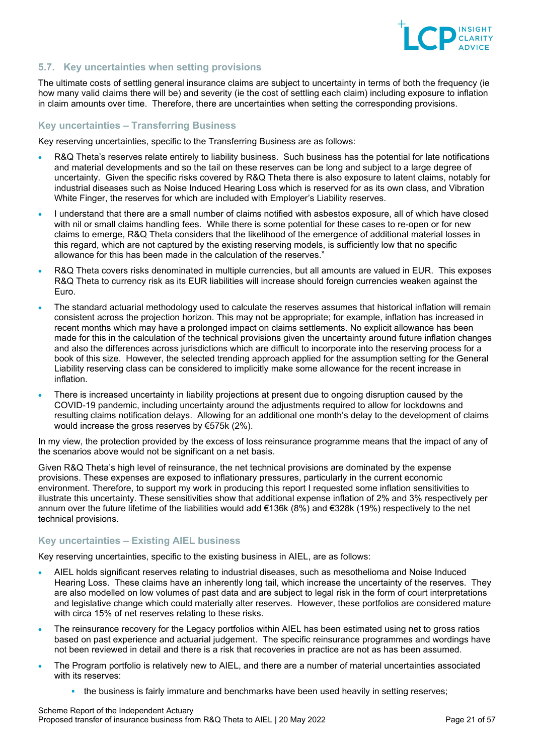## 5.7. Key uncertainties when setting provisions

The ultimate costs of settling general insurance claims are subject to uncertainty in terms of both the frequency (ie how many valid claims there will be) and severity (ie the cost of settling each claim) including exposure to inflation in claim amounts over time. Therefore, there are uncertainties when setting the corresponding provisions.

### Key uncertainties – Transferring Business

Key reserving uncertainties, specific to the Transferring Business are as follows:

- R&Q Theta's reserves relate entirely to liability business. Such business has the potential for late notifications and material developments and so the tail on these reserves can be long and subject to a large degree of uncertainty. Given the specific risks covered by R&Q Theta there is also exposure to latent claims, notably for industrial diseases such as Noise Induced Hearing Loss which is reserved for as its own class, and Vibration White Finger, the reserves for which are included with Employer's Liability reserves.
- I understand that there are a small number of claims notified with asbestos exposure, all of which have closed with nil or small claims handling fees. While there is some potential for these cases to re-open or for new claims to emerge, R&Q Theta considers that the likelihood of the emergence of additional material losses in this regard, which are not captured by the existing reserving models, is sufficiently low that no specific allowance for this has been made in the calculation of the reserves."
- R&Q Theta covers risks denominated in multiple currencies, but all amounts are valued in EUR. This exposes R&Q Theta to currency risk as its EUR liabilities will increase should foreign currencies weaken against the Euro.
- The standard actuarial methodology used to calculate the reserves assumes that historical inflation will remain consistent across the projection horizon. This may not be appropriate; for example, inflation has increased in recent months which may have a prolonged impact on claims settlements. No explicit allowance has been made for this in the calculation of the technical provisions given the uncertainty around future inflation changes and also the differences across jurisdictions which are difficult to incorporate into the reserving process for a book of this size. However, the selected trending approach applied for the assumption setting for the General Liability reserving class can be considered to implicitly make some allowance for the recent increase in inflation.
- There is increased uncertainty in liability projections at present due to ongoing disruption caused by the COVID-19 pandemic, including uncertainty around the adjustments required to allow for lockdowns and resulting claims notification delays. Allowing for an additional one month's delay to the development of claims would increase the gross reserves by €575k (2%).

In my view, the protection provided by the excess of loss reinsurance programme means that the impact of any of the scenarios above would not be significant on a net basis.

Given R&Q Theta's high level of reinsurance, the net technical provisions are dominated by the expense provisions. These expenses are exposed to inflationary pressures, particularly in the current economic environment. Therefore, to support my work in producing this report I requested some inflation sensitivities to illustrate this uncertainty. These sensitivities show that additional expense inflation of 2% and 3% respectively per annum over the future lifetime of the liabilities would add €136k (8%) and €328k (19%) respectively to the net technical provisions.

### Key uncertainties – Existing AIEL business

Key reserving uncertainties, specific to the existing business in AIEL, are as follows:

- AIEL holds significant reserves relating to industrial diseases, such as mesothelioma and Noise Induced Hearing Loss. These claims have an inherently long tail, which increase the uncertainty of the reserves. They are also modelled on low volumes of past data and are subject to legal risk in the form of court interpretations and legislative change which could materially alter reserves. However, these portfolios are considered mature with circa 15% of net reserves relating to these risks.
- The reinsurance recovery for the Legacy portfolios within AIEL has been estimated using net to gross ratios based on past experience and actuarial judgement. The specific reinsurance programmes and wordings have not been reviewed in detail and there is a risk that recoveries in practice are not as has been assumed.
- The Program portfolio is relatively new to AIEL, and there are a number of material uncertainties associated with its reserves:
  - the business is fairly immature and benchmarks have been used heavily in setting reserves;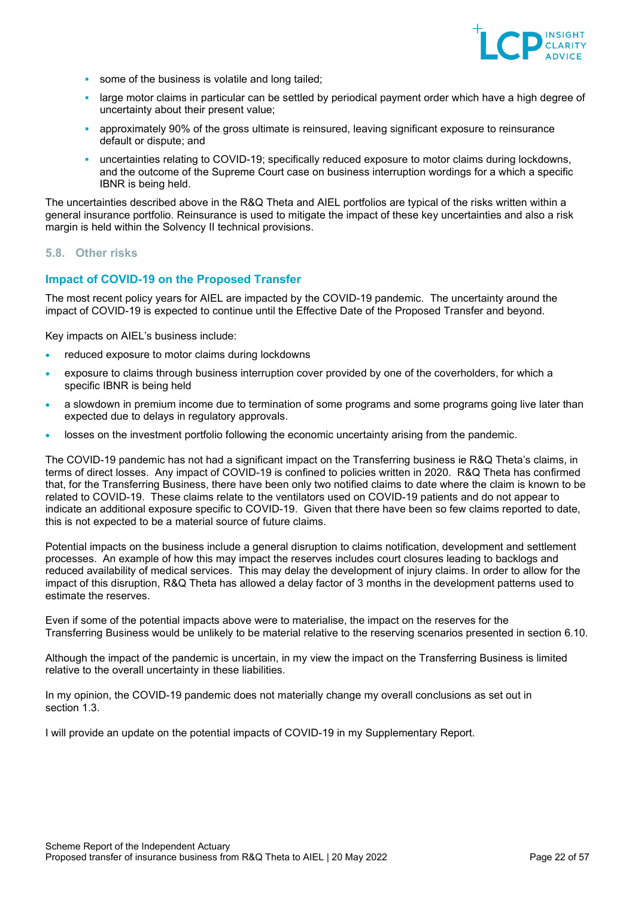- some of the business is volatile and long tailed;
- large motor claims in particular can be settled by periodical payment order which have a high degree of uncertainty about their present value;
- approximately 90% of the gross ultimate is reinsured, leaving significant exposure to reinsurance default or dispute; and
- uncertainties relating to COVID-19; specifically reduced exposure to motor claims during lockdowns, and the outcome of the Supreme Court case on business interruption wordings for a which a specific IBNR is being held.

The uncertainties described above in the R&Q Theta and AIEL portfolios are typical of the risks written within a general insurance portfolio. Reinsurance is used to mitigate the impact of these key uncertainties and also a risk margin is held within the Solvency II technical provisions.

## 5.8. Other risks

### Impact of COVID-19 on the Proposed Transfer

The most recent policy years for AIEL are impacted by the COVID-19 pandemic. The uncertainty around the impact of COVID-19 is expected to continue until the Effective Date of the Proposed Transfer and beyond.

Key impacts on AIEL's business include:

- reduced exposure to motor claims during lockdowns
- exposure to claims through business interruption cover provided by one of the coverholders, for which a specific IBNR is being held
- a slowdown in premium income due to termination of some programs and some programs going live later than expected due to delays in regulatory approvals.
- losses on the investment portfolio following the economic uncertainty arising from the pandemic.

The COVID-19 pandemic has not had a significant impact on the Transferring business ie R&Q Theta's claims, in terms of direct losses. Any impact of COVID-19 is confined to policies written in 2020. R&Q Theta has confirmed that, for the Transferring Business, there have been only two notified claims to date where the claim is known to be related to COVID-19. These claims relate to the ventilators used on COVID-19 patients and do not appear to indicate an additional exposure specific to COVID-19. Given that there have been so few claims reported to date, this is not expected to be a material source of future claims.

Potential impacts on the business include a general disruption to claims notification, development and settlement processes. An example of how this may impact the reserves includes court closures leading to backlogs and reduced availability of medical services. This may delay the development of injury claims. In order to allow for the impact of this disruption, R&Q Theta has allowed a delay factor of 3 months in the development patterns used to estimate the reserves.

Even if some of the potential impacts above were to materialise, the impact on the reserves for the Transferring Business would be unlikely to be material relative to the reserving scenarios presented in section 6.10.

Although the impact of the pandemic is uncertain, in my view the impact on the Transferring Business is limited relative to the overall uncertainty in these liabilities.

In my opinion, the COVID-19 pandemic does not materially change my overall conclusions as set out in section 1.3.

I will provide an update on the potential impacts of COVID-19 in my Supplementary Report.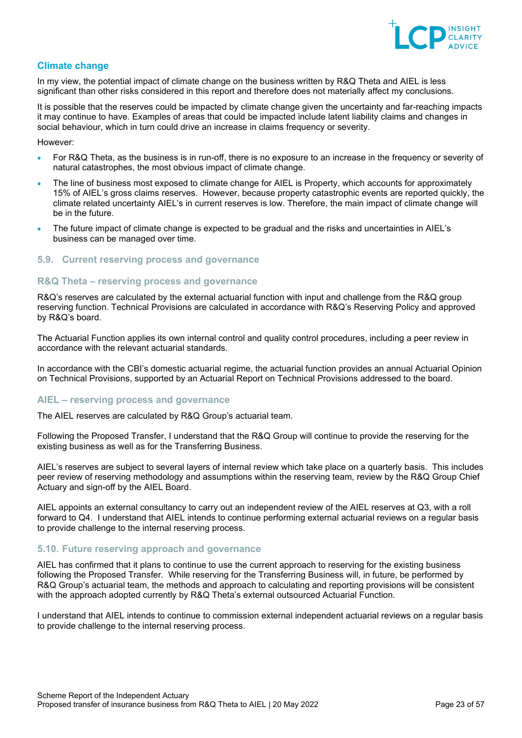### Climate change

In my view, the potential impact of climate change on the business written by R&Q Theta and AIEL is less significant than other risks considered in this report and therefore does not materially affect my conclusions.

It is possible that the reserves could be impacted by climate change given the uncertainty and far-reaching impacts it may continue to have. Examples of areas that could be impacted include latent liability claims and changes in social behaviour, which in turn could drive an increase in claims frequency or severity.

However:

- For R&Q Theta, as the business is in run-off, there is no exposure to an increase in the frequency or severity of natural catastrophes, the most obvious impact of climate change.
- The line of business most exposed to climate change for AIEL is Property, which accounts for approximately 15% of AIEL's gross claims reserves. However, because property catastrophic events are reported quickly, the climate related uncertainty AIEL's in current reserves is low. Therefore, the main impact of climate change will be in the future.
- The future impact of climate change is expected to be gradual and the risks and uncertainties in AIEL's business can be managed over time.

## 5.9. Current reserving process and governance

### R&Q Theta – reserving process and governance

R&Q's reserves are calculated by the external actuarial function with input and challenge from the R&Q group reserving function. Technical Provisions are calculated in accordance with R&Q's Reserving Policy and approved by R&Q's board.

The Actuarial Function applies its own internal control and quality control procedures, including a peer review in accordance with the relevant actuarial standards.

In accordance with the CBI's domestic actuarial regime, the actuarial function provides an annual Actuarial Opinion on Technical Provisions, supported by an Actuarial Report on Technical Provisions addressed to the board.

### AIEL – reserving process and governance

The AIEL reserves are calculated by R&Q Group's actuarial team.

Following the Proposed Transfer, I understand that the R&Q Group will continue to provide the reserving for the existing business as well as for the Transferring Business.

AIEL's reserves are subject to several layers of internal review which take place on a quarterly basis. This includes peer review of reserving methodology and assumptions within the reserving team, review by the R&Q Group Chief Actuary and sign-off by the AIEL Board.

AIEL appoints an external consultancy to carry out an independent review of the AIEL reserves at Q3, with a roll forward to Q4. I understand that AIEL intends to continue performing external actuarial reviews on a regular basis to provide challenge to the internal reserving process.

## 5.10. Future reserving approach and governance

AIEL has confirmed that it plans to continue to use the current approach to reserving for the existing business following the Proposed Transfer. While reserving for the Transferring Business will, in future, be performed by R&Q Group's actuarial team, the methods and approach to calculating and reporting provisions will be consistent with the approach adopted currently by R&Q Theta's external outsourced Actuarial Function.

I understand that AIEL intends to continue to commission external independent actuarial reviews on a regular basis to provide challenge to the internal reserving process.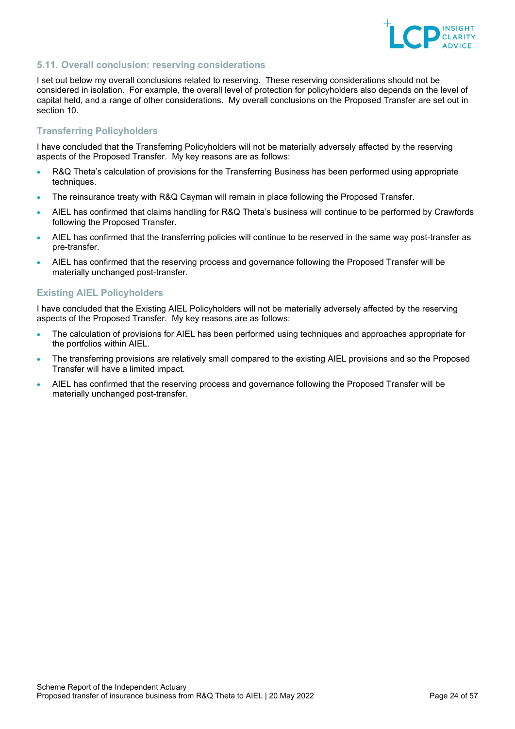## 5.11. Overall conclusion: reserving considerations

I set out below my overall conclusions related to reserving. These reserving considerations should not be considered in isolation. For example, the overall level of protection for policyholders also depends on the level of capital held, and a range of other considerations. My overall conclusions on the Proposed Transfer are set out in section 10.

### Transferring Policyholders

I have concluded that the Transferring Policyholders will not be materially adversely affected by the reserving aspects of the Proposed Transfer. My key reasons are as follows:

- R&Q Theta's calculation of provisions for the Transferring Business has been performed using appropriate techniques.
- The reinsurance treaty with R&Q Cayman will remain in place following the Proposed Transfer.
- AIEL has confirmed that claims handling for R&Q Theta's business will continue to be performed by Crawfords following the Proposed Transfer.
- AIEL has confirmed that the transferring policies will continue to be reserved in the same way post-transfer as pre-transfer.
- AIEL has confirmed that the reserving process and governance following the Proposed Transfer will be materially unchanged post-transfer.

### Existing AIEL Policyholders

I have concluded that the Existing AIEL Policyholders will not be materially adversely affected by the reserving aspects of the Proposed Transfer. My key reasons are as follows:

- The calculation of provisions for AIEL has been performed using techniques and approaches appropriate for the portfolios within AIEL.
- The transferring provisions are relatively small compared to the existing AIEL provisions and so the Proposed Transfer will have a limited impact.
- AIEL has confirmed that the reserving process and governance following the Proposed Transfer will be materially unchanged post-transfer.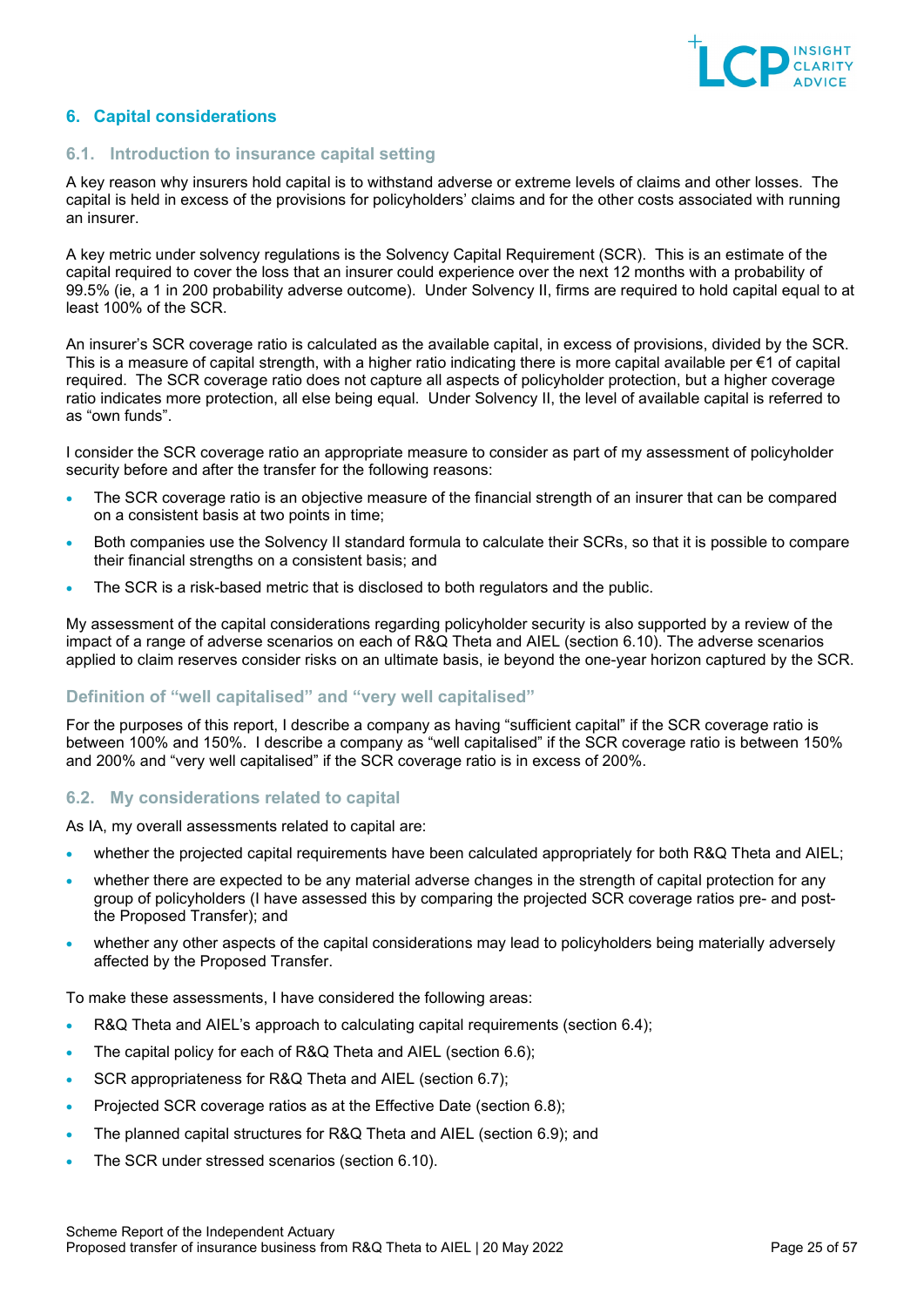## 6. Capital considerations

### 6.1. Introduction to insurance capital setting

A key reason why insurers hold capital is to withstand adverse or extreme levels of claims and other losses. The capital is held in excess of the provisions for policyholders' claims and for the other costs associated with running an insurer.

A key metric under solvency regulations is the Solvency Capital Requirement (SCR). This is an estimate of the capital required to cover the loss that an insurer could experience over the next 12 months with a probability of 99.5% (ie, a 1 in 200 probability adverse outcome). Under Solvency II, firms are required to hold capital equal to at least 100% of the SCR.

An insurer's SCR coverage ratio is calculated as the available capital, in excess of provisions, divided by the SCR. This is a measure of capital strength, with a higher ratio indicating there is more capital available per €1 of capital required. The SCR coverage ratio does not capture all aspects of policyholder protection, but a higher coverage ratio indicates more protection, all else being equal. Under Solvency II, the level of available capital is referred to as "own funds".

I consider the SCR coverage ratio an appropriate measure to consider as part of my assessment of policyholder security before and after the transfer for the following reasons:

- The SCR coverage ratio is an objective measure of the financial strength of an insurer that can be compared on a consistent basis at two points in time;
- Both companies use the Solvency II standard formula to calculate their SCRs, so that it is possible to compare their financial strengths on a consistent basis; and
- The SCR is a risk-based metric that is disclosed to both regulators and the public.

My assessment of the capital considerations regarding policyholder security is also supported by a review of the impact of a range of adverse scenarios on each of R&Q Theta and AIEL (section 6.10). The adverse scenarios applied to claim reserves consider risks on an ultimate basis, ie beyond the one-year horizon captured by the SCR.

#### Definition of "well capitalised" and "very well capitalised"

For the purposes of this report, I describe a company as having "sufficient capital" if the SCR coverage ratio is between 100% and 150%. I describe a company as "well capitalised" if the SCR coverage ratio is between 150% and 200% and "very well capitalised" if the SCR coverage ratio is in excess of 200%.

### 6.2. My considerations related to capital

As IA, my overall assessments related to capital are:

- whether the projected capital requirements have been calculated appropriately for both R&Q Theta and AIEL;
- whether there are expected to be any material adverse changes in the strength of capital protection for any group of policyholders (I have assessed this by comparing the projected SCR coverage ratios pre- and post-the Proposed Transfer); and
- whether any other aspects of the capital considerations may lead to policyholders being materially adversely affected by the Proposed Transfer.

To make these assessments, I have considered the following areas:

- R&Q Theta and AIEL's approach to calculating capital requirements (section 6.4);
- The capital policy for each of R&Q Theta and AIEL (section 6.6);
- SCR appropriateness for R&Q Theta and AIEL (section 6.7);
- Projected SCR coverage ratios as at the Effective Date (section 6.8);
- The planned capital structures for R&Q Theta and AIEL (section 6.9); and
- The SCR under stressed scenarios (section 6.10).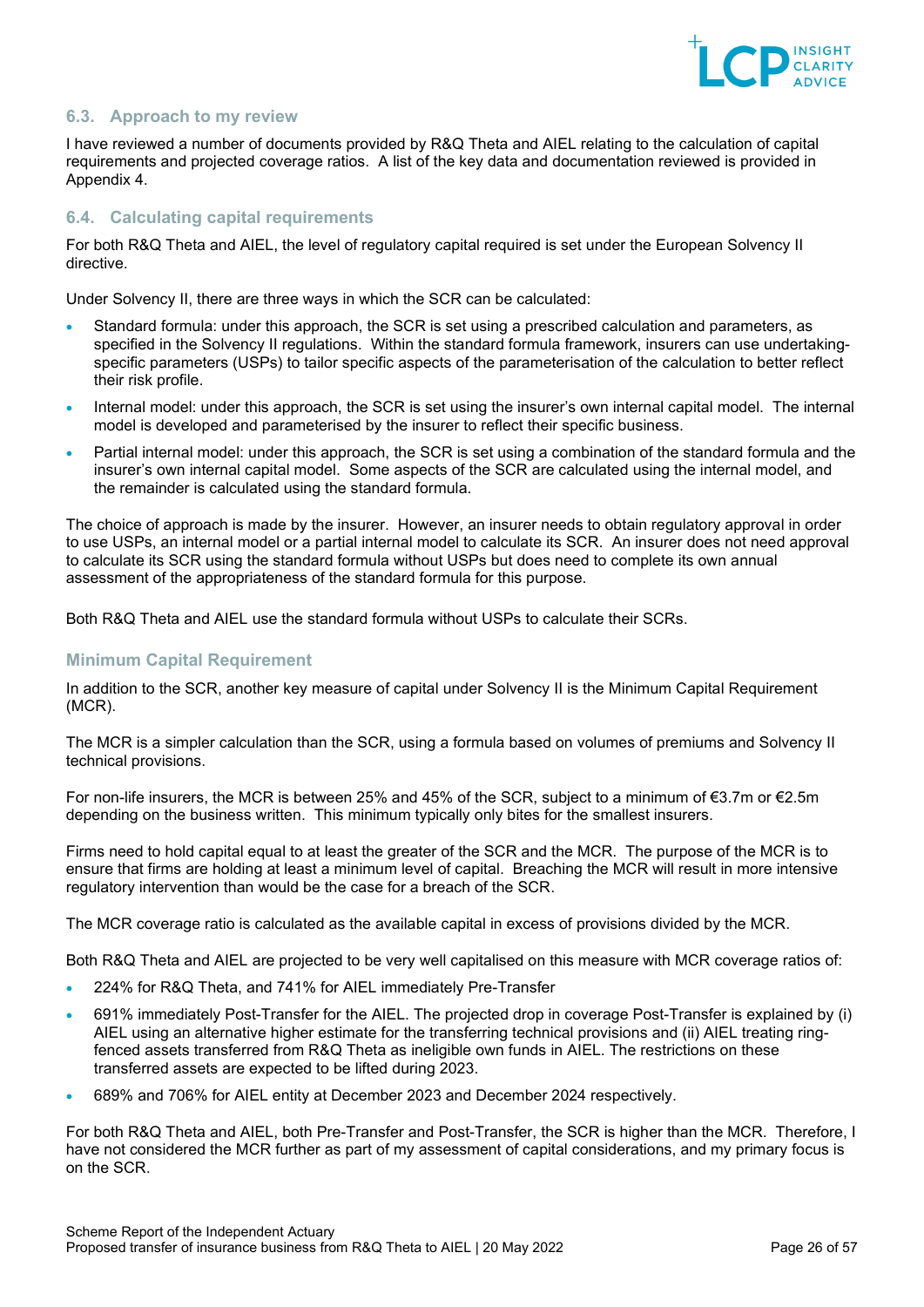## 6.3. Approach to my review

I have reviewed a number of documents provided by R&Q Theta and AIEL relating to the calculation of capital requirements and projected coverage ratios. A list of the key data and documentation reviewed is provided in Appendix 4.

## 6.4. Calculating capital requirements

For both R&Q Theta and AIEL, the level of regulatory capital required is set under the European Solvency II directive.

Under Solvency II, there are three ways in which the SCR can be calculated:

- Standard formula: under this approach, the SCR is set using a prescribed calculation and parameters, as specified in the Solvency II regulations. Within the standard formula framework, insurers can use undertaking-specific parameters (USPs) to tailor specific aspects of the parameterisation of the calculation to better reflect their risk profile.
- Internal model: under this approach, the SCR is set using the insurer's own internal capital model. The internal model is developed and parameterised by the insurer to reflect their specific business.
- Partial internal model: under this approach, the SCR is set using a combination of the standard formula and the insurer's own internal capital model. Some aspects of the SCR are calculated using the internal model, and the remainder is calculated using the standard formula.

The choice of approach is made by the insurer. However, an insurer needs to obtain regulatory approval in order to use USPs, an internal model or a partial internal model to calculate its SCR. An insurer does not need approval to calculate its SCR using the standard formula without USPs but does need to complete its own annual assessment of the appropriateness of the standard formula for this purpose.

Both R&Q Theta and AIEL use the standard formula without USPs to calculate their SCRs.

### Minimum Capital Requirement

In addition to the SCR, another key measure of capital under Solvency II is the Minimum Capital Requirement (MCR).

The MCR is a simpler calculation than the SCR, using a formula based on volumes of premiums and Solvency II technical provisions.

For non-life insurers, the MCR is between 25% and 45% of the SCR, subject to a minimum of €3.7m or €2.5m depending on the business written. This minimum typically only bites for the smallest insurers.

Firms need to hold capital equal to at least the greater of the SCR and the MCR. The purpose of the MCR is to ensure that firms are holding at least a minimum level of capital. Breaching the MCR will result in more intensive regulatory intervention than would be the case for a breach of the SCR.

The MCR coverage ratio is calculated as the available capital in excess of provisions divided by the MCR.

Both R&Q Theta and AIEL are projected to be very well capitalised on this measure with MCR coverage ratios of:

- 224% for R&Q Theta, and 741% for AIEL immediately Pre-Transfer
- 691% immediately Post-Transfer for the AIEL. The projected drop in coverage Post-Transfer is explained by (i) AIEL using an alternative higher estimate for the transferring technical provisions and (ii) AIEL treating ring-fenced assets transferred from R&Q Theta as ineligible own funds in AIEL. The restrictions on these transferred assets are expected to be lifted during 2023.
- 689% and 706% for AIEL entity at December 2023 and December 2024 respectively.

For both R&Q Theta and AIEL, both Pre-Transfer and Post-Transfer, the SCR is higher than the MCR. Therefore, I have not considered the MCR further as part of my assessment of capital considerations, and my primary focus is on the SCR.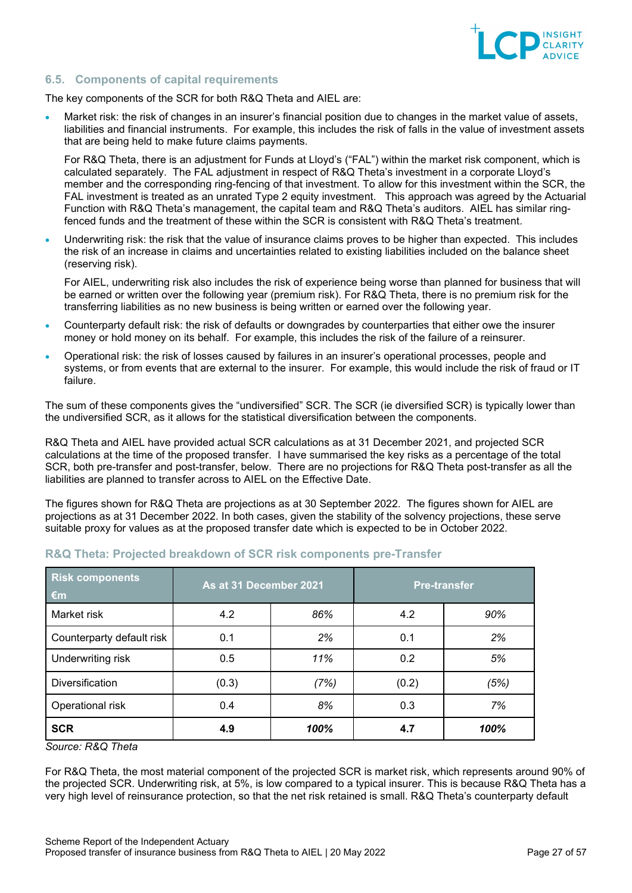## 6.5. Components of capital requirements

The key components of the SCR for both R&Q Theta and AIEL are:

- Market risk: the risk of changes in an insurer's financial position due to changes in the market value of assets, liabilities and financial instruments. For example, this includes the risk of falls in the value of investment assets that are being held to make future claims payments.

  For R&Q Theta, there is an adjustment for Funds at Lloyd's ("FAL") within the market risk component, which is calculated separately. The FAL adjustment in respect of R&Q Theta's investment in a corporate Lloyd's member and the corresponding ring-fencing of that investment. To allow for this investment within the SCR, the FAL investment is treated as an unrated Type 2 equity investment. This approach was agreed by the Actuarial Function with R&Q Theta's management, the capital team and R&Q Theta's auditors. AIEL has similar ring-fenced funds and the treatment of these within the SCR is consistent with R&Q Theta's treatment.

- Underwriting risk: the risk that the value of insurance claims proves to be higher than expected. This includes the risk of an increase in claims and uncertainties related to existing liabilities included on the balance sheet (reserving risk).

  For AIEL, underwriting risk also includes the risk of experience being worse than planned for business that will be earned or written over the following year (premium risk). For R&Q Theta, there is no premium risk for the transferring liabilities as no new business is being written or earned over the following year.

- Counterparty default risk: the risk of defaults or downgrades by counterparties that either owe the insurer money or hold money on its behalf. For example, this includes the risk of the failure of a reinsurer.

- Operational risk: the risk of losses caused by failures in an insurer's operational processes, people and systems, or from events that are external to the insurer. For example, this would include the risk of fraud or IT failure.

The sum of these components gives the "undiversified" SCR. The SCR (ie diversified SCR) is typically lower than the undiversified SCR, as it allows for the statistical diversification between the components.

R&Q Theta and AIEL have provided actual SCR calculations as at 31 December 2021, and projected SCR calculations at the time of the proposed transfer. I have summarised the key risks as a percentage of the total SCR, both pre-transfer and post-transfer, below. There are no projections for R&Q Theta post-transfer as all the liabilities are planned to transfer across to AIEL on the Effective Date.

The figures shown for R&Q Theta are projections as at 30 September 2022. The figures shown for AIEL are projections as at 31 December 2022. In both cases, given the stability of the solvency projections, these serve suitable proxy for values as at the proposed transfer date which is expected to be in October 2022.

### R&Q Theta: Projected breakdown of SCR risk components pre-Transfer

| Risk components €m | As at 31 December 2021 | | Pre-transfer | |
|---|---|---|---|---|
| Market risk | 4.2 | *86%* | 4.2 | *90%* |
| Counterparty default risk | 0.1 | *2%* | 0.1 | *2%* |
| Underwriting risk | 0.5 | *11%* | 0.2 | *5%* |
| Diversification | (0.3) | *(7%)* | (0.2) | *(5%)* |
| Operational risk | 0.4 | *8%* | 0.3 | *7%* |
| **SCR** | **4.9** | ***100%*** | **4.7** | ***100%*** |

*Source: R&Q Theta*

For R&Q Theta, the most material component of the projected SCR is market risk, which represents around 90% of the projected SCR. Underwriting risk, at 5%, is low compared to a typical insurer. This is because R&Q Theta has a very high level of reinsurance protection, so that the net risk retained is small. R&Q Theta's counterparty default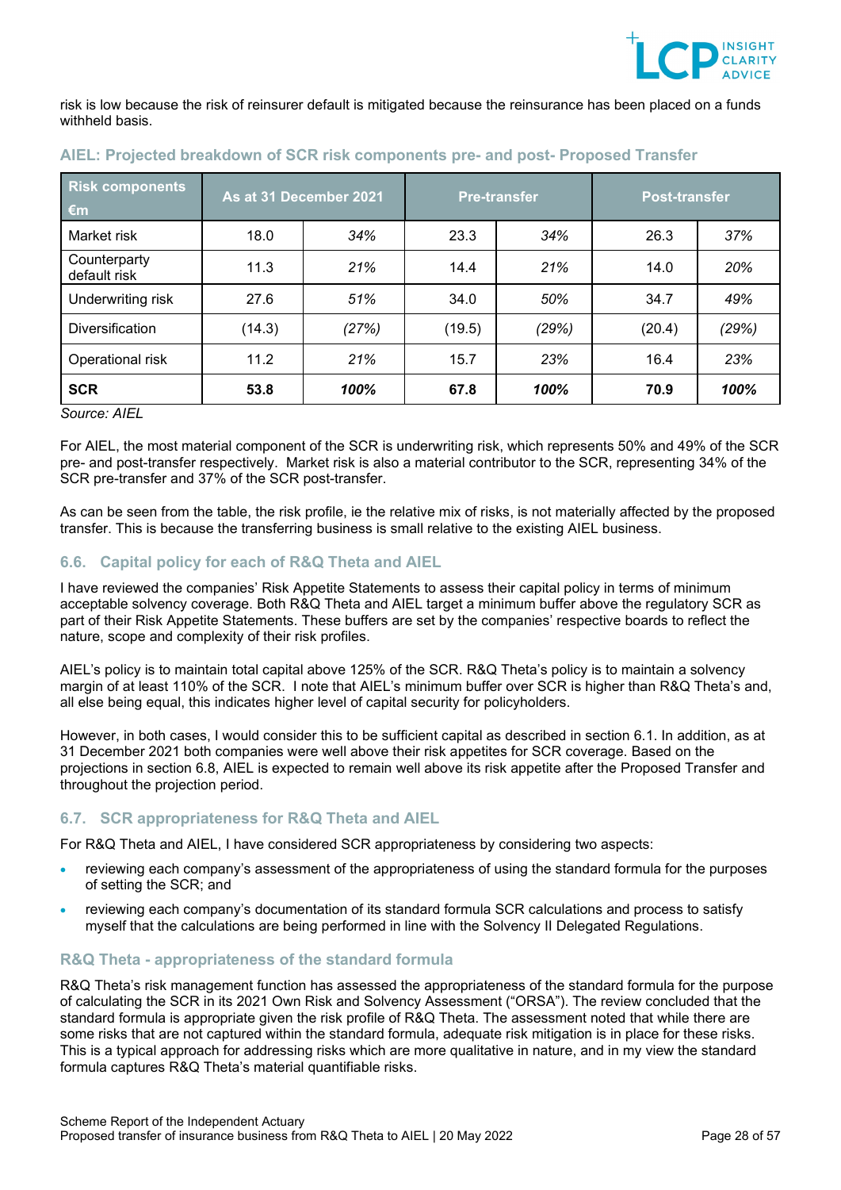risk is low because the risk of reinsurer default is mitigated because the reinsurance has been placed on a funds withheld basis.

### AIEL: Projected breakdown of SCR risk components pre- and post- Proposed Transfer

| Risk components €m | As at 31 December 2021 | | Pre-transfer | | Post-transfer | |
|---|---|---|---|---|---|---|
| Market risk | 18.0 | *34%* | 23.3 | *34%* | 26.3 | *37%* |
| Counterparty default risk | 11.3 | *21%* | 14.4 | *21%* | 14.0 | *20%* |
| Underwriting risk | 27.6 | *51%* | 34.0 | *50%* | 34.7 | *49%* |
| Diversification | (14.3) | *(27%)* | (19.5) | *(29%)* | (20.4) | *(29%)* |
| Operational risk | 11.2 | *21%* | 15.7 | *23%* | 16.4 | *23%* |
| **SCR** | **53.8** | ***100%*** | **67.8** | ***100%*** | **70.9** | ***100%*** |

*Source: AIEL*

For AIEL, the most material component of the SCR is underwriting risk, which represents 50% and 49% of the SCR pre- and post-transfer respectively. Market risk is also a material contributor to the SCR, representing 34% of the SCR pre-transfer and 37% of the SCR post-transfer.

As can be seen from the table, the risk profile, ie the relative mix of risks, is not materially affected by the proposed transfer. This is because the transferring business is small relative to the existing AIEL business.

## 6.6. Capital policy for each of R&Q Theta and AIEL

I have reviewed the companies' Risk Appetite Statements to assess their capital policy in terms of minimum acceptable solvency coverage. Both R&Q Theta and AIEL target a minimum buffer above the regulatory SCR as part of their Risk Appetite Statements. These buffers are set by the companies' respective boards to reflect the nature, scope and complexity of their risk profiles.

AIEL's policy is to maintain total capital above 125% of the SCR. R&Q Theta's policy is to maintain a solvency margin of at least 110% of the SCR. I note that AIEL's minimum buffer over SCR is higher than R&Q Theta's and, all else being equal, this indicates higher level of capital security for policyholders.

However, in both cases, I would consider this to be sufficient capital as described in section 6.1. In addition, as at 31 December 2021 both companies were well above their risk appetites for SCR coverage. Based on the projections in section 6.8, AIEL is expected to remain well above its risk appetite after the Proposed Transfer and throughout the projection period.

## 6.7. SCR appropriateness for R&Q Theta and AIEL

For R&Q Theta and AIEL, I have considered SCR appropriateness by considering two aspects:

- reviewing each company's assessment of the appropriateness of using the standard formula for the purposes of setting the SCR; and
- reviewing each company's documentation of its standard formula SCR calculations and process to satisfy myself that the calculations are being performed in line with the Solvency II Delegated Regulations.

### R&Q Theta - appropriateness of the standard formula

R&Q Theta's risk management function has assessed the appropriateness of the standard formula for the purpose of calculating the SCR in its 2021 Own Risk and Solvency Assessment ("ORSA"). The review concluded that the standard formula is appropriate given the risk profile of R&Q Theta. The assessment noted that while there are some risks that are not captured within the standard formula, adequate risk mitigation is in place for these risks. This is a typical approach for addressing risks which are more qualitative in nature, and in my view the standard formula captures R&Q Theta's material quantifiable risks.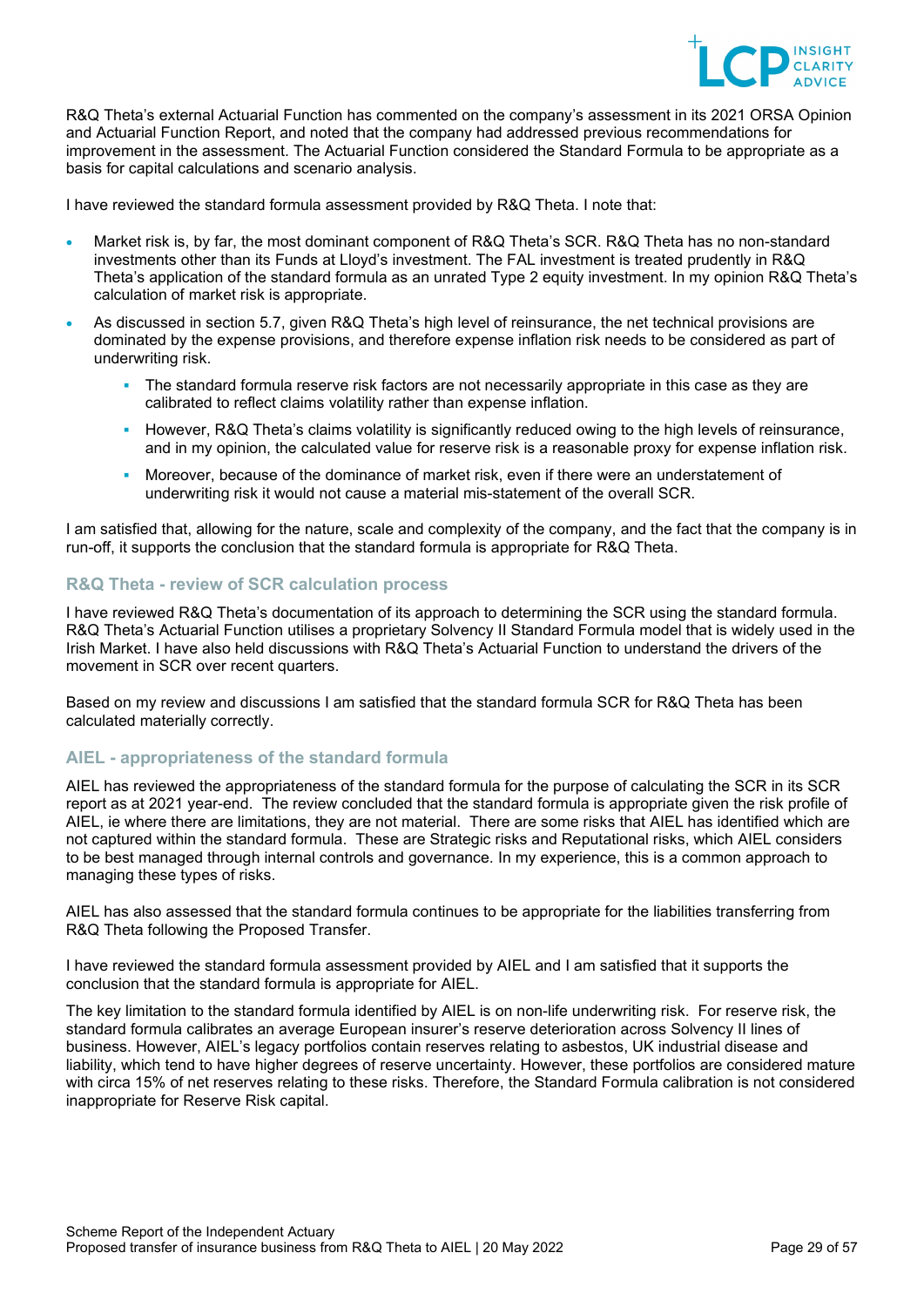R&Q Theta's external Actuarial Function has commented on the company's assessment in its 2021 ORSA Opinion and Actuarial Function Report, and noted that the company had addressed previous recommendations for improvement in the assessment. The Actuarial Function considered the Standard Formula to be appropriate as a basis for capital calculations and scenario analysis.

I have reviewed the standard formula assessment provided by R&Q Theta. I note that:

- Market risk is, by far, the most dominant component of R&Q Theta's SCR. R&Q Theta has no non-standard investments other than its Funds at Lloyd's investment. The FAL investment is treated prudently in R&Q Theta's application of the standard formula as an unrated Type 2 equity investment. In my opinion R&Q Theta's calculation of market risk is appropriate.
- As discussed in section 5.7, given R&Q Theta's high level of reinsurance, the net technical provisions are dominated by the expense provisions, and therefore expense inflation risk needs to be considered as part of underwriting risk.
  - The standard formula reserve risk factors are not necessarily appropriate in this case as they are calibrated to reflect claims volatility rather than expense inflation.
  - However, R&Q Theta's claims volatility is significantly reduced owing to the high levels of reinsurance, and in my opinion, the calculated value for reserve risk is a reasonable proxy for expense inflation risk.
  - Moreover, because of the dominance of market risk, even if there were an understatement of underwriting risk it would not cause a material mis-statement of the overall SCR.

I am satisfied that, allowing for the nature, scale and complexity of the company, and the fact that the company is in run-off, it supports the conclusion that the standard formula is appropriate for R&Q Theta.

### R&Q Theta - review of SCR calculation process

I have reviewed R&Q Theta's documentation of its approach to determining the SCR using the standard formula. R&Q Theta's Actuarial Function utilises a proprietary Solvency II Standard Formula model that is widely used in the Irish Market. I have also held discussions with R&Q Theta's Actuarial Function to understand the drivers of the movement in SCR over recent quarters.

Based on my review and discussions I am satisfied that the standard formula SCR for R&Q Theta has been calculated materially correctly.

### AIEL - appropriateness of the standard formula

AIEL has reviewed the appropriateness of the standard formula for the purpose of calculating the SCR in its SCR report as at 2021 year-end. The review concluded that the standard formula is appropriate given the risk profile of AIEL, ie where there are limitations, they are not material. There are some risks that AIEL has identified which are not captured within the standard formula. These are Strategic risks and Reputational risks, which AIEL considers to be best managed through internal controls and governance. In my experience, this is a common approach to managing these types of risks.

AIEL has also assessed that the standard formula continues to be appropriate for the liabilities transferring from R&Q Theta following the Proposed Transfer.

I have reviewed the standard formula assessment provided by AIEL and I am satisfied that it supports the conclusion that the standard formula is appropriate for AIEL.

The key limitation to the standard formula identified by AIEL is on non-life underwriting risk. For reserve risk, the standard formula calibrates an average European insurer's reserve deterioration across Solvency II lines of business. However, AIEL's legacy portfolios contain reserves relating to asbestos, UK industrial disease and liability, which tend to have higher degrees of reserve uncertainty. However, these portfolios are considered mature with circa 15% of net reserves relating to these risks. Therefore, the Standard Formula calibration is not considered inappropriate for Reserve Risk capital.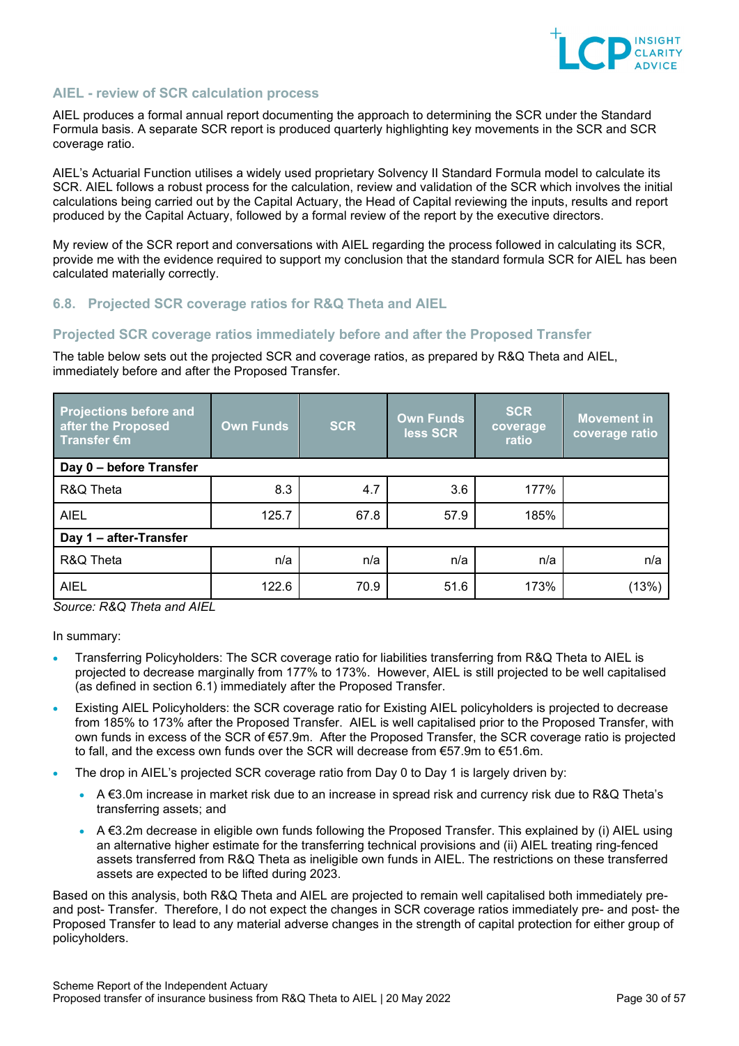### AIEL - review of SCR calculation process

AIEL produces a formal annual report documenting the approach to determining the SCR under the Standard Formula basis. A separate SCR report is produced quarterly highlighting key movements in the SCR and SCR coverage ratio.

AIEL's Actuarial Function utilises a widely used proprietary Solvency II Standard Formula model to calculate its SCR. AIEL follows a robust process for the calculation, review and validation of the SCR which involves the initial calculations being carried out by the Capital Actuary, the Head of Capital reviewing the inputs, results and report produced by the Capital Actuary, followed by a formal review of the report by the executive directors.

My review of the SCR report and conversations with AIEL regarding the process followed in calculating its SCR, provide me with the evidence required to support my conclusion that the standard formula SCR for AIEL has been calculated materially correctly.

## 6.8. Projected SCR coverage ratios for R&Q Theta and AIEL

### Projected SCR coverage ratios immediately before and after the Proposed Transfer

The table below sets out the projected SCR and coverage ratios, as prepared by R&Q Theta and AIEL, immediately before and after the Proposed Transfer.

| Projections before and after the Proposed Transfer €m | Own Funds | SCR | Own Funds less SCR | SCR coverage ratio | Movement in coverage ratio |
|---|---|---|---|---|---|
| **Day 0 – before Transfer** | | | | | |
| R&Q Theta | 8.3 | 4.7 | 3.6 | 177% | |
| AIEL | 125.7 | 67.8 | 57.9 | 185% | |
| **Day 1 – after-Transfer** | | | | | |
| R&Q Theta | n/a | n/a | n/a | n/a | n/a |
| AIEL | 122.6 | 70.9 | 51.6 | 173% | (13%) |

*Source: R&Q Theta and AIEL*

In summary:

- Transferring Policyholders: The SCR coverage ratio for liabilities transferring from R&Q Theta to AIEL is projected to decrease marginally from 177% to 173%. However, AIEL is still projected to be well capitalised (as defined in section 6.1) immediately after the Proposed Transfer.
- Existing AIEL Policyholders: the SCR coverage ratio for Existing AIEL policyholders is projected to decrease from 185% to 173% after the Proposed Transfer. AIEL is well capitalised prior to the Proposed Transfer, with own funds in excess of the SCR of €57.9m. After the Proposed Transfer, the SCR coverage ratio is projected to fall, and the excess own funds over the SCR will decrease from €57.9m to €51.6m.
- The drop in AIEL's projected SCR coverage ratio from Day 0 to Day 1 is largely driven by:
  - A €3.0m increase in market risk due to an increase in spread risk and currency risk due to R&Q Theta's transferring assets; and
  - A €3.2m decrease in eligible own funds following the Proposed Transfer. This explained by (i) AIEL using an alternative higher estimate for the transferring technical provisions and (ii) AIEL treating ring-fenced assets transferred from R&Q Theta as ineligible own funds in AIEL. The restrictions on these transferred assets are expected to be lifted during 2023.

Based on this analysis, both R&Q Theta and AIEL are projected to remain well capitalised both immediately pre- and post- Transfer. Therefore, I do not expect the changes in SCR coverage ratios immediately pre- and post- the Proposed Transfer to lead to any material adverse changes in the strength of capital protection for either group of policyholders.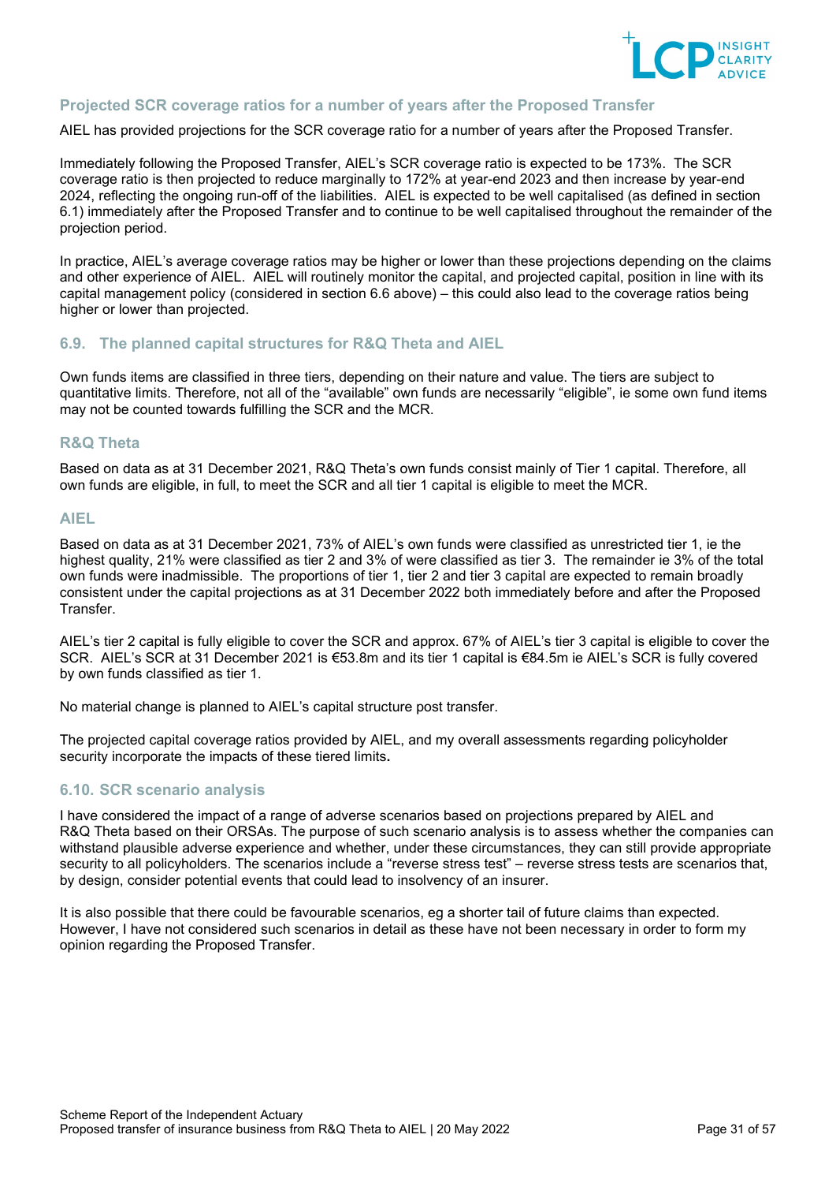### Projected SCR coverage ratios for a number of years after the Proposed Transfer

AIEL has provided projections for the SCR coverage ratio for a number of years after the Proposed Transfer.

Immediately following the Proposed Transfer, AIEL's SCR coverage ratio is expected to be 173%. The SCR coverage ratio is then projected to reduce marginally to 172% at year-end 2023 and then increase by year-end 2024, reflecting the ongoing run-off of the liabilities. AIEL is expected to be well capitalised (as defined in section 6.1) immediately after the Proposed Transfer and to continue to be well capitalised throughout the remainder of the projection period.

In practice, AIEL's average coverage ratios may be higher or lower than these projections depending on the claims and other experience of AIEL. AIEL will routinely monitor the capital, and projected capital, position in line with its capital management policy (considered in section 6.6 above) – this could also lead to the coverage ratios being higher or lower than projected.

## 6.9. The planned capital structures for R&Q Theta and AIEL

Own funds items are classified in three tiers, depending on their nature and value. The tiers are subject to quantitative limits. Therefore, not all of the "available" own funds are necessarily "eligible", ie some own fund items may not be counted towards fulfilling the SCR and the MCR.

### R&Q Theta

Based on data as at 31 December 2021, R&Q Theta's own funds consist mainly of Tier 1 capital. Therefore, all own funds are eligible, in full, to meet the SCR and all tier 1 capital is eligible to meet the MCR.

### AIEL

Based on data as at 31 December 2021, 73% of AIEL's own funds were classified as unrestricted tier 1, ie the highest quality, 21% were classified as tier 2 and 3% of were classified as tier 3. The remainder ie 3% of the total own funds were inadmissible. The proportions of tier 1, tier 2 and tier 3 capital are expected to remain broadly consistent under the capital projections as at 31 December 2022 both immediately before and after the Proposed Transfer.

AIEL's tier 2 capital is fully eligible to cover the SCR and approx. 67% of AIEL's tier 3 capital is eligible to cover the SCR. AIEL's SCR at 31 December 2021 is €53.8m and its tier 1 capital is €84.5m ie AIEL's SCR is fully covered by own funds classified as tier 1.

No material change is planned to AIEL's capital structure post transfer.

The projected capital coverage ratios provided by AIEL, and my overall assessments regarding policyholder security incorporate the impacts of these tiered limits**.**

## 6.10. SCR scenario analysis

I have considered the impact of a range of adverse scenarios based on projections prepared by AIEL and R&Q Theta based on their ORSAs. The purpose of such scenario analysis is to assess whether the companies can withstand plausible adverse experience and whether, under these circumstances, they can still provide appropriate security to all policyholders. The scenarios include a "reverse stress test" – reverse stress tests are scenarios that, by design, consider potential events that could lead to insolvency of an insurer.

It is also possible that there could be favourable scenarios, eg a shorter tail of future claims than expected. However, I have not considered such scenarios in detail as these have not been necessary in order to form my opinion regarding the Proposed Transfer.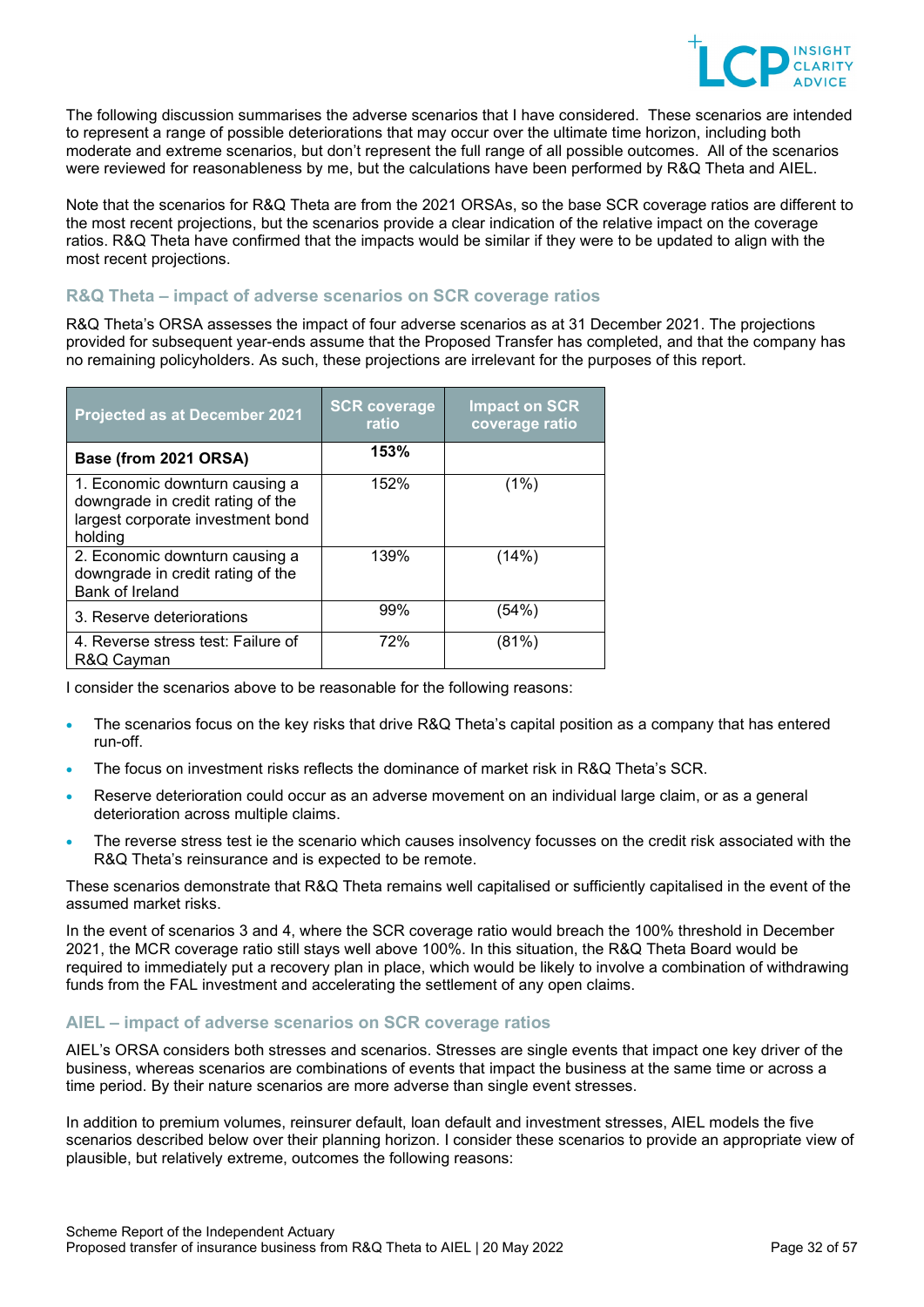The following discussion summarises the adverse scenarios that I have considered. These scenarios are intended to represent a range of possible deteriorations that may occur over the ultimate time horizon, including both moderate and extreme scenarios, but don't represent the full range of all possible outcomes. All of the scenarios were reviewed for reasonableness by me, but the calculations have been performed by R&Q Theta and AIEL.

Note that the scenarios for R&Q Theta are from the 2021 ORSAs, so the base SCR coverage ratios are different to the most recent projections, but the scenarios provide a clear indication of the relative impact on the coverage ratios. R&Q Theta have confirmed that the impacts would be similar if they were to be updated to align with the most recent projections.

### R&Q Theta – impact of adverse scenarios on SCR coverage ratios

R&Q Theta's ORSA assesses the impact of four adverse scenarios as at 31 December 2021. The projections provided for subsequent year-ends assume that the Proposed Transfer has completed, and that the company has no remaining policyholders. As such, these projections are irrelevant for the purposes of this report.

| Projected as at December 2021 | SCR coverage ratio | Impact on SCR coverage ratio |
|---|---|---|
| **Base (from 2021 ORSA)** | **153%** | |
| 1. Economic downturn causing a downgrade in credit rating of the largest corporate investment bond holding | 152% | (1%) |
| 2. Economic downturn causing a downgrade in credit rating of the Bank of Ireland | 139% | (14%) |
| 3. Reserve deteriorations | 99% | (54%) |
| 4. Reverse stress test: Failure of R&Q Cayman | 72% | (81%) |

I consider the scenarios above to be reasonable for the following reasons:

- The scenarios focus on the key risks that drive R&Q Theta's capital position as a company that has entered run-off.
- The focus on investment risks reflects the dominance of market risk in R&Q Theta's SCR.
- Reserve deterioration could occur as an adverse movement on an individual large claim, or as a general deterioration across multiple claims.
- The reverse stress test ie the scenario which causes insolvency focusses on the credit risk associated with the R&Q Theta's reinsurance and is expected to be remote.

These scenarios demonstrate that R&Q Theta remains well capitalised or sufficiently capitalised in the event of the assumed market risks.

In the event of scenarios 3 and 4, where the SCR coverage ratio would breach the 100% threshold in December 2021, the MCR coverage ratio still stays well above 100%. In this situation, the R&Q Theta Board would be required to immediately put a recovery plan in place, which would be likely to involve a combination of withdrawing funds from the FAL investment and accelerating the settlement of any open claims.

### AIEL – impact of adverse scenarios on SCR coverage ratios

AIEL's ORSA considers both stresses and scenarios. Stresses are single events that impact one key driver of the business, whereas scenarios are combinations of events that impact the business at the same time or across a time period. By their nature scenarios are more adverse than single event stresses.

In addition to premium volumes, reinsurer default, loan default and investment stresses, AIEL models the five scenarios described below over their planning horizon. I consider these scenarios to provide an appropriate view of plausible, but relatively extreme, outcomes the following reasons: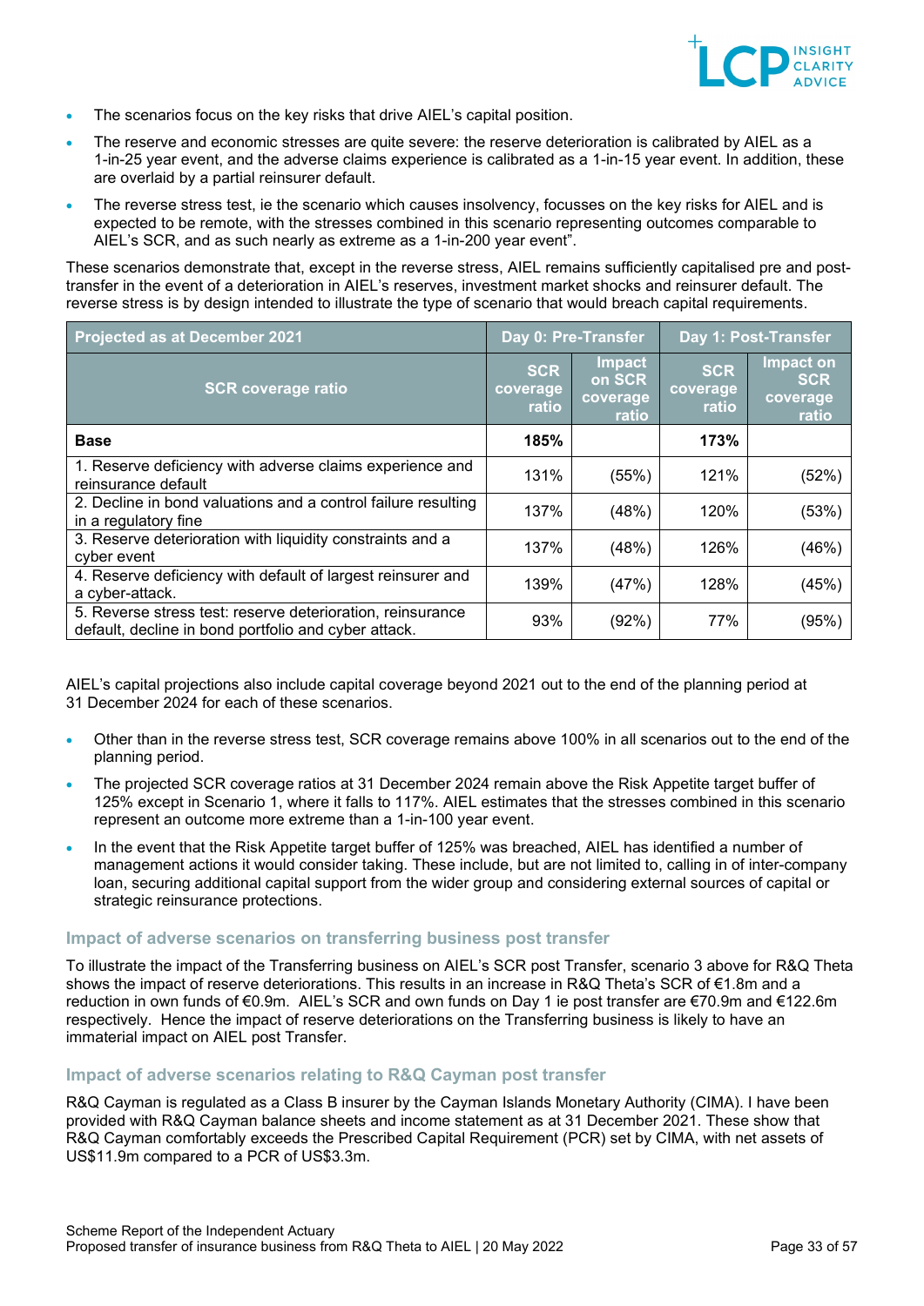- The scenarios focus on the key risks that drive AIEL's capital position.
- The reserve and economic stresses are quite severe: the reserve deterioration is calibrated by AIEL as a 1-in-25 year event, and the adverse claims experience is calibrated as a 1-in-15 year event. In addition, these are overlaid by a partial reinsurer default.
- The reverse stress test, ie the scenario which causes insolvency, focusses on the key risks for AIEL and is expected to be remote, with the stresses combined in this scenario representing outcomes comparable to AIEL's SCR, and as such nearly as extreme as a 1-in-200 year event".

These scenarios demonstrate that, except in the reverse stress, AIEL remains sufficiently capitalised pre and post-transfer in the event of a deterioration in AIEL's reserves, investment market shocks and reinsurer default. The reverse stress is by design intended to illustrate the type of scenario that would breach capital requirements.

| Projected as at December 2021 | Day 0: Pre-Transfer | | Day 1: Post-Transfer | |
|---|---|---|---|---|
| SCR coverage ratio | SCR coverage ratio | Impact on SCR coverage ratio | SCR coverage ratio | Impact on SCR coverage ratio |
| **Base** | **185%** | | **173%** | |
| 1. Reserve deficiency with adverse claims experience and reinsurance default | 131% | (55%) | 121% | (52%) |
| 2. Decline in bond valuations and a control failure resulting in a regulatory fine | 137% | (48%) | 120% | (53%) |
| 3. Reserve deterioration with liquidity constraints and a cyber event | 137% | (48%) | 126% | (46%) |
| 4. Reserve deficiency with default of largest reinsurer and a cyber-attack. | 139% | (47%) | 128% | (45%) |
| 5. Reverse stress test: reserve deterioration, reinsurance default, decline in bond portfolio and cyber attack. | 93% | (92%) | 77% | (95%) |

AIEL's capital projections also include capital coverage beyond 2021 out to the end of the planning period at 31 December 2024 for each of these scenarios.

- Other than in the reverse stress test, SCR coverage remains above 100% in all scenarios out to the end of the planning period.
- The projected SCR coverage ratios at 31 December 2024 remain above the Risk Appetite target buffer of 125% except in Scenario 1, where it falls to 117%. AIEL estimates that the stresses combined in this scenario represent an outcome more extreme than a 1-in-100 year event.
- In the event that the Risk Appetite target buffer of 125% was breached, AIEL has identified a number of management actions it would consider taking. These include, but are not limited to, calling in of inter-company loan, securing additional capital support from the wider group and considering external sources of capital or strategic reinsurance protections.

### Impact of adverse scenarios on transferring business post transfer

To illustrate the impact of the Transferring business on AIEL's SCR post Transfer, scenario 3 above for R&Q Theta shows the impact of reserve deteriorations. This results in an increase in R&Q Theta's SCR of €1.8m and a reduction in own funds of €0.9m. AIEL's SCR and own funds on Day 1 ie post transfer are €70.9m and €122.6m respectively. Hence the impact of reserve deteriorations on the Transferring business is likely to have an immaterial impact on AIEL post Transfer.

### Impact of adverse scenarios relating to R&Q Cayman post transfer

R&Q Cayman is regulated as a Class B insurer by the Cayman Islands Monetary Authority (CIMA). I have been provided with R&Q Cayman balance sheets and income statement as at 31 December 2021. These show that R&Q Cayman comfortably exceeds the Prescribed Capital Requirement (PCR) set by CIMA, with net assets of US$11.9m compared to a PCR of US$3.3m.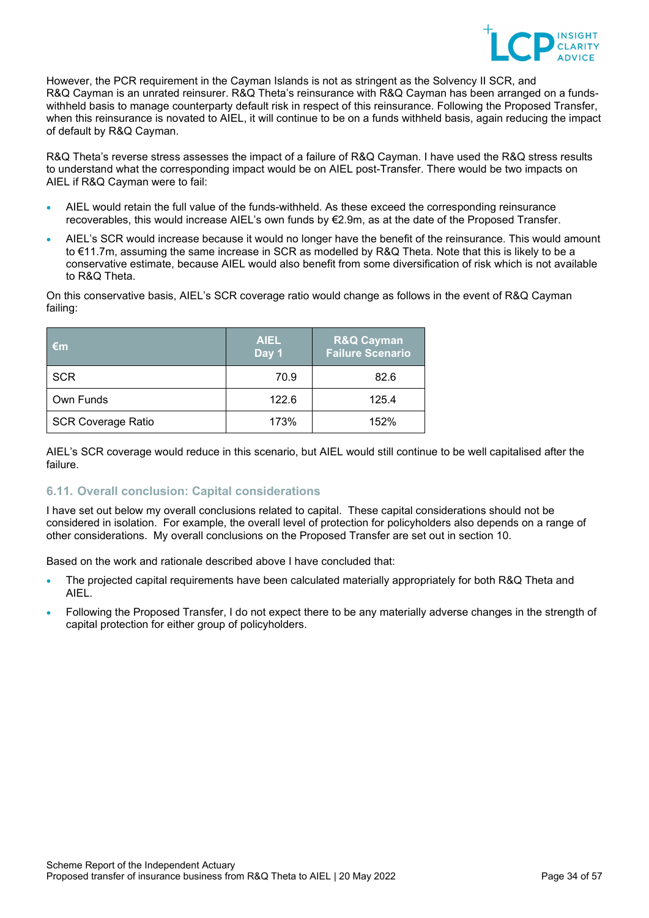However, the PCR requirement in the Cayman Islands is not as stringent as the Solvency II SCR, and R&Q Cayman is an unrated reinsurer. R&Q Theta's reinsurance with R&Q Cayman has been arranged on a funds-withheld basis to manage counterparty default risk in respect of this reinsurance. Following the Proposed Transfer, when this reinsurance is novated to AIEL, it will continue to be on a funds withheld basis, again reducing the impact of default by R&Q Cayman.

R&Q Theta's reverse stress assesses the impact of a failure of R&Q Cayman. I have used the R&Q stress results to understand what the corresponding impact would be on AIEL post-Transfer. There would be two impacts on AIEL if R&Q Cayman were to fail:

- AIEL would retain the full value of the funds-withheld. As these exceed the corresponding reinsurance recoverables, this would increase AIEL's own funds by €2.9m, as at the date of the Proposed Transfer.
- AIEL's SCR would increase because it would no longer have the benefit of the reinsurance. This would amount to €11.7m, assuming the same increase in SCR as modelled by R&Q Theta. Note that this is likely to be a conservative estimate, because AIEL would also benefit from some diversification of risk which is not available to R&Q Theta.

On this conservative basis, AIEL's SCR coverage ratio would change as follows in the event of R&Q Cayman failing:

| €m | AIEL Day 1 | R&Q Cayman Failure Scenario |
|---|---|---|
| SCR | 70.9 | 82.6 |
| Own Funds | 122.6 | 125.4 |
| SCR Coverage Ratio | 173% | 152% |

AIEL's SCR coverage would reduce in this scenario, but AIEL would still continue to be well capitalised after the failure.

### 6.11. Overall conclusion: Capital considerations

I have set out below my overall conclusions related to capital. These capital considerations should not be considered in isolation. For example, the overall level of protection for policyholders also depends on a range of other considerations. My overall conclusions on the Proposed Transfer are set out in section 10.

Based on the work and rationale described above I have concluded that:

- The projected capital requirements have been calculated materially appropriately for both R&Q Theta and AIEL.
- Following the Proposed Transfer, I do not expect there to be any materially adverse changes in the strength of capital protection for either group of policyholders.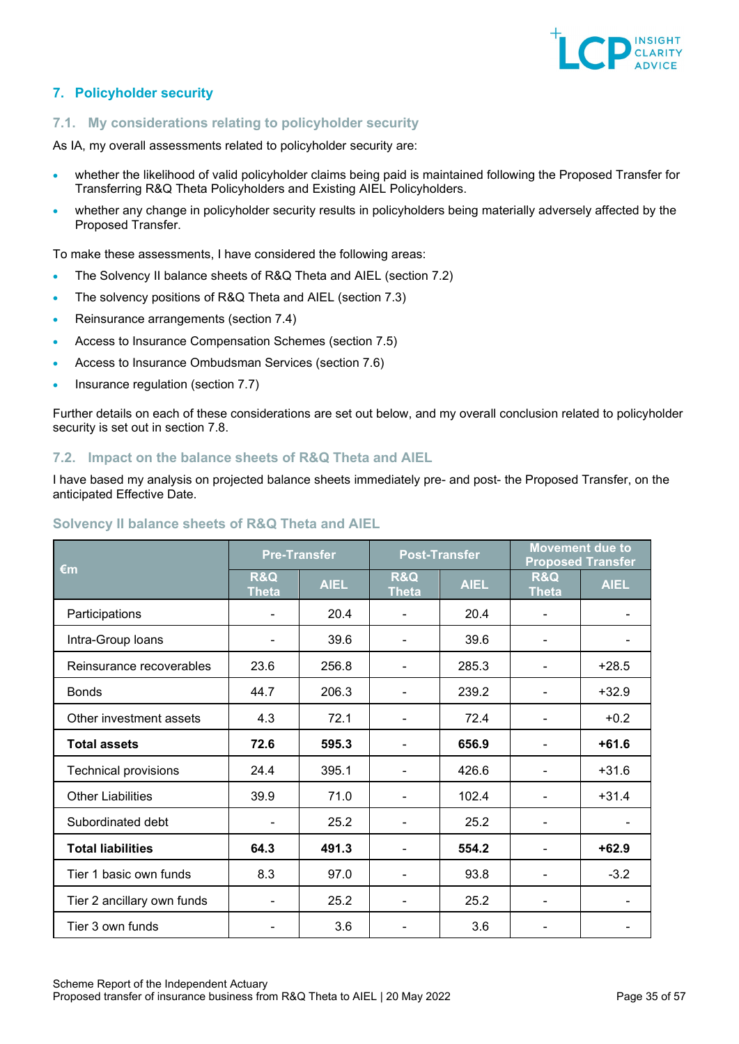## 7. Policyholder security

### 7.1. My considerations relating to policyholder security

As IA, my overall assessments related to policyholder security are:

- whether the likelihood of valid policyholder claims being paid is maintained following the Proposed Transfer for Transferring R&Q Theta Policyholders and Existing AIEL Policyholders.
- whether any change in policyholder security results in policyholders being materially adversely affected by the Proposed Transfer.

To make these assessments, I have considered the following areas:

- The Solvency II balance sheets of R&Q Theta and AIEL (section 7.2)
- The solvency positions of R&Q Theta and AIEL (section 7.3)
- Reinsurance arrangements (section 7.4)
- Access to Insurance Compensation Schemes (section 7.5)
- Access to Insurance Ombudsman Services (section 7.6)
- Insurance regulation (section 7.7)

Further details on each of these considerations are set out below, and my overall conclusion related to policyholder security is set out in section 7.8.

### 7.2. Impact on the balance sheets of R&Q Theta and AIEL

I have based my analysis on projected balance sheets immediately pre- and post- the Proposed Transfer, on the anticipated Effective Date.

#### Solvency II balance sheets of R&Q Theta and AIEL

| €m | Pre-Transfer | | Post-Transfer | | Movement due to Proposed Transfer | |
|---|---|---|---|---|---|---|
| | R&Q Theta | AIEL | R&Q Theta | AIEL | R&Q Theta | AIEL |
| Participations | - | 20.4 | - | 20.4 | - | - |
| Intra-Group loans | - | 39.6 | - | 39.6 | - | - |
| Reinsurance recoverables | 23.6 | 256.8 | - | 285.3 | - | +28.5 |
| Bonds | 44.7 | 206.3 | - | 239.2 | - | +32.9 |
| Other investment assets | 4.3 | 72.1 | - | 72.4 | - | +0.2 |
| **Total assets** | **72.6** | **595.3** | - | **656.9** | - | **+61.6** |
| Technical provisions | 24.4 | 395.1 | - | 426.6 | - | +31.6 |
| Other Liabilities | 39.9 | 71.0 | - | 102.4 | - | +31.4 |
| Subordinated debt | - | 25.2 | - | 25.2 | - | - |
| **Total liabilities** | **64.3** | **491.3** | - | **554.2** | - | **+62.9** |
| Tier 1 basic own funds | 8.3 | 97.0 | - | 93.8 | - | -3.2 |
| Tier 2 ancillary own funds | - | 25.2 | - | 25.2 | - | - |
| Tier 3 own funds | - | 3.6 | - | 3.6 | - | - |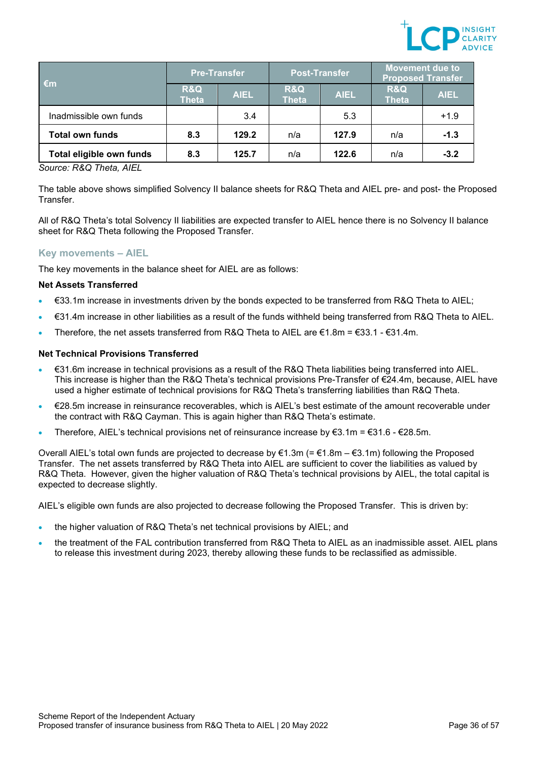| €m | Pre-Transfer | | Post-Transfer | | Movement due to Proposed Transfer | |
|---|---|---|---|---|---|---|
| | R&Q Theta | AIEL | R&Q Theta | AIEL | R&Q Theta | AIEL |
| Inadmissible own funds | | 3.4 | | 5.3 | | +1.9 |
| **Total own funds** | **8.3** | **129.2** | n/a | **127.9** | n/a | **-1.3** |
| **Total eligible own funds** | **8.3** | **125.7** | n/a | **122.6** | n/a | **-3.2** |

*Source: R&Q Theta, AIEL*

The table above shows simplified Solvency II balance sheets for R&Q Theta and AIEL pre- and post- the Proposed Transfer.

All of R&Q Theta's total Solvency II liabilities are expected transfer to AIEL hence there is no Solvency II balance sheet for R&Q Theta following the Proposed Transfer.

### Key movements – AIEL

The key movements in the balance sheet for AIEL are as follows:

**Net Assets Transferred**

- €33.1m increase in investments driven by the bonds expected to be transferred from R&Q Theta to AIEL;
- €31.4m increase in other liabilities as a result of the funds withheld being transferred from R&Q Theta to AIEL.
- Therefore, the net assets transferred from R&Q Theta to AIEL are €1.8m = €33.1 - €31.4m.

**Net Technical Provisions Transferred**

- €31.6m increase in technical provisions as a result of the R&Q Theta liabilities being transferred into AIEL. This increase is higher than the R&Q Theta's technical provisions Pre-Transfer of €24.4m, because, AIEL have used a higher estimate of technical provisions for R&Q Theta's transferring liabilities than R&Q Theta.
- €28.5m increase in reinsurance recoverables, which is AIEL's best estimate of the amount recoverable under the contract with R&Q Cayman. This is again higher than R&Q Theta's estimate.
- Therefore, AIEL's technical provisions net of reinsurance increase by €3.1m = €31.6 - €28.5m.

Overall AIEL's total own funds are projected to decrease by €1.3m (= €1.8m – €3.1m) following the Proposed Transfer. The net assets transferred by R&Q Theta into AIEL are sufficient to cover the liabilities as valued by R&Q Theta. However, given the higher valuation of R&Q Theta's technical provisions by AIEL, the total capital is expected to decrease slightly.

AIEL's eligible own funds are also projected to decrease following the Proposed Transfer. This is driven by:

- the higher valuation of R&Q Theta's net technical provisions by AIEL; and
- the treatment of the FAL contribution transferred from R&Q Theta to AIEL as an inadmissible asset. AIEL plans to release this investment during 2023, thereby allowing these funds to be reclassified as admissible.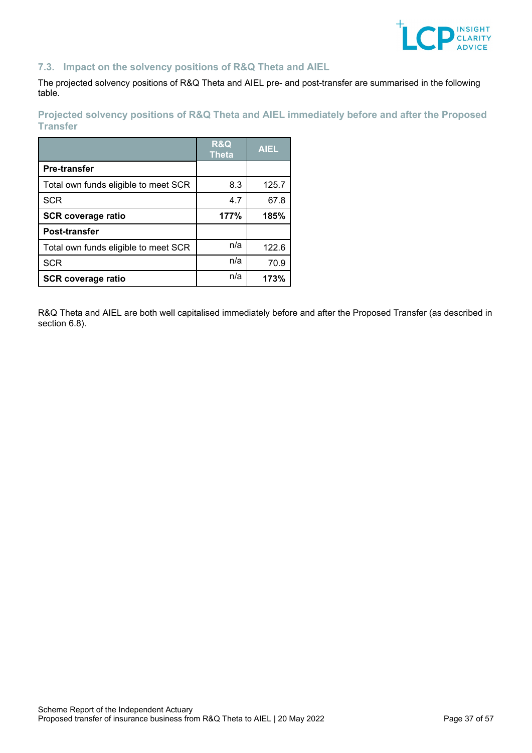## 7.3. Impact on the solvency positions of R&Q Theta and AIEL

The projected solvency positions of R&Q Theta and AIEL pre- and post-transfer are summarised in the following table.

### Projected solvency positions of R&Q Theta and AIEL immediately before and after the Proposed Transfer

| | R&Q Theta | AIEL |
|---|---|---|
| **Pre-transfer** | | |
| Total own funds eligible to meet SCR | 8.3 | 125.7 |
| SCR | 4.7 | 67.8 |
| **SCR coverage ratio** | **177%** | **185%** |
| **Post-transfer** | | |
| Total own funds eligible to meet SCR | n/a | 122.6 |
| SCR | n/a | 70.9 |
| **SCR coverage ratio** | n/a | **173%** |

R&Q Theta and AIEL are both well capitalised immediately before and after the Proposed Transfer (as described in section 6.8).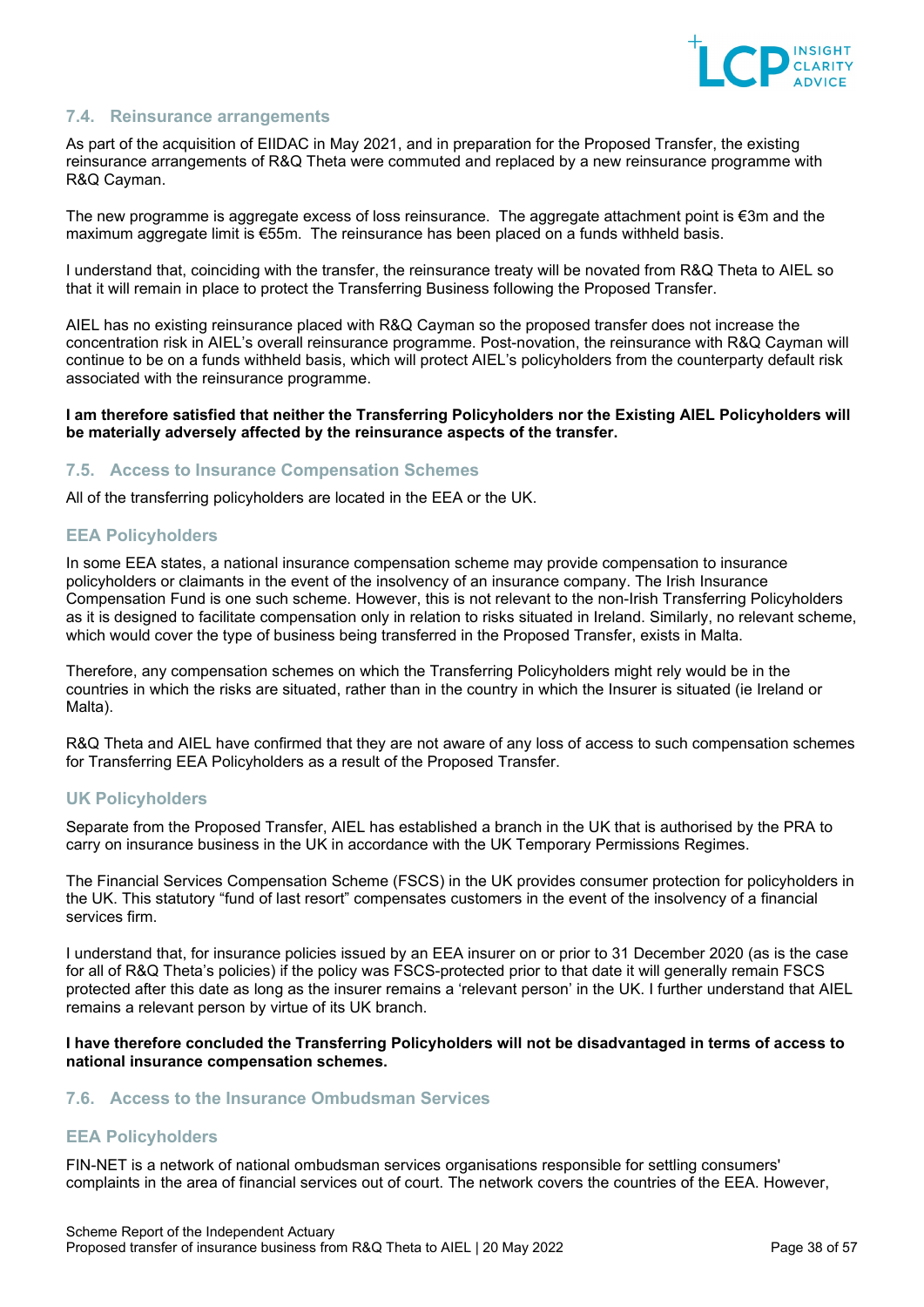## 7.4. Reinsurance arrangements

As part of the acquisition of EIIDAC in May 2021, and in preparation for the Proposed Transfer, the existing reinsurance arrangements of R&Q Theta were commuted and replaced by a new reinsurance programme with R&Q Cayman.

The new programme is aggregate excess of loss reinsurance. The aggregate attachment point is €3m and the maximum aggregate limit is €55m. The reinsurance has been placed on a funds withheld basis.

I understand that, coinciding with the transfer, the reinsurance treaty will be novated from R&Q Theta to AIEL so that it will remain in place to protect the Transferring Business following the Proposed Transfer.

AIEL has no existing reinsurance placed with R&Q Cayman so the proposed transfer does not increase the concentration risk in AIEL's overall reinsurance programme. Post-novation, the reinsurance with R&Q Cayman will continue to be on a funds withheld basis, which will protect AIEL's policyholders from the counterparty default risk associated with the reinsurance programme.

**I am therefore satisfied that neither the Transferring Policyholders nor the Existing AIEL Policyholders will be materially adversely affected by the reinsurance aspects of the transfer.**

## 7.5. Access to Insurance Compensation Schemes

All of the transferring policyholders are located in the EEA or the UK.

### EEA Policyholders

In some EEA states, a national insurance compensation scheme may provide compensation to insurance policyholders or claimants in the event of the insolvency of an insurance company. The Irish Insurance Compensation Fund is one such scheme. However, this is not relevant to the non-Irish Transferring Policyholders as it is designed to facilitate compensation only in relation to risks situated in Ireland. Similarly, no relevant scheme, which would cover the type of business being transferred in the Proposed Transfer, exists in Malta.

Therefore, any compensation schemes on which the Transferring Policyholders might rely would be in the countries in which the risks are situated, rather than in the country in which the Insurer is situated (ie Ireland or Malta).

R&Q Theta and AIEL have confirmed that they are not aware of any loss of access to such compensation schemes for Transferring EEA Policyholders as a result of the Proposed Transfer.

### UK Policyholders

Separate from the Proposed Transfer, AIEL has established a branch in the UK that is authorised by the PRA to carry on insurance business in the UK in accordance with the UK Temporary Permissions Regimes.

The Financial Services Compensation Scheme (FSCS) in the UK provides consumer protection for policyholders in the UK. This statutory "fund of last resort" compensates customers in the event of the insolvency of a financial services firm.

I understand that, for insurance policies issued by an EEA insurer on or prior to 31 December 2020 (as is the case for all of R&Q Theta's policies) if the policy was FSCS-protected prior to that date it will generally remain FSCS protected after this date as long as the insurer remains a 'relevant person' in the UK. I further understand that AIEL remains a relevant person by virtue of its UK branch.

**I have therefore concluded the Transferring Policyholders will not be disadvantaged in terms of access to national insurance compensation schemes.**

## 7.6. Access to the Insurance Ombudsman Services

### EEA Policyholders

FIN-NET is a network of national ombudsman services organisations responsible for settling consumers' complaints in the area of financial services out of court. The network covers the countries of the EEA. However,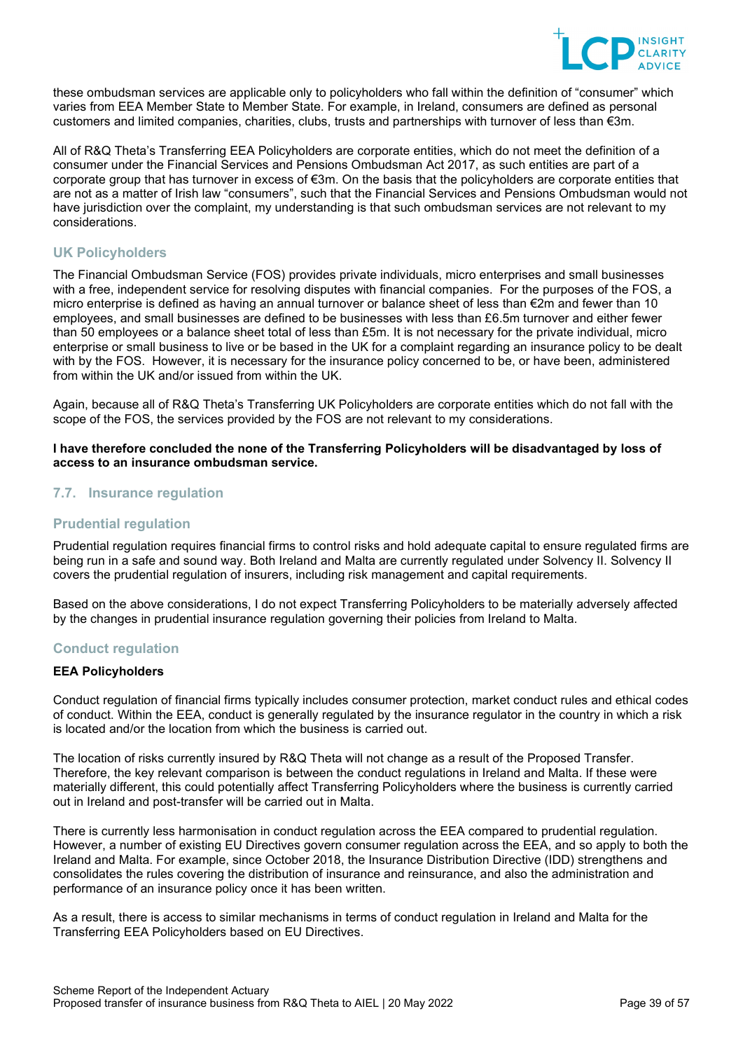these ombudsman services are applicable only to policyholders who fall within the definition of "consumer" which varies from EEA Member State to Member State. For example, in Ireland, consumers are defined as personal customers and limited companies, charities, clubs, trusts and partnerships with turnover of less than €3m.

All of R&Q Theta's Transferring EEA Policyholders are corporate entities, which do not meet the definition of a consumer under the Financial Services and Pensions Ombudsman Act 2017, as such entities are part of a corporate group that has turnover in excess of €3m. On the basis that the policyholders are corporate entities that are not as a matter of Irish law "consumers", such that the Financial Services and Pensions Ombudsman would not have jurisdiction over the complaint, my understanding is that such ombudsman services are not relevant to my considerations.

### UK Policyholders

The Financial Ombudsman Service (FOS) provides private individuals, micro enterprises and small businesses with a free, independent service for resolving disputes with financial companies. For the purposes of the FOS, a micro enterprise is defined as having an annual turnover or balance sheet of less than €2m and fewer than 10 employees, and small businesses are defined to be businesses with less than £6.5m turnover and either fewer than 50 employees or a balance sheet total of less than £5m. It is not necessary for the private individual, micro enterprise or small business to live or be based in the UK for a complaint regarding an insurance policy to be dealt with by the FOS. However, it is necessary for the insurance policy concerned to be, or have been, administered from within the UK and/or issued from within the UK.

Again, because all of R&Q Theta's Transferring UK Policyholders are corporate entities which do not fall with the scope of the FOS, the services provided by the FOS are not relevant to my considerations.

**I have therefore concluded the none of the Transferring Policyholders will be disadvantaged by loss of access to an insurance ombudsman service.**

## 7.7. Insurance regulation

### Prudential regulation

Prudential regulation requires financial firms to control risks and hold adequate capital to ensure regulated firms are being run in a safe and sound way. Both Ireland and Malta are currently regulated under Solvency II. Solvency II covers the prudential regulation of insurers, including risk management and capital requirements.

Based on the above considerations, I do not expect Transferring Policyholders to be materially adversely affected by the changes in prudential insurance regulation governing their policies from Ireland to Malta.

### Conduct regulation

**EEA Policyholders**

Conduct regulation of financial firms typically includes consumer protection, market conduct rules and ethical codes of conduct. Within the EEA, conduct is generally regulated by the insurance regulator in the country in which a risk is located and/or the location from which the business is carried out.

The location of risks currently insured by R&Q Theta will not change as a result of the Proposed Transfer. Therefore, the key relevant comparison is between the conduct regulations in Ireland and Malta. If these were materially different, this could potentially affect Transferring Policyholders where the business is currently carried out in Ireland and post-transfer will be carried out in Malta.

There is currently less harmonisation in conduct regulation across the EEA compared to prudential regulation. However, a number of existing EU Directives govern consumer regulation across the EEA, and so apply to both the Ireland and Malta. For example, since October 2018, the Insurance Distribution Directive (IDD) strengthens and consolidates the rules covering the distribution of insurance and reinsurance, and also the administration and performance of an insurance policy once it has been written.

As a result, there is access to similar mechanisms in terms of conduct regulation in Ireland and Malta for the Transferring EEA Policyholders based on EU Directives.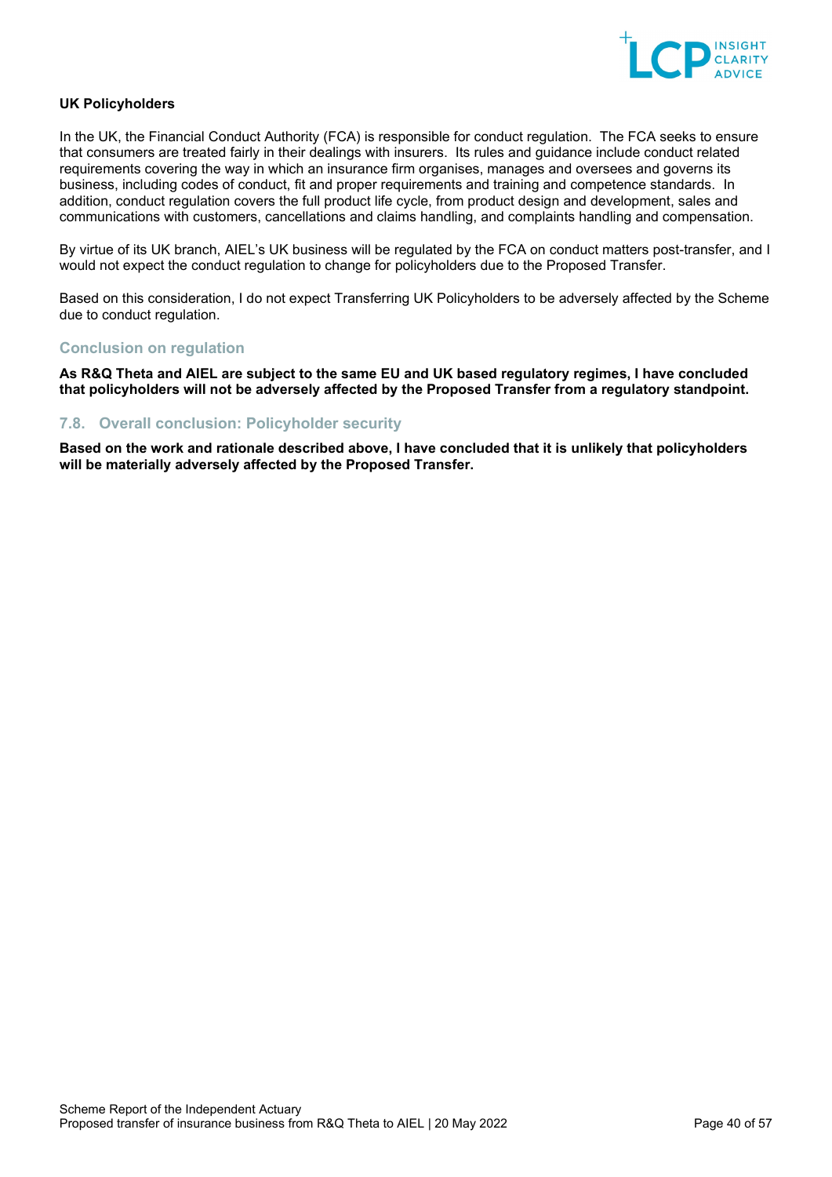**UK Policyholders**

In the UK, the Financial Conduct Authority (FCA) is responsible for conduct regulation. The FCA seeks to ensure that consumers are treated fairly in their dealings with insurers. Its rules and guidance include conduct related requirements covering the way in which an insurance firm organises, manages and oversees and governs its business, including codes of conduct, fit and proper requirements and training and competence standards. In addition, conduct regulation covers the full product life cycle, from product design and development, sales and communications with customers, cancellations and claims handling, and complaints handling and compensation.

By virtue of its UK branch, AIEL's UK business will be regulated by the FCA on conduct matters post-transfer, and I would not expect the conduct regulation to change for policyholders due to the Proposed Transfer.

Based on this consideration, I do not expect Transferring UK Policyholders to be adversely affected by the Scheme due to conduct regulation.

### Conclusion on regulation

**As R&Q Theta and AIEL are subject to the same EU and UK based regulatory regimes, I have concluded that policyholders will not be adversely affected by the Proposed Transfer from a regulatory standpoint.**

## 7.8. Overall conclusion: Policyholder security

**Based on the work and rationale described above, I have concluded that it is unlikely that policyholders will be materially adversely affected by the Proposed Transfer.**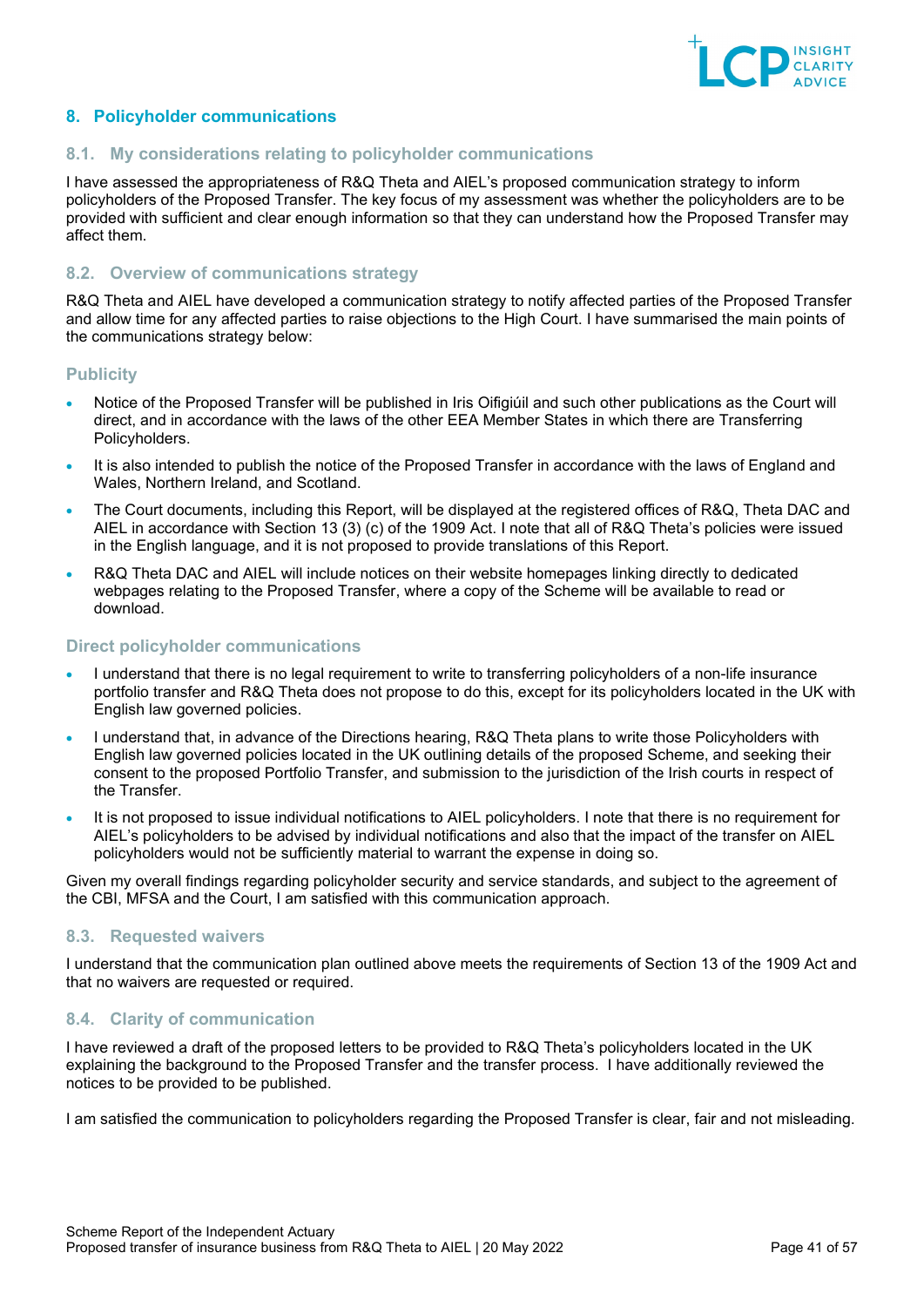## 8. Policyholder communications

### 8.1. My considerations relating to policyholder communications

I have assessed the appropriateness of R&Q Theta and AIEL's proposed communication strategy to inform policyholders of the Proposed Transfer. The key focus of my assessment was whether the policyholders are to be provided with sufficient and clear enough information so that they can understand how the Proposed Transfer may affect them.

### 8.2. Overview of communications strategy

R&Q Theta and AIEL have developed a communication strategy to notify affected parties of the Proposed Transfer and allow time for any affected parties to raise objections to the High Court. I have summarised the main points of the communications strategy below:

#### Publicity

- Notice of the Proposed Transfer will be published in Iris Oifigiúil and such other publications as the Court will direct, and in accordance with the laws of the other EEA Member States in which there are Transferring Policyholders.
- It is also intended to publish the notice of the Proposed Transfer in accordance with the laws of England and Wales, Northern Ireland, and Scotland.
- The Court documents, including this Report, will be displayed at the registered offices of R&Q, Theta DAC and AIEL in accordance with Section 13 (3) (c) of the 1909 Act. I note that all of R&Q Theta's policies were issued in the English language, and it is not proposed to provide translations of this Report.
- R&Q Theta DAC and AIEL will include notices on their website homepages linking directly to dedicated webpages relating to the Proposed Transfer, where a copy of the Scheme will be available to read or download.

#### Direct policyholder communications

- I understand that there is no legal requirement to write to transferring policyholders of a non-life insurance portfolio transfer and R&Q Theta does not propose to do this, except for its policyholders located in the UK with English law governed policies.
- I understand that, in advance of the Directions hearing, R&Q Theta plans to write those Policyholders with English law governed policies located in the UK outlining details of the proposed Scheme, and seeking their consent to the proposed Portfolio Transfer, and submission to the jurisdiction of the Irish courts in respect of the Transfer.
- It is not proposed to issue individual notifications to AIEL policyholders. I note that there is no requirement for AIEL's policyholders to be advised by individual notifications and also that the impact of the transfer on AIEL policyholders would not be sufficiently material to warrant the expense in doing so.

Given my overall findings regarding policyholder security and service standards, and subject to the agreement of the CBI, MFSA and the Court, I am satisfied with this communication approach.

### 8.3. Requested waivers

I understand that the communication plan outlined above meets the requirements of Section 13 of the 1909 Act and that no waivers are requested or required.

### 8.4. Clarity of communication

I have reviewed a draft of the proposed letters to be provided to R&Q Theta's policyholders located in the UK explaining the background to the Proposed Transfer and the transfer process. I have additionally reviewed the notices to be provided to be published.

I am satisfied the communication to policyholders regarding the Proposed Transfer is clear, fair and not misleading.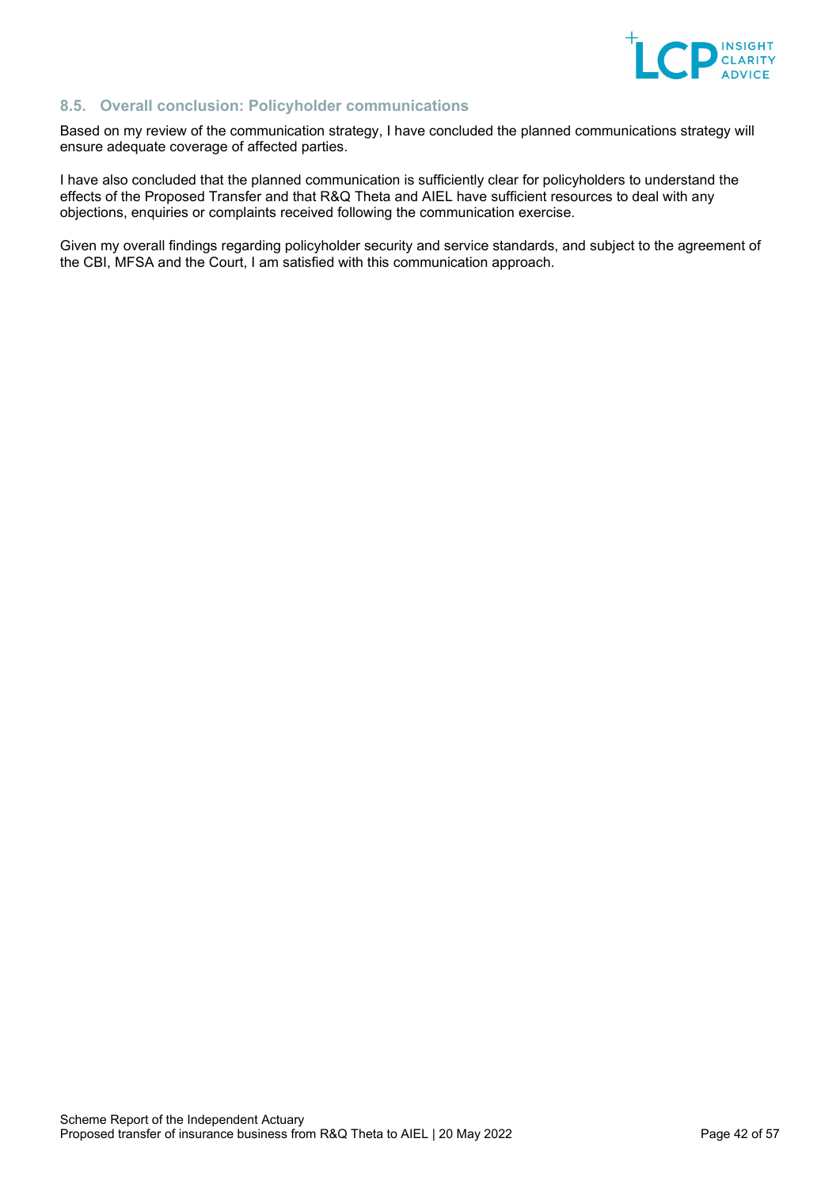### 8.5. Overall conclusion: Policyholder communications

Based on my review of the communication strategy, I have concluded the planned communications strategy will ensure adequate coverage of affected parties.

I have also concluded that the planned communication is sufficiently clear for policyholders to understand the effects of the Proposed Transfer and that R&Q Theta and AIEL have sufficient resources to deal with any objections, enquiries or complaints received following the communication exercise.

Given my overall findings regarding policyholder security and service standards, and subject to the agreement of the CBI, MFSA and the Court, I am satisfied with this communication approach.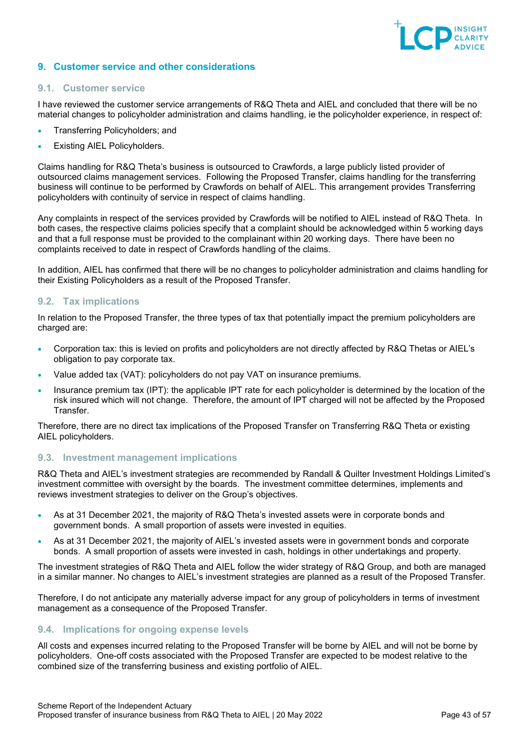## 9. Customer service and other considerations

### 9.1. Customer service

I have reviewed the customer service arrangements of R&Q Theta and AIEL and concluded that there will be no material changes to policyholder administration and claims handling, ie the policyholder experience, in respect of:

- Transferring Policyholders; and
- Existing AIEL Policyholders.

Claims handling for R&Q Theta's business is outsourced to Crawfords, a large publicly listed provider of outsourced claims management services. Following the Proposed Transfer, claims handling for the transferring business will continue to be performed by Crawfords on behalf of AIEL. This arrangement provides Transferring policyholders with continuity of service in respect of claims handling.

Any complaints in respect of the services provided by Crawfords will be notified to AIEL instead of R&Q Theta. In both cases, the respective claims policies specify that a complaint should be acknowledged within 5 working days and that a full response must be provided to the complainant within 20 working days. There have been no complaints received to date in respect of Crawfords handling of the claims.

In addition, AIEL has confirmed that there will be no changes to policyholder administration and claims handling for their Existing Policyholders as a result of the Proposed Transfer.

### 9.2. Tax implications

In relation to the Proposed Transfer, the three types of tax that potentially impact the premium policyholders are charged are:

- Corporation tax: this is levied on profits and policyholders are not directly affected by R&Q Thetas or AIEL's obligation to pay corporate tax.
- Value added tax (VAT): policyholders do not pay VAT on insurance premiums.
- Insurance premium tax (IPT): the applicable IPT rate for each policyholder is determined by the location of the risk insured which will not change. Therefore, the amount of IPT charged will not be affected by the Proposed Transfer.

Therefore, there are no direct tax implications of the Proposed Transfer on Transferring R&Q Theta or existing AIEL policyholders.

### 9.3. Investment management implications

R&Q Theta and AIEL's investment strategies are recommended by Randall & Quilter Investment Holdings Limited's investment committee with oversight by the boards. The investment committee determines, implements and reviews investment strategies to deliver on the Group's objectives.

- As at 31 December 2021, the majority of R&Q Theta's invested assets were in corporate bonds and government bonds. A small proportion of assets were invested in equities.
- As at 31 December 2021, the majority of AIEL's invested assets were in government bonds and corporate bonds. A small proportion of assets were invested in cash, holdings in other undertakings and property.

The investment strategies of R&Q Theta and AIEL follow the wider strategy of R&Q Group, and both are managed in a similar manner. No changes to AIEL's investment strategies are planned as a result of the Proposed Transfer.

Therefore, I do not anticipate any materially adverse impact for any group of policyholders in terms of investment management as a consequence of the Proposed Transfer.

### 9.4. Implications for ongoing expense levels

All costs and expenses incurred relating to the Proposed Transfer will be borne by AIEL and will not be borne by policyholders. One-off costs associated with the Proposed Transfer are expected to be modest relative to the combined size of the transferring business and existing portfolio of AIEL.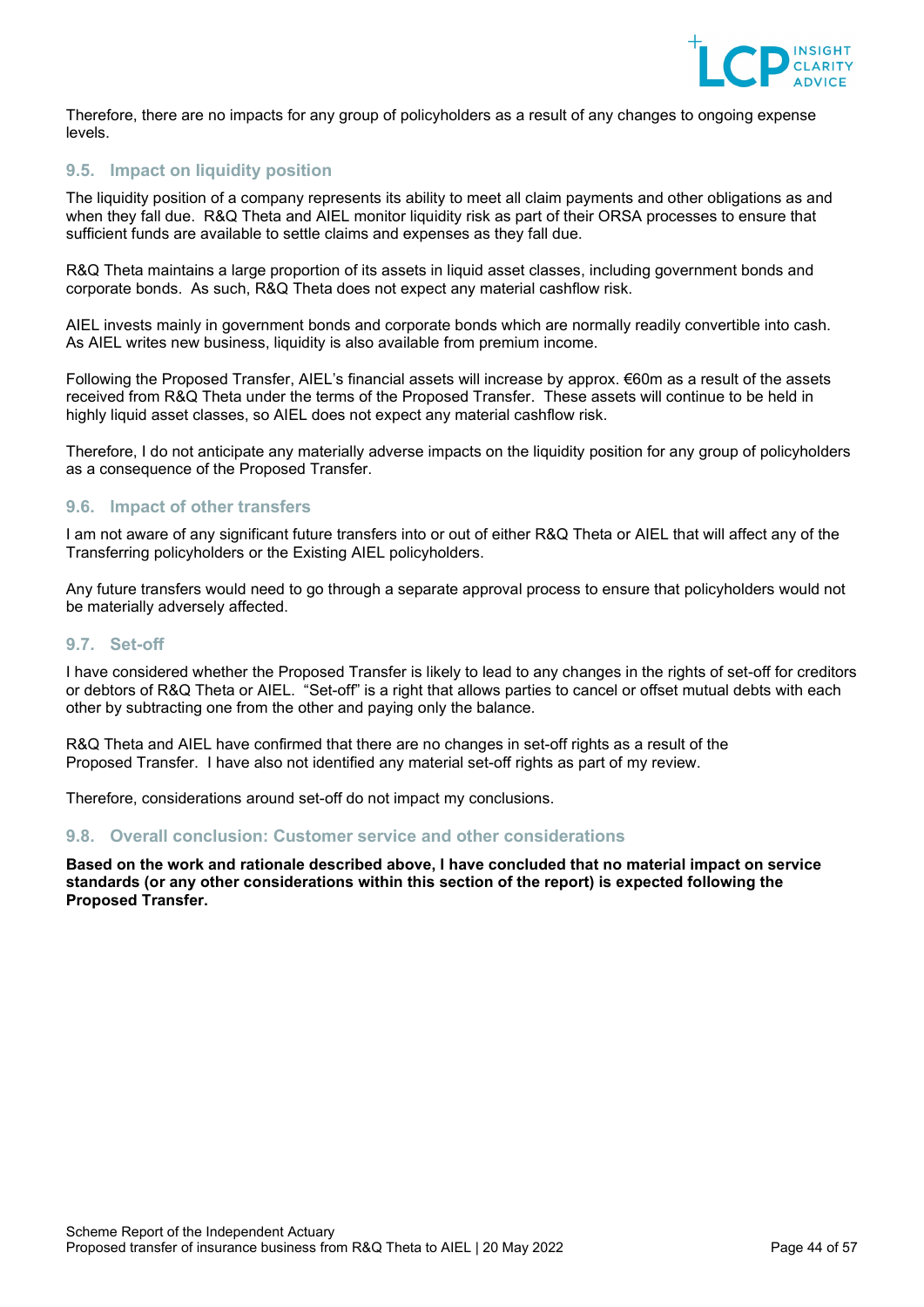Therefore, there are no impacts for any group of policyholders as a result of any changes to ongoing expense levels.

### 9.5. Impact on liquidity position

The liquidity position of a company represents its ability to meet all claim payments and other obligations as and when they fall due. R&Q Theta and AIEL monitor liquidity risk as part of their ORSA processes to ensure that sufficient funds are available to settle claims and expenses as they fall due.

R&Q Theta maintains a large proportion of its assets in liquid asset classes, including government bonds and corporate bonds. As such, R&Q Theta does not expect any material cashflow risk.

AIEL invests mainly in government bonds and corporate bonds which are normally readily convertible into cash. As AIEL writes new business, liquidity is also available from premium income.

Following the Proposed Transfer, AIEL's financial assets will increase by approx. €60m as a result of the assets received from R&Q Theta under the terms of the Proposed Transfer. These assets will continue to be held in highly liquid asset classes, so AIEL does not expect any material cashflow risk.

Therefore, I do not anticipate any materially adverse impacts on the liquidity position for any group of policyholders as a consequence of the Proposed Transfer.

### 9.6. Impact of other transfers

I am not aware of any significant future transfers into or out of either R&Q Theta or AIEL that will affect any of the Transferring policyholders or the Existing AIEL policyholders.

Any future transfers would need to go through a separate approval process to ensure that policyholders would not be materially adversely affected.

### 9.7. Set-off

I have considered whether the Proposed Transfer is likely to lead to any changes in the rights of set-off for creditors or debtors of R&Q Theta or AIEL. "Set-off" is a right that allows parties to cancel or offset mutual debts with each other by subtracting one from the other and paying only the balance.

R&Q Theta and AIEL have confirmed that there are no changes in set-off rights as a result of the Proposed Transfer. I have also not identified any material set-off rights as part of my review.

Therefore, considerations around set-off do not impact my conclusions.

### 9.8. Overall conclusion: Customer service and other considerations

**Based on the work and rationale described above, I have concluded that no material impact on service standards (or any other considerations within this section of the report) is expected following the Proposed Transfer.**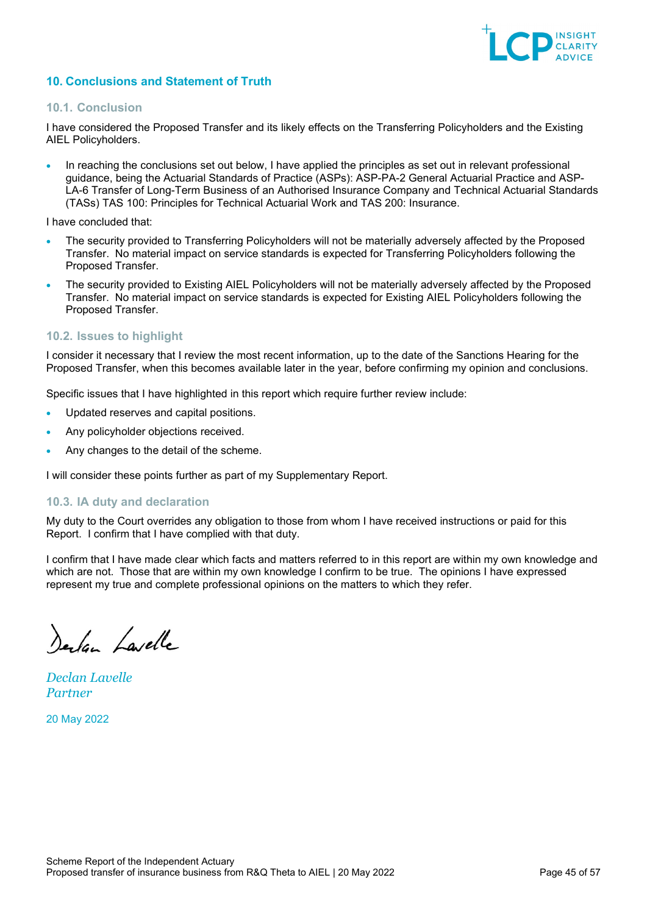## 10. Conclusions and Statement of Truth

### 10.1. Conclusion

I have considered the Proposed Transfer and its likely effects on the Transferring Policyholders and the Existing AIEL Policyholders.

- In reaching the conclusions set out below, I have applied the principles as set out in relevant professional guidance, being the Actuarial Standards of Practice (ASPs): ASP-PA-2 General Actuarial Practice and ASP-LA-6 Transfer of Long-Term Business of an Authorised Insurance Company and Technical Actuarial Standards (TASs) TAS 100: Principles for Technical Actuarial Work and TAS 200: Insurance.

I have concluded that:

- The security provided to Transferring Policyholders will not be materially adversely affected by the Proposed Transfer. No material impact on service standards is expected for Transferring Policyholders following the Proposed Transfer.
- The security provided to Existing AIEL Policyholders will not be materially adversely affected by the Proposed Transfer. No material impact on service standards is expected for Existing AIEL Policyholders following the Proposed Transfer.

### 10.2. Issues to highlight

I consider it necessary that I review the most recent information, up to the date of the Sanctions Hearing for the Proposed Transfer, when this becomes available later in the year, before confirming my opinion and conclusions.

Specific issues that I have highlighted in this report which require further review include:

- Updated reserves and capital positions.
- Any policyholder objections received.
- Any changes to the detail of the scheme.

I will consider these points further as part of my Supplementary Report.

### 10.3. IA duty and declaration

My duty to the Court overrides any obligation to those from whom I have received instructions or paid for this Report. I confirm that I have complied with that duty.

I confirm that I have made clear which facts and matters referred to in this report are within my own knowledge and which are not. Those that are within my own knowledge I confirm to be true. The opinions I have expressed represent my true and complete professional opinions on the matters to which they refer.

*Declan Lavelle*
*Partner*

20 May 2022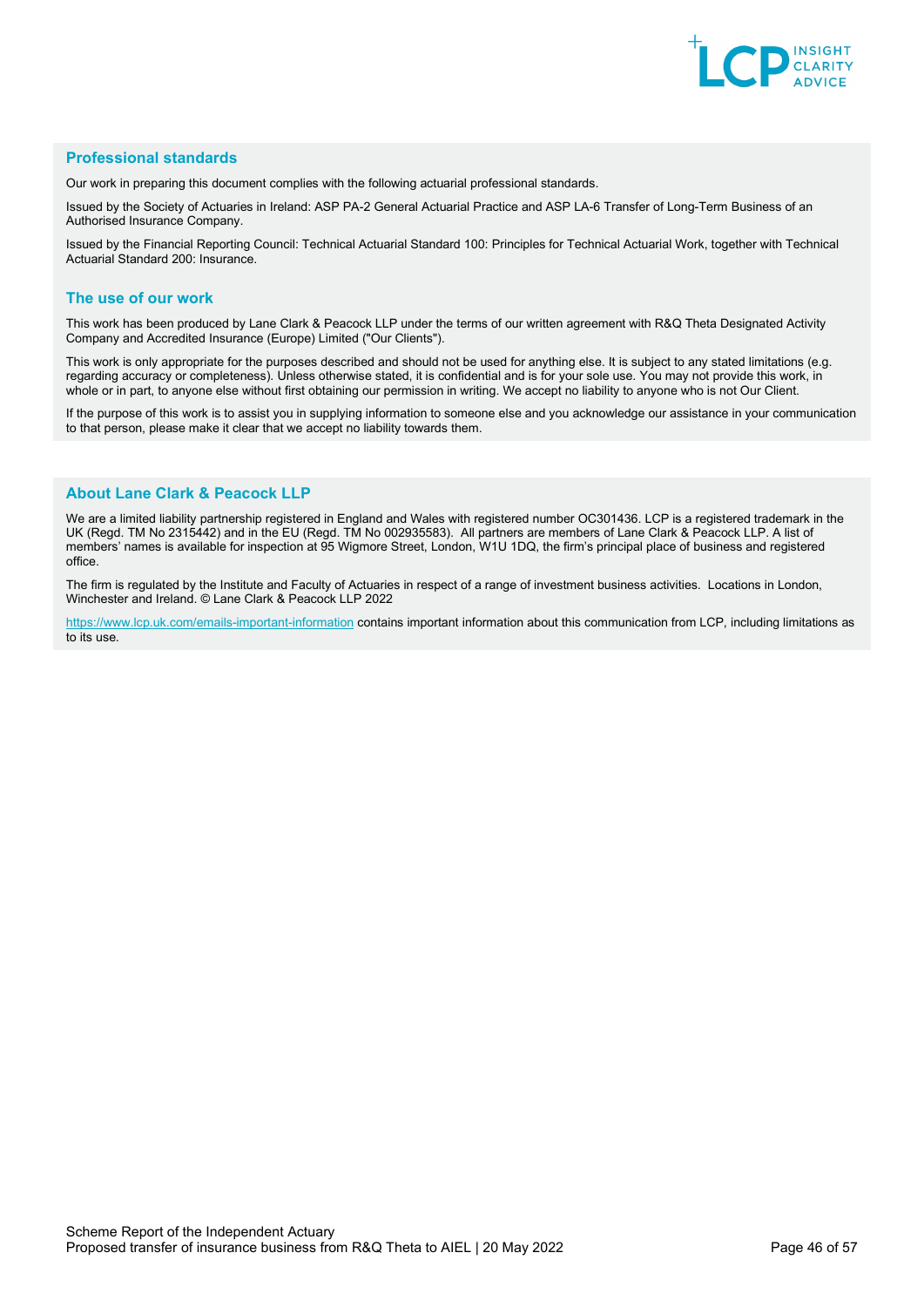## Professional standards

Our work in preparing this document complies with the following actuarial professional standards.

Issued by the Society of Actuaries in Ireland: ASP PA-2 General Actuarial Practice and ASP LA-6 Transfer of Long-Term Business of an Authorised Insurance Company.

Issued by the Financial Reporting Council: Technical Actuarial Standard 100: Principles for Technical Actuarial Work, together with Technical Actuarial Standard 200: Insurance.

## The use of our work

This work has been produced by Lane Clark & Peacock LLP under the terms of our written agreement with R&Q Theta Designated Activity Company and Accredited Insurance (Europe) Limited ("Our Clients").

This work is only appropriate for the purposes described and should not be used for anything else. It is subject to any stated limitations (e.g. regarding accuracy or completeness). Unless otherwise stated, it is confidential and is for your sole use. You may not provide this work, in whole or in part, to anyone else without first obtaining our permission in writing. We accept no liability to anyone who is not Our Client.

If the purpose of this work is to assist you in supplying information to someone else and you acknowledge our assistance in your communication to that person, please make it clear that we accept no liability towards them.

## About Lane Clark & Peacock LLP

We are a limited liability partnership registered in England and Wales with registered number OC301436. LCP is a registered trademark in the UK (Regd. TM No 2315442) and in the EU (Regd. TM No 002935583). All partners are members of Lane Clark & Peacock LLP. A list of members' names is available for inspection at 95 Wigmore Street, London, W1U 1DQ, the firm's principal place of business and registered office.

The firm is regulated by the Institute and Faculty of Actuaries in respect of a range of investment business activities. Locations in London, Winchester and Ireland. © Lane Clark & Peacock LLP 2022

https://www.lcp.uk.com/emails-important-information contains important information about this communication from LCP, including limitations as to its use.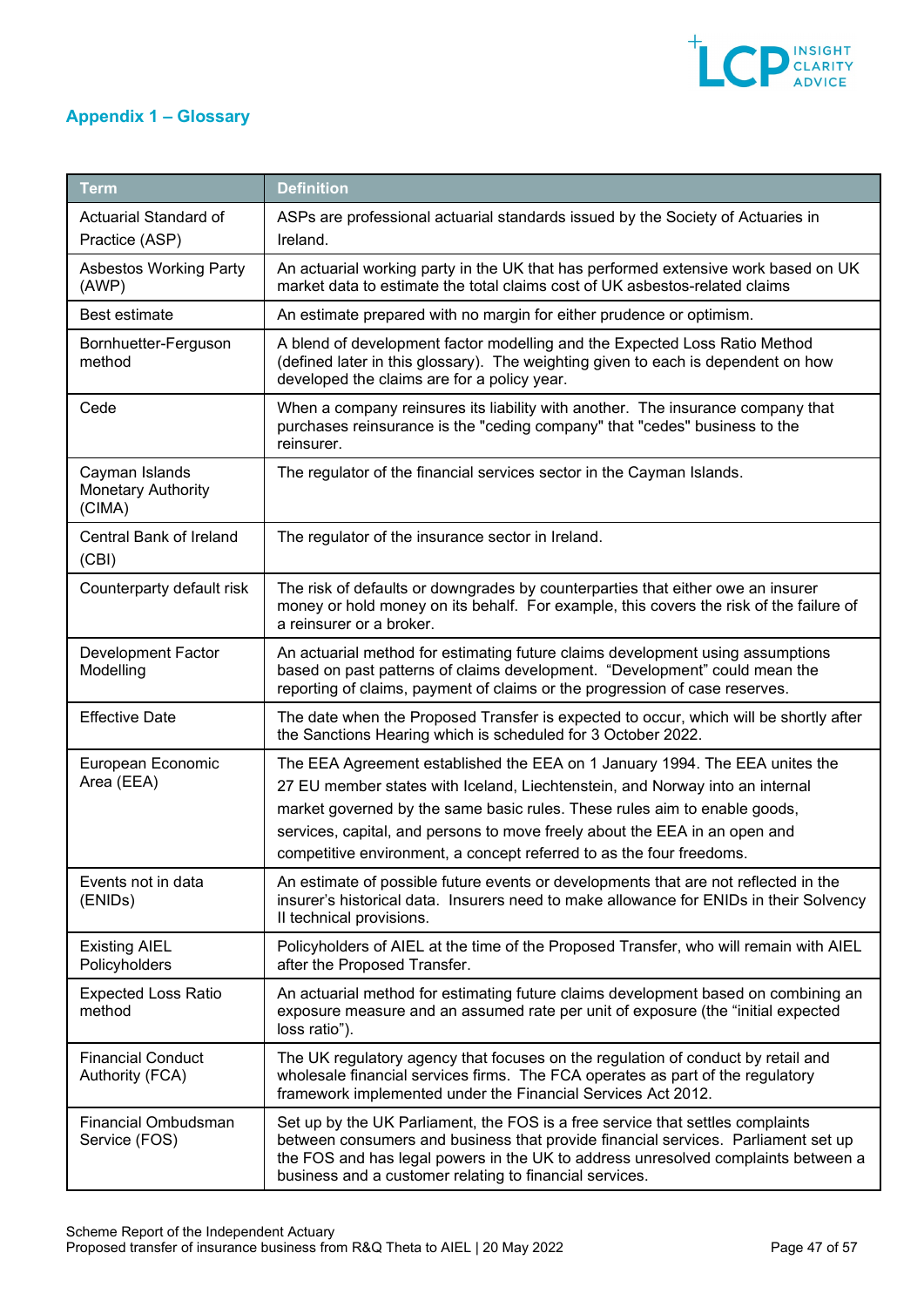## Appendix 1 – Glossary

| Term | Definition |
|---|---|
| Actuarial Standard of Practice (ASP) | ASPs are professional actuarial standards issued by the Society of Actuaries in Ireland. |
| Asbestos Working Party (AWP) | An actuarial working party in the UK that has performed extensive work based on UK market data to estimate the total claims cost of UK asbestos-related claims |
| Best estimate | An estimate prepared with no margin for either prudence or optimism. |
| Bornhuetter-Ferguson method | A blend of development factor modelling and the Expected Loss Ratio Method (defined later in this glossary). The weighting given to each is dependent on how developed the claims are for a policy year. |
| Cede | When a company reinsures its liability with another. The insurance company that purchases reinsurance is the "ceding company" that "cedes" business to the reinsurer. |
| Cayman Islands Monetary Authority (CIMA) | The regulator of the financial services sector in the Cayman Islands. |
| Central Bank of Ireland (CBI) | The regulator of the insurance sector in Ireland. |
| Counterparty default risk | The risk of defaults or downgrades by counterparties that either owe an insurer money or hold money on its behalf. For example, this covers the risk of the failure of a reinsurer or a broker. |
| Development Factor Modelling | An actuarial method for estimating future claims development using assumptions based on past patterns of claims development. "Development" could mean the reporting of claims, payment of claims or the progression of case reserves. |
| Effective Date | The date when the Proposed Transfer is expected to occur, which will be shortly after the Sanctions Hearing which is scheduled for 3 October 2022. |
| European Economic Area (EEA) | The EEA Agreement established the EEA on 1 January 1994. The EEA unites the 27 EU member states with Iceland, Liechtenstein, and Norway into an internal market governed by the same basic rules. These rules aim to enable goods, services, capital, and persons to move freely about the EEA in an open and competitive environment, a concept referred to as the four freedoms. |
| Events not in data (ENIDs) | An estimate of possible future events or developments that are not reflected in the insurer's historical data. Insurers need to make allowance for ENIDs in their Solvency II technical provisions. |
| Existing AIEL Policyholders | Policyholders of AIEL at the time of the Proposed Transfer, who will remain with AIEL after the Proposed Transfer. |
| Expected Loss Ratio method | An actuarial method for estimating future claims development based on combining an exposure measure and an assumed rate per unit of exposure (the "initial expected loss ratio"). |
| Financial Conduct Authority (FCA) | The UK regulatory agency that focuses on the regulation of conduct by retail and wholesale financial services firms. The FCA operates as part of the regulatory framework implemented under the Financial Services Act 2012. |
| Financial Ombudsman Service (FOS) | Set up by the UK Parliament, the FOS is a free service that settles complaints between consumers and business that provide financial services. Parliament set up the FOS and has legal powers in the UK to address unresolved complaints between a business and a customer relating to financial services. |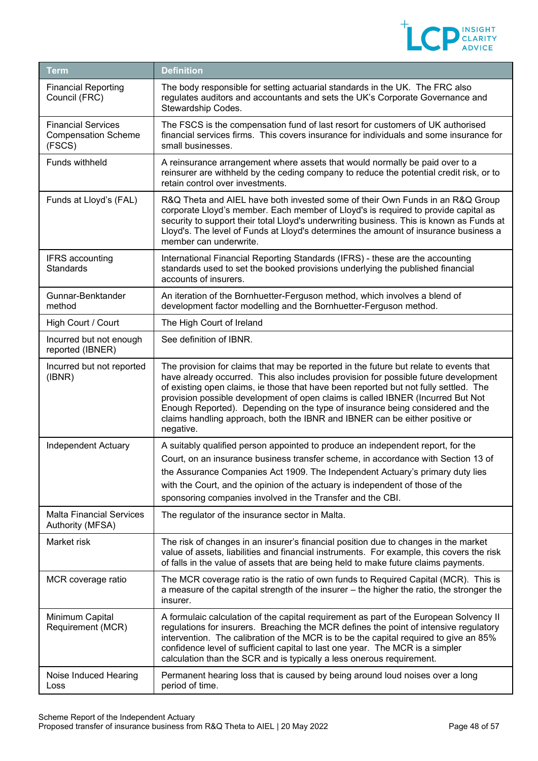| Term | Definition |
|---|---|
| Financial Reporting Council (FRC) | The body responsible for setting actuarial standards in the UK. The FRC also regulates auditors and accountants and sets the UK's Corporate Governance and Stewardship Codes. |
| Financial Services Compensation Scheme (FSCS) | The FSCS is the compensation fund of last resort for customers of UK authorised financial services firms. This covers insurance for individuals and some insurance for small businesses. |
| Funds withheld | A reinsurance arrangement where assets that would normally be paid over to a reinsurer are withheld by the ceding company to reduce the potential credit risk, or to retain control over investments. |
| Funds at Lloyd's (FAL) | R&Q Theta and AIEL have both invested some of their Own Funds in an R&Q Group corporate Lloyd's member. Each member of Lloyd's is required to provide capital as security to support their total Lloyd's underwriting business. This is known as Funds at Lloyd's. The level of Funds at Lloyd's determines the amount of insurance business a member can underwrite. |
| IFRS accounting Standards | International Financial Reporting Standards (IFRS) - these are the accounting standards used to set the booked provisions underlying the published financial accounts of insurers. |
| Gunnar-Benktander method | An iteration of the Bornhuetter-Ferguson method, which involves a blend of development factor modelling and the Bornhuetter-Ferguson method. |
| High Court / Court | The High Court of Ireland |
| Incurred but not enough reported (IBNER) | See definition of IBNR. |
| Incurred but not reported (IBNR) | The provision for claims that may be reported in the future but relate to events that have already occurred. This also includes provision for possible future development of existing open claims, ie those that have been reported but not fully settled. The provision possible development of open claims is called IBNER (Incurred But Not Enough Reported). Depending on the type of insurance being considered and the claims handling approach, both the IBNR and IBNER can be either positive or negative. |
| Independent Actuary | A suitably qualified person appointed to produce an independent report, for the Court, on an insurance business transfer scheme, in accordance with Section 13 of the Assurance Companies Act 1909. The Independent Actuary's primary duty lies with the Court, and the opinion of the actuary is independent of those of the sponsoring companies involved in the Transfer and the CBI. |
| Malta Financial Services Authority (MFSA) | The regulator of the insurance sector in Malta. |
| Market risk | The risk of changes in an insurer's financial position due to changes in the market value of assets, liabilities and financial instruments. For example, this covers the risk of falls in the value of assets that are being held to make future claims payments. |
| MCR coverage ratio | The MCR coverage ratio is the ratio of own funds to Required Capital (MCR). This is a measure of the capital strength of the insurer – the higher the ratio, the stronger the insurer. |
| Minimum Capital Requirement (MCR) | A formulaic calculation of the capital requirement as part of the European Solvency II regulations for insurers. Breaching the MCR defines the point of intensive regulatory intervention. The calibration of the MCR is to be the capital required to give an 85% confidence level of sufficient capital to last one year. The MCR is a simpler calculation than the SCR and is typically a less onerous requirement. |
| Noise Induced Hearing Loss | Permanent hearing loss that is caused by being around loud noises over a long period of time. |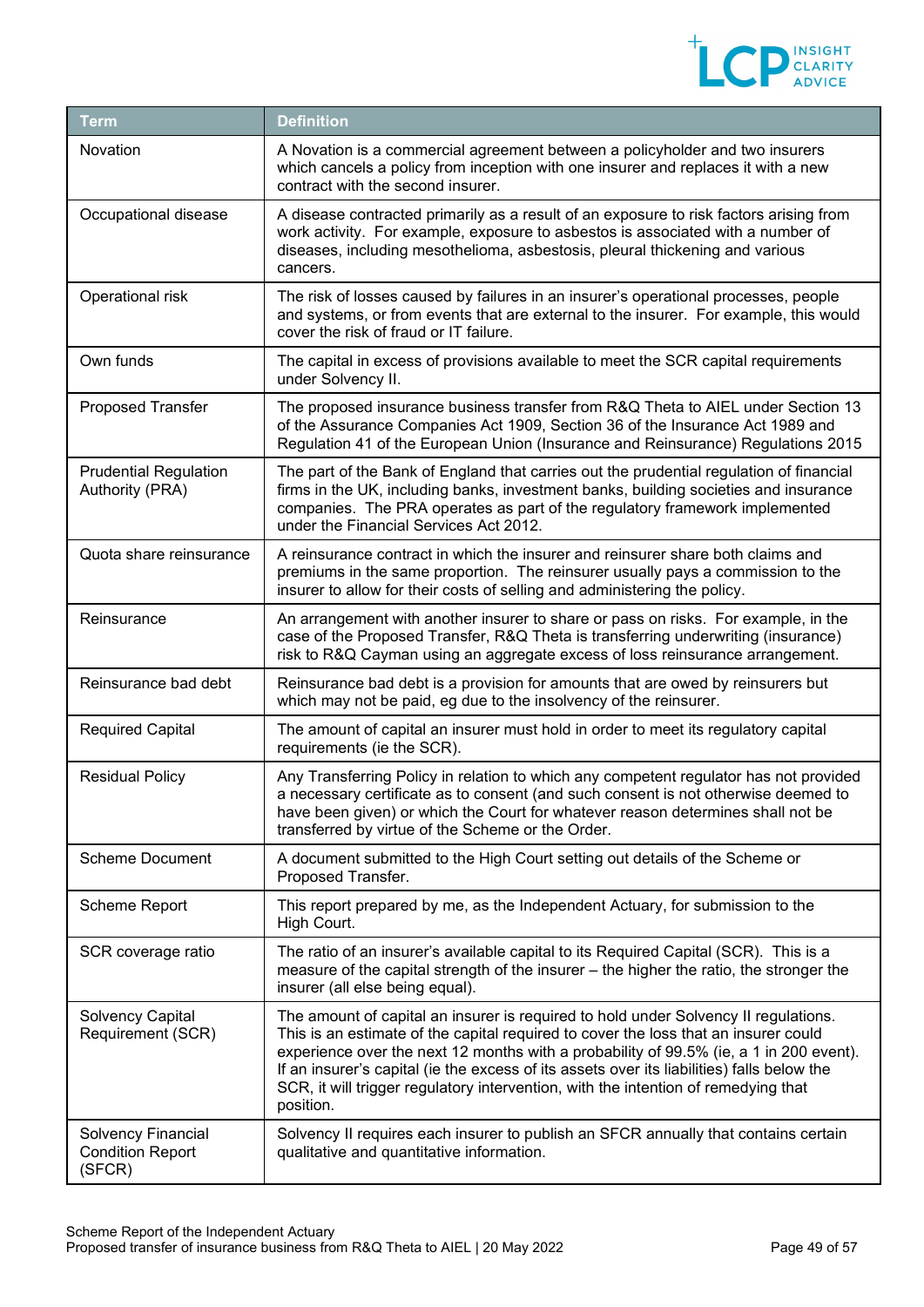| Term | Definition |
|---|---|
| Novation | A Novation is a commercial agreement between a policyholder and two insurers which cancels a policy from inception with one insurer and replaces it with a new contract with the second insurer. |
| Occupational disease | A disease contracted primarily as a result of an exposure to risk factors arising from work activity. For example, exposure to asbestos is associated with a number of diseases, including mesothelioma, asbestosis, pleural thickening and various cancers. |
| Operational risk | The risk of losses caused by failures in an insurer's operational processes, people and systems, or from events that are external to the insurer. For example, this would cover the risk of fraud or IT failure. |
| Own funds | The capital in excess of provisions available to meet the SCR capital requirements under Solvency II. |
| Proposed Transfer | The proposed insurance business transfer from R&Q Theta to AIEL under Section 13 of the Assurance Companies Act 1909, Section 36 of the Insurance Act 1989 and Regulation 41 of the European Union (Insurance and Reinsurance) Regulations 2015 |
| Prudential Regulation Authority (PRA) | The part of the Bank of England that carries out the prudential regulation of financial firms in the UK, including banks, investment banks, building societies and insurance companies. The PRA operates as part of the regulatory framework implemented under the Financial Services Act 2012. |
| Quota share reinsurance | A reinsurance contract in which the insurer and reinsurer share both claims and premiums in the same proportion. The reinsurer usually pays a commission to the insurer to allow for their costs of selling and administering the policy. |
| Reinsurance | An arrangement with another insurer to share or pass on risks. For example, in the case of the Proposed Transfer, R&Q Theta is transferring underwriting (insurance) risk to R&Q Cayman using an aggregate excess of loss reinsurance arrangement. |
| Reinsurance bad debt | Reinsurance bad debt is a provision for amounts that are owed by reinsurers but which may not be paid, eg due to the insolvency of the reinsurer. |
| Required Capital | The amount of capital an insurer must hold in order to meet its regulatory capital requirements (ie the SCR). |
| Residual Policy | Any Transferring Policy in relation to which any competent regulator has not provided a necessary certificate as to consent (and such consent is not otherwise deemed to have been given) or which the Court for whatever reason determines shall not be transferred by virtue of the Scheme or the Order. |
| Scheme Document | A document submitted to the High Court setting out details of the Scheme or Proposed Transfer. |
| Scheme Report | This report prepared by me, as the Independent Actuary, for submission to the High Court. |
| SCR coverage ratio | The ratio of an insurer's available capital to its Required Capital (SCR). This is a measure of the capital strength of the insurer – the higher the ratio, the stronger the insurer (all else being equal). |
| Solvency Capital Requirement (SCR) | The amount of capital an insurer is required to hold under Solvency II regulations. This is an estimate of the capital required to cover the loss that an insurer could experience over the next 12 months with a probability of 99.5% (ie, a 1 in 200 event). If an insurer's capital (ie the excess of its assets over its liabilities) falls below the SCR, it will trigger regulatory intervention, with the intention of remedying that position. |
| Solvency Financial Condition Report (SFCR) | Solvency II requires each insurer to publish an SFCR annually that contains certain qualitative and quantitative information. |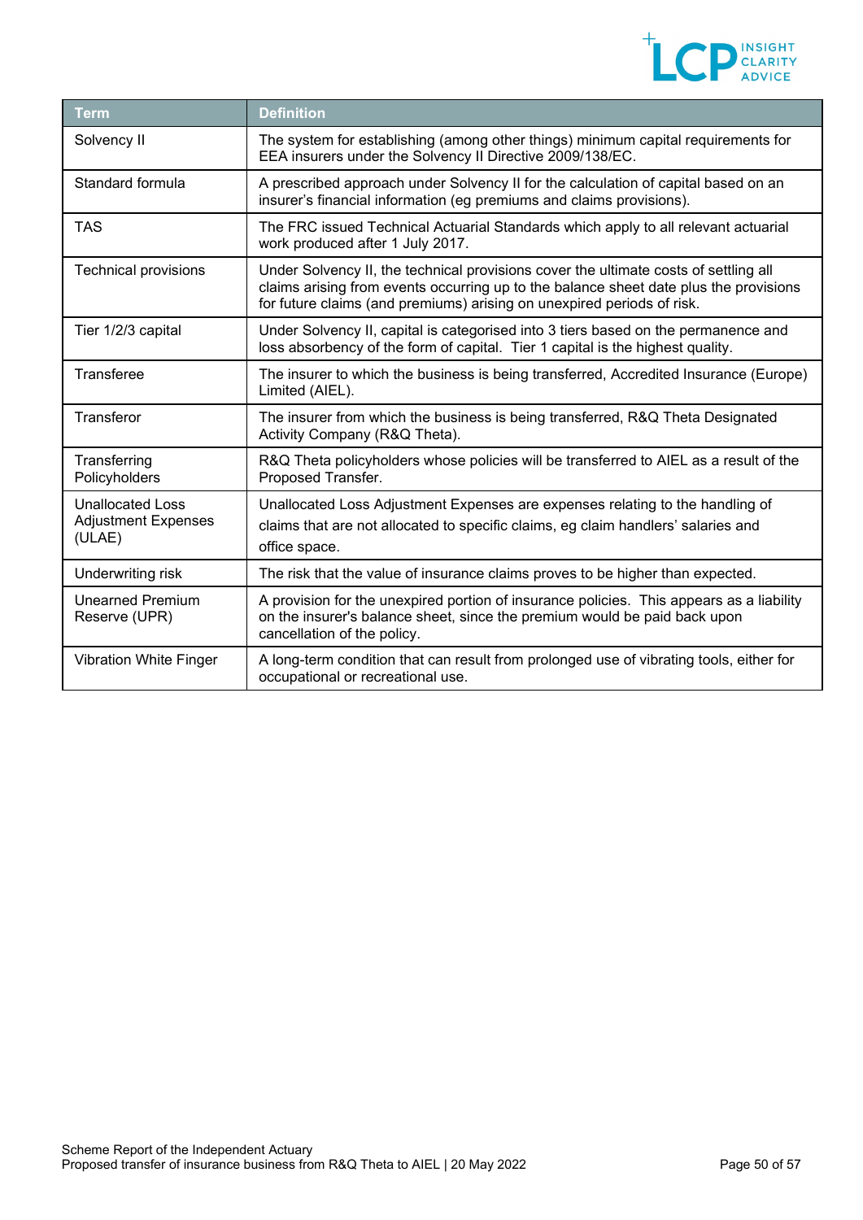| Term | Definition |
|---|---|
| Solvency II | The system for establishing (among other things) minimum capital requirements for EEA insurers under the Solvency II Directive 2009/138/EC. |
| Standard formula | A prescribed approach under Solvency II for the calculation of capital based on an insurer's financial information (eg premiums and claims provisions). |
| TAS | The FRC issued Technical Actuarial Standards which apply to all relevant actuarial work produced after 1 July 2017. |
| Technical provisions | Under Solvency II, the technical provisions cover the ultimate costs of settling all claims arising from events occurring up to the balance sheet date plus the provisions for future claims (and premiums) arising on unexpired periods of risk. |
| Tier 1/2/3 capital | Under Solvency II, capital is categorised into 3 tiers based on the permanence and loss absorbency of the form of capital. Tier 1 capital is the highest quality. |
| Transferee | The insurer to which the business is being transferred, Accredited Insurance (Europe) Limited (AIEL). |
| Transferor | The insurer from which the business is being transferred, R&Q Theta Designated Activity Company (R&Q Theta). |
| Transferring Policyholders | R&Q Theta policyholders whose policies will be transferred to AIEL as a result of the Proposed Transfer. |
| Unallocated Loss Adjustment Expenses (ULAE) | Unallocated Loss Adjustment Expenses are expenses relating to the handling of claims that are not allocated to specific claims, eg claim handlers' salaries and office space. |
| Underwriting risk | The risk that the value of insurance claims proves to be higher than expected. |
| Unearned Premium Reserve (UPR) | A provision for the unexpired portion of insurance policies. This appears as a liability on the insurer's balance sheet, since the premium would be paid back upon cancellation of the policy. |
| Vibration White Finger | A long-term condition that can result from prolonged use of vibrating tools, either for occupational or recreational use. |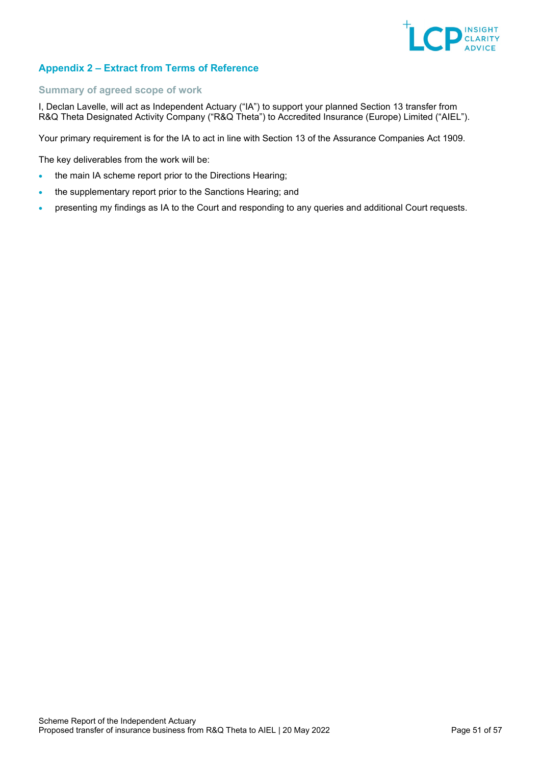## Appendix 2 – Extract from Terms of Reference

### Summary of agreed scope of work

I, Declan Lavelle, will act as Independent Actuary ("IA") to support your planned Section 13 transfer from R&Q Theta Designated Activity Company ("R&Q Theta") to Accredited Insurance (Europe) Limited ("AIEL").

Your primary requirement is for the IA to act in line with Section 13 of the Assurance Companies Act 1909.

The key deliverables from the work will be:

- the main IA scheme report prior to the Directions Hearing;
- the supplementary report prior to the Sanctions Hearing; and
- presenting my findings as IA to the Court and responding to any queries and additional Court requests.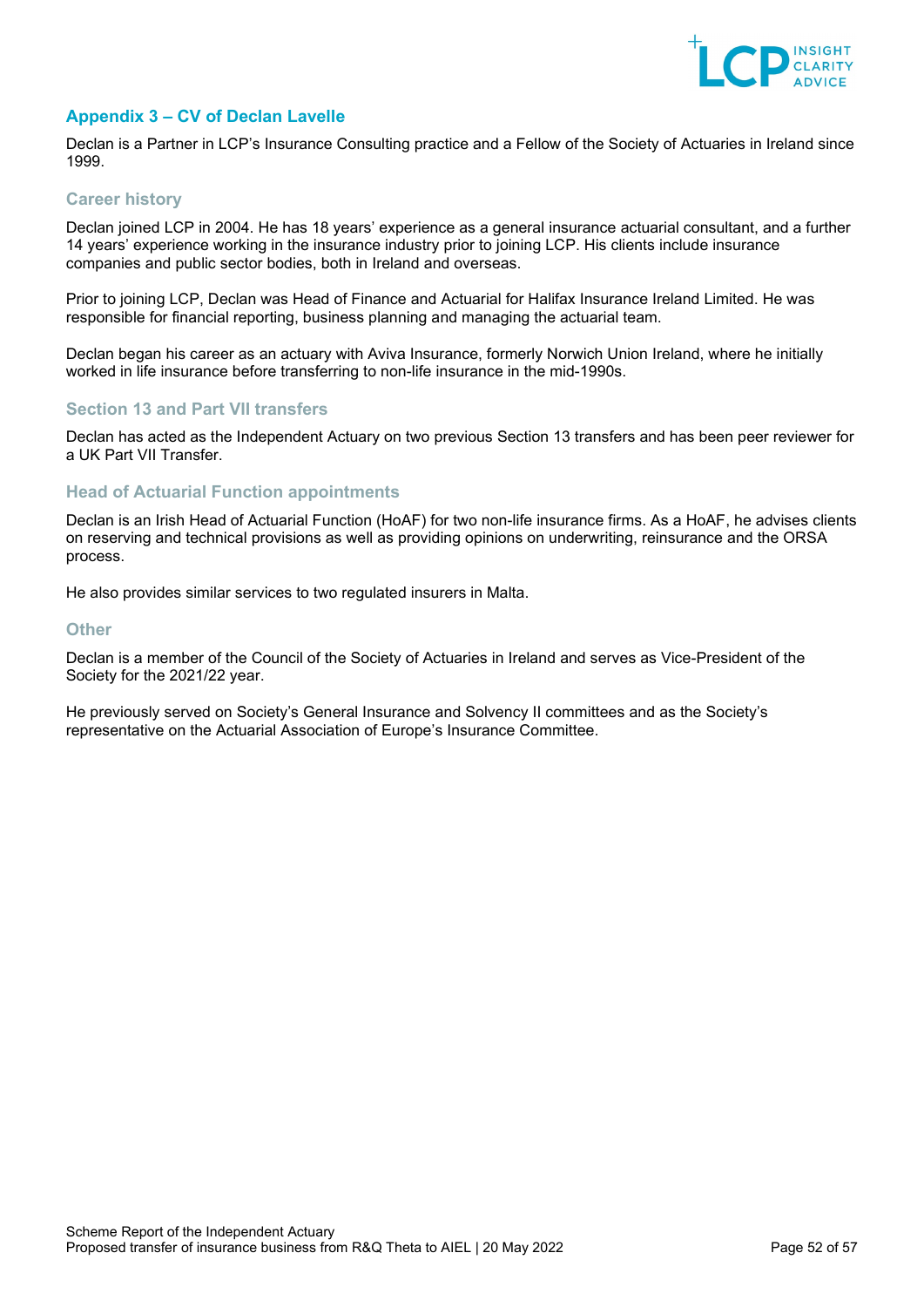## Appendix 3 – CV of Declan Lavelle

Declan is a Partner in LCP's Insurance Consulting practice and a Fellow of the Society of Actuaries in Ireland since 1999.

### Career history

Declan joined LCP in 2004. He has 18 years' experience as a general insurance actuarial consultant, and a further 14 years' experience working in the insurance industry prior to joining LCP. His clients include insurance companies and public sector bodies, both in Ireland and overseas.

Prior to joining LCP, Declan was Head of Finance and Actuarial for Halifax Insurance Ireland Limited. He was responsible for financial reporting, business planning and managing the actuarial team.

Declan began his career as an actuary with Aviva Insurance, formerly Norwich Union Ireland, where he initially worked in life insurance before transferring to non-life insurance in the mid-1990s.

### Section 13 and Part VII transfers

Declan has acted as the Independent Actuary on two previous Section 13 transfers and has been peer reviewer for a UK Part VII Transfer.

### Head of Actuarial Function appointments

Declan is an Irish Head of Actuarial Function (HoAF) for two non-life insurance firms. As a HoAF, he advises clients on reserving and technical provisions as well as providing opinions on underwriting, reinsurance and the ORSA process.

He also provides similar services to two regulated insurers in Malta.

### Other

Declan is a member of the Council of the Society of Actuaries in Ireland and serves as Vice-President of the Society for the 2021/22 year.

He previously served on Society's General Insurance and Solvency II committees and as the Society's representative on the Actuarial Association of Europe's Insurance Committee.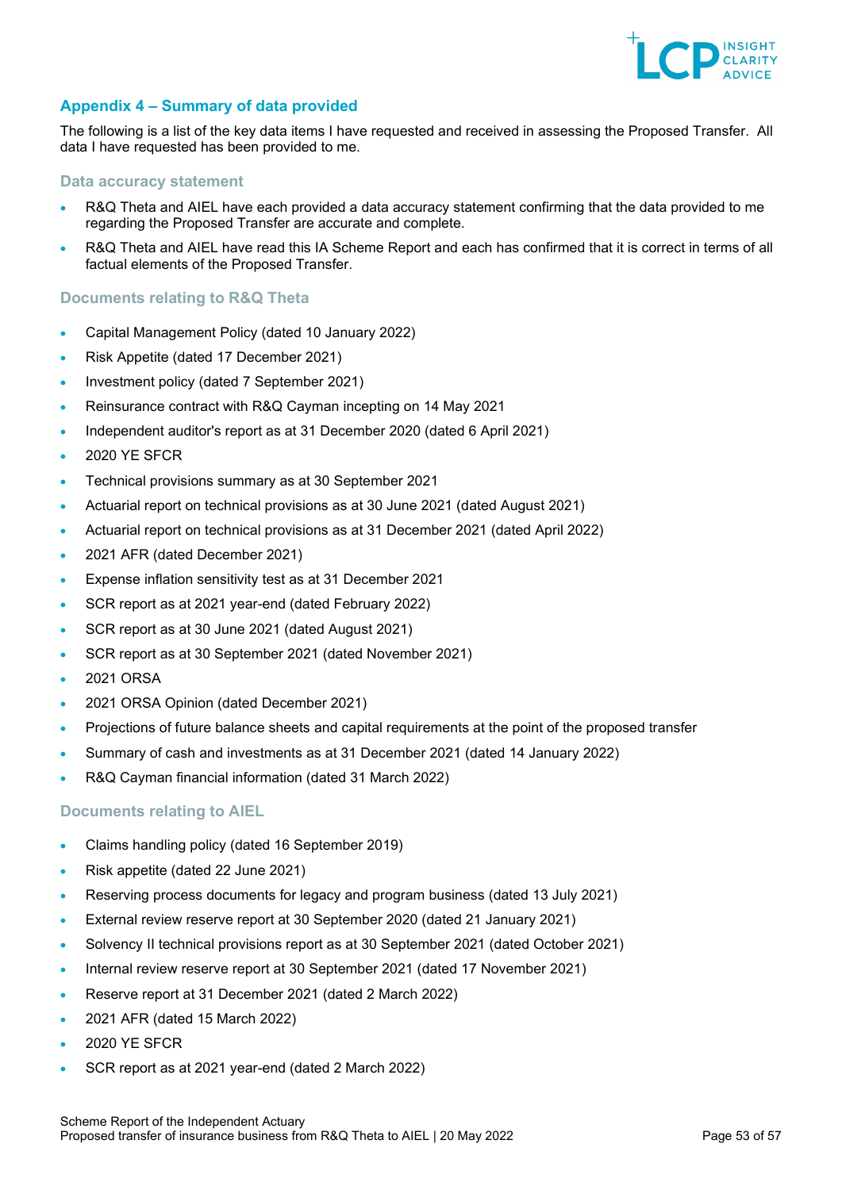## Appendix 4 – Summary of data provided

The following is a list of the key data items I have requested and received in assessing the Proposed Transfer. All data I have requested has been provided to me.

### Data accuracy statement

- R&Q Theta and AIEL have each provided a data accuracy statement confirming that the data provided to me regarding the Proposed Transfer are accurate and complete.
- R&Q Theta and AIEL have read this IA Scheme Report and each has confirmed that it is correct in terms of all factual elements of the Proposed Transfer.

### Documents relating to R&Q Theta

- Capital Management Policy (dated 10 January 2022)
- Risk Appetite (dated 17 December 2021)
- Investment policy (dated 7 September 2021)
- Reinsurance contract with R&Q Cayman incepting on 14 May 2021
- Independent auditor's report as at 31 December 2020 (dated 6 April 2021)
- 2020 YE SFCR
- Technical provisions summary as at 30 September 2021
- Actuarial report on technical provisions as at 30 June 2021 (dated August 2021)
- Actuarial report on technical provisions as at 31 December 2021 (dated April 2022)
- 2021 AFR (dated December 2021)
- Expense inflation sensitivity test as at 31 December 2021
- SCR report as at 2021 year-end (dated February 2022)
- SCR report as at 30 June 2021 (dated August 2021)
- SCR report as at 30 September 2021 (dated November 2021)
- 2021 ORSA
- 2021 ORSA Opinion (dated December 2021)
- Projections of future balance sheets and capital requirements at the point of the proposed transfer
- Summary of cash and investments as at 31 December 2021 (dated 14 January 2022)
- R&Q Cayman financial information (dated 31 March 2022)

### Documents relating to AIEL

- Claims handling policy (dated 16 September 2019)
- Risk appetite (dated 22 June 2021)
- Reserving process documents for legacy and program business (dated 13 July 2021)
- External review reserve report at 30 September 2020 (dated 21 January 2021)
- Solvency II technical provisions report as at 30 September 2021 (dated October 2021)
- Internal review reserve report at 30 September 2021 (dated 17 November 2021)
- Reserve report at 31 December 2021 (dated 2 March 2022)
- 2021 AFR (dated 15 March 2022)
- 2020 YE SFCR
- SCR report as at 2021 year-end (dated 2 March 2022)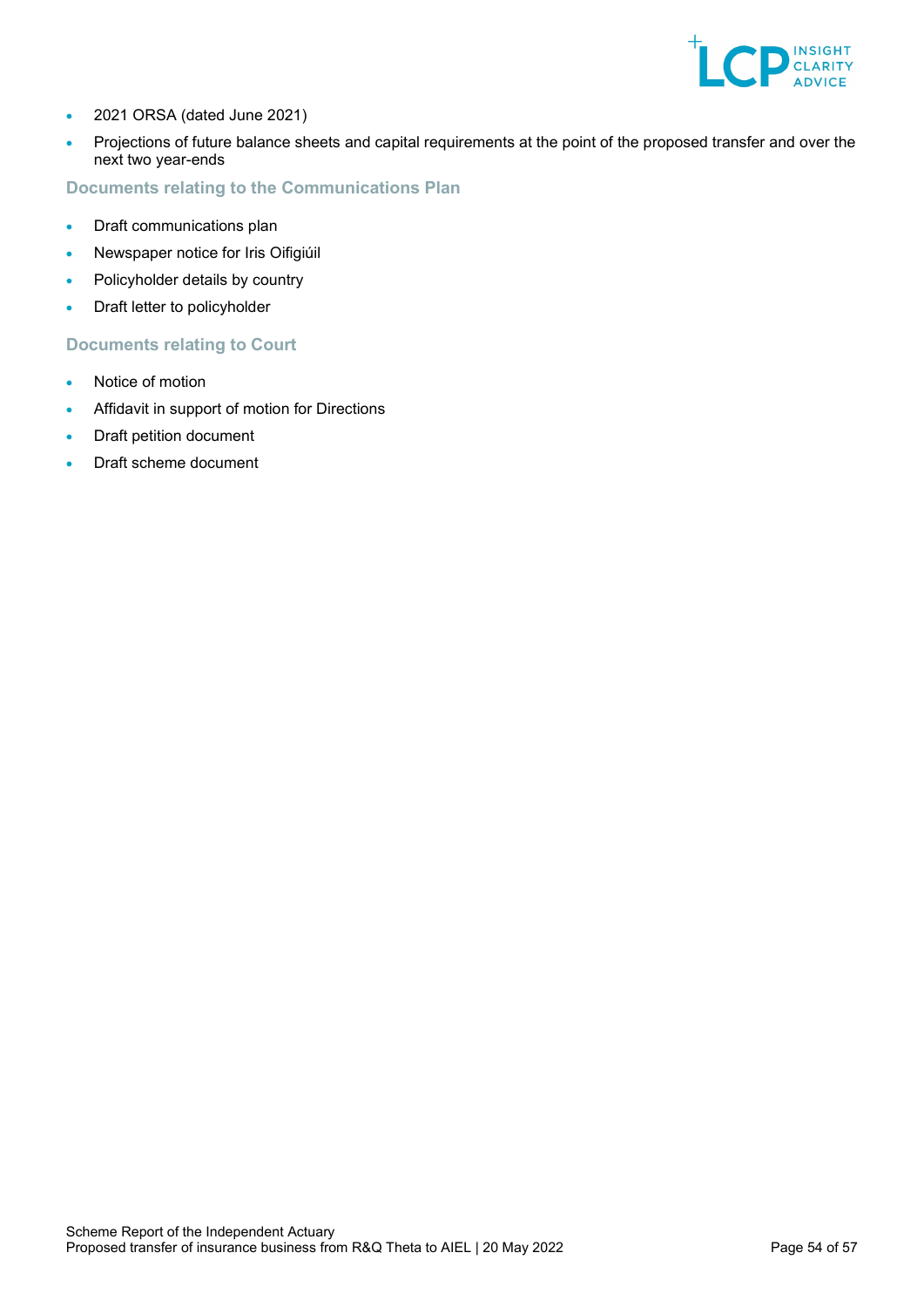- 2021 ORSA (dated June 2021)
- Projections of future balance sheets and capital requirements at the point of the proposed transfer and over the next two year-ends

### Documents relating to the Communications Plan

- Draft communications plan
- Newspaper notice for Iris Oifigiúil
- Policyholder details by country
- Draft letter to policyholder

### Documents relating to Court

- Notice of motion
- Affidavit in support of motion for Directions
- Draft petition document
- Draft scheme document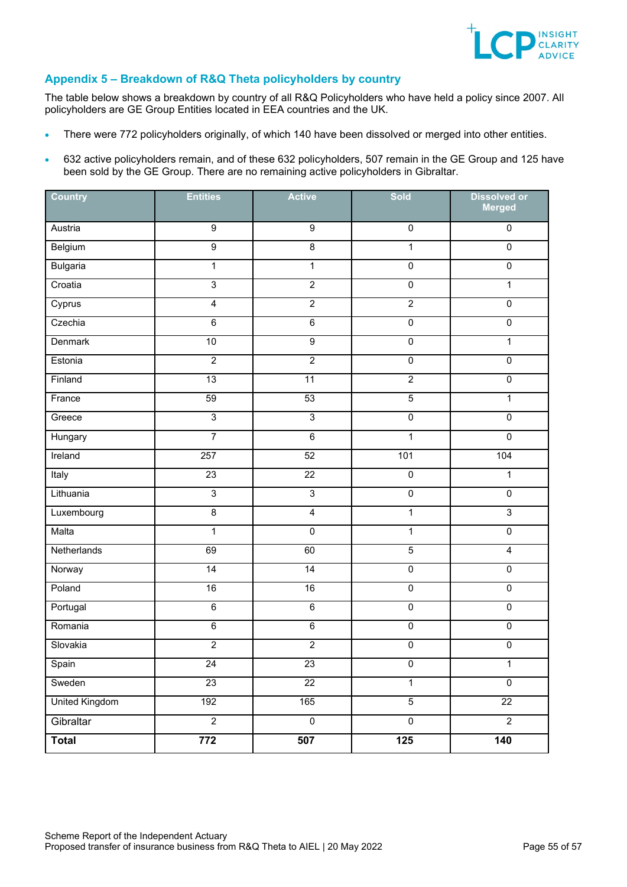## Appendix 5 – Breakdown of R&Q Theta policyholders by country

The table below shows a breakdown by country of all R&Q Policyholders who have held a policy since 2007. All policyholders are GE Group Entities located in EEA countries and the UK.

- There were 772 policyholders originally, of which 140 have been dissolved or merged into other entities.
- 632 active policyholders remain, and of these 632 policyholders, 507 remain in the GE Group and 125 have been sold by the GE Group. There are no remaining active policyholders in Gibraltar.

| Country | Entities | Active | Sold | Dissolved or Merged |
|---|---|---|---|---|
| Austria | 9 | 9 | 0 | 0 |
| Belgium | 9 | 8 | 1 | 0 |
| Bulgaria | 1 | 1 | 0 | 0 |
| Croatia | 3 | 2 | 0 | 1 |
| Cyprus | 4 | 2 | 2 | 0 |
| Czechia | 6 | 6 | 0 | 0 |
| Denmark | 10 | 9 | 0 | 1 |
| Estonia | 2 | 2 | 0 | 0 |
| Finland | 13 | 11 | 2 | 0 |
| France | 59 | 53 | 5 | 1 |
| Greece | 3 | 3 | 0 | 0 |
| Hungary | 7 | 6 | 1 | 0 |
| Ireland | 257 | 52 | 101 | 104 |
| Italy | 23 | 22 | 0 | 1 |
| Lithuania | 3 | 3 | 0 | 0 |
| Luxembourg | 8 | 4 | 1 | 3 |
| Malta | 1 | 0 | 1 | 0 |
| Netherlands | 69 | 60 | 5 | 4 |
| Norway | 14 | 14 | 0 | 0 |
| Poland | 16 | 16 | 0 | 0 |
| Portugal | 6 | 6 | 0 | 0 |
| Romania | 6 | 6 | 0 | 0 |
| Slovakia | 2 | 2 | 0 | 0 |
| Spain | 24 | 23 | 0 | 1 |
| Sweden | 23 | 22 | 1 | 0 |
| United Kingdom | 192 | 165 | 5 | 22 |
| Gibraltar | 2 | 0 | 0 | 2 |
| **Total** | **772** | **507** | **125** | **140** |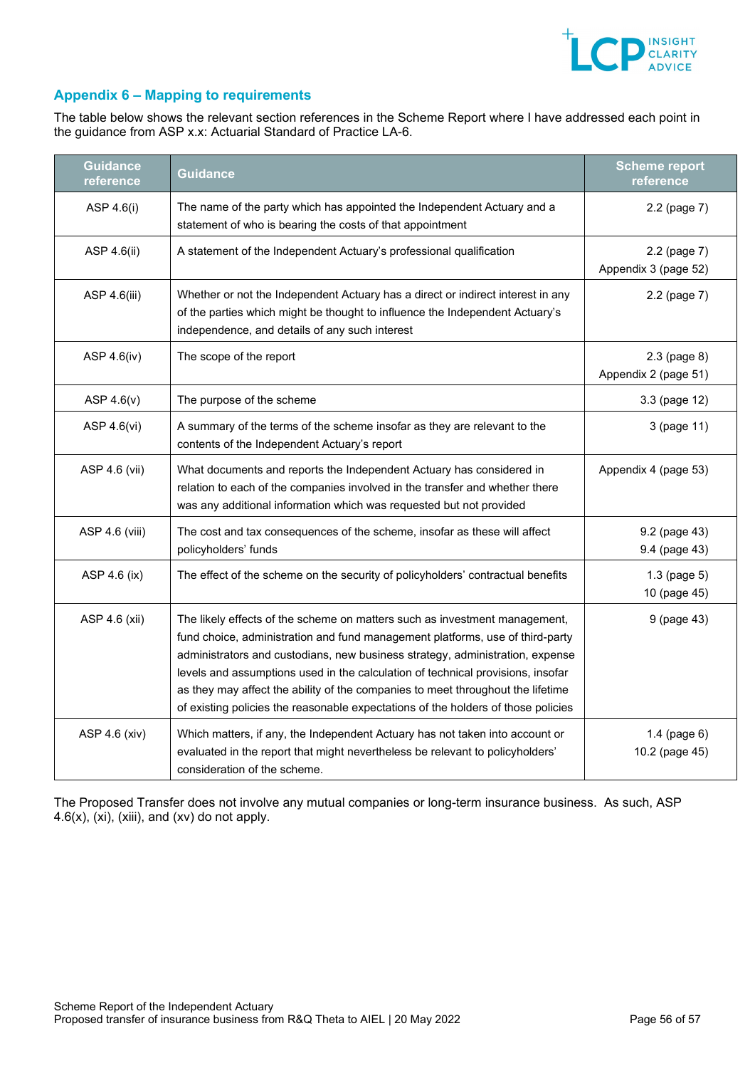## Appendix 6 – Mapping to requirements

The table below shows the relevant section references in the Scheme Report where I have addressed each point in the guidance from ASP x.x: Actuarial Standard of Practice LA-6.

| Guidance reference | Guidance | Scheme report reference |
|---|---|---|
| ASP 4.6(i) | The name of the party which has appointed the Independent Actuary and a statement of who is bearing the costs of that appointment | 2.2 (page 7) |
| ASP 4.6(ii) | A statement of the Independent Actuary's professional qualification | 2.2 (page 7)<br>Appendix 3 (page 52) |
| ASP 4.6(iii) | Whether or not the Independent Actuary has a direct or indirect interest in any of the parties which might be thought to influence the Independent Actuary's independence, and details of any such interest | 2.2 (page 7) |
| ASP 4.6(iv) | The scope of the report | 2.3 (page 8)<br>Appendix 2 (page 51) |
| ASP 4.6(v) | The purpose of the scheme | 3.3 (page 12) |
| ASP 4.6(vi) | A summary of the terms of the scheme insofar as they are relevant to the contents of the Independent Actuary's report | 3 (page 11) |
| ASP 4.6 (vii) | What documents and reports the Independent Actuary has considered in relation to each of the companies involved in the transfer and whether there was any additional information which was requested but not provided | Appendix 4 (page 53) |
| ASP 4.6 (viii) | The cost and tax consequences of the scheme, insofar as these will affect policyholders' funds | 9.2 (page 43)<br>9.4 (page 43) |
| ASP 4.6 (ix) | The effect of the scheme on the security of policyholders' contractual benefits | 1.3 (page 5)<br>10 (page 45) |
| ASP 4.6 (xii) | The likely effects of the scheme on matters such as investment management, fund choice, administration and fund management platforms, use of third-party administrators and custodians, new business strategy, administration, expense levels and assumptions used in the calculation of technical provisions, insofar as they may affect the ability of the companies to meet throughout the lifetime of existing policies the reasonable expectations of the holders of those policies | 9 (page 43) |
| ASP 4.6 (xiv) | Which matters, if any, the Independent Actuary has not taken into account or evaluated in the report that might nevertheless be relevant to policyholders' consideration of the scheme. | 1.4 (page 6)<br>10.2 (page 45) |

The Proposed Transfer does not involve any mutual companies or long-term insurance business. As such, ASP 4.6(x), (xi), (xiii), and (xv) do not apply.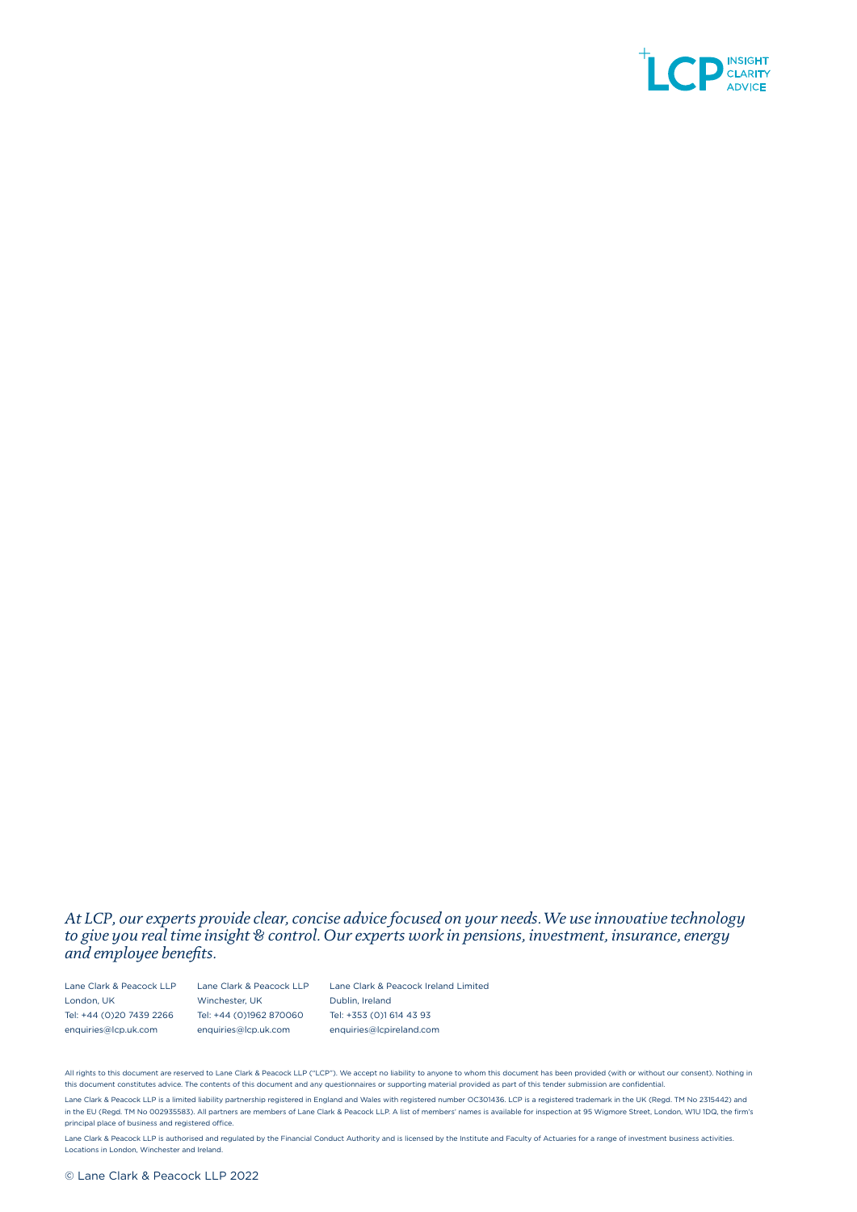*At LCP, our experts provide clear, concise advice focused on your needs. We use innovative technology to give you real time insight & control. Our experts work in pensions, investment, insurance, energy and employee benefits.*

Lane Clark & Peacock LLP
London, UK
Tel: +44 (0)20 7439 2266
enquiries@lcp.uk.com

Lane Clark & Peacock LLP
Winchester, UK
Tel: +44 (0)1962 870060
enquiries@lcp.uk.com

Lane Clark & Peacock Ireland Limited
Dublin, Ireland
Tel: +353 (0)1 614 43 93
enquiries@lcpireland.com

All rights to this document are reserved to Lane Clark & Peacock LLP ("LCP"). We accept no liability to anyone to whom this document has been provided (with or without our consent). Nothing in this document constitutes advice. The contents of this document and any questionnaires or supporting material provided as part of this tender submission are confidential.

Lane Clark & Peacock LLP is a limited liability partnership registered in England and Wales with registered number OC301436. LCP is a registered trademark in the UK (Regd. TM No 2315442) and in the EU (Regd. TM No 002935583). All partners are members of Lane Clark & Peacock LLP. A list of members' names is available for inspection at 95 Wigmore Street, London, W1U 1DQ, the firm's principal place of business and registered office.

Lane Clark & Peacock LLP is authorised and regulated by the Financial Conduct Authority and is licensed by the Institute and Faculty of Actuaries for a range of investment business activities. Locations in London, Winchester and Ireland.

© Lane Clark & Peacock LLP 2022